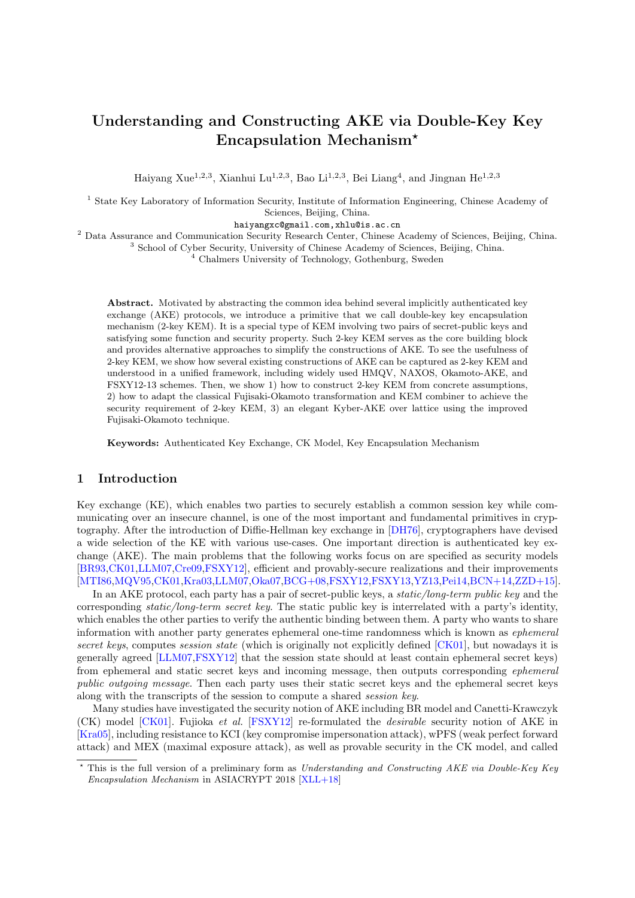# Understanding and Constructing AKE via Double-Key Key Encapsulation Mechanism*

Haiyang Xue[1,2,3], Xianhui Lu[1,2,3], Bao Li[1,2,3], Bei Liang[4], and Jingnan He[1,2,3]

[1] State Key Laboratory of Information Security, Institute of Information Engineering, Chinese Academy of Sciences, Beijing, China.
haiyangxc@gmail.com,xhlu@is.ac.cn

[2] Data Assurance and Communication Security Research Center, Chinese Academy of Sciences, Beijing, China.

[3] School of Cyber Security, University of Chinese Academy of Sciences, Beijing, China.

[4] Chalmers University of Technology, Gothenburg, Sweden

**Abstract.** Motivated by abstracting the common idea behind several implicitly authenticated key exchange (AKE) protocols, we introduce a primitive that we call double-key key encapsulation mechanism (2-key KEM). It is a special type of KEM involving two pairs of secret-public keys and satisfying some function and security property. Such 2-key KEM serves as the core building block and provides alternative approaches to simplify the constructions of AKE. To see the usefulness of 2-key KEM, we show how several existing constructions of AKE can be captured as 2-key KEM and understood in a unified framework, including widely used HMQV, NAXOS, Okamoto-AKE, and FSXY12-13 schemes. Then, we show 1) how to construct 2-key KEM from concrete assumptions, 2) how to adapt the classical Fujisaki-Okamoto transformation and KEM combiner to achieve the security requirement of 2-key KEM, 3) an elegant Kyber-AKE over lattice using the improved Fujisaki-Okamoto technique.

**Keywords:** Authenticated Key Exchange, CK Model, Key Encapsulation Mechanism

## 1 Introduction

Key exchange (KE), which enables two parties to securely establish a common session key while communicating over an insecure channel, is one of the most important and fundamental primitives in cryptography. After the introduction of Diffie-Hellman key exchange in [DH76], cryptographers have devised a wide selection of the KE with various use-cases. One important direction is authenticated key exchange (AKE). The main problems that the following works focus on are specified as security models [BR93,CK01,LLM07,Cre09,FSXY12], efficient and provably-secure realizations and their improvements [MTI86,MQV95,CK01,Kra03,LLM07,Oka07,BCG+08,FSXY12,FSXY13,YZ13,Pei14,BCN+14,ZZD+15].

In an AKE protocol, each party has a pair of secret-public keys, a *static/long-term public key* and the corresponding *static/long-term secret key*. The static public key is interrelated with a party's identity, which enables the other parties to verify the authentic binding between them. A party who wants to share information with another party generates ephemeral one-time randomness which is known as *ephemeral secret keys*, computes *session state* (which is originally not explicitly defined [CK01], but nowadays it is generally agreed [LLM07,FSXY12] that the session state should at least contain ephemeral secret keys) from ephemeral and static secret keys and incoming message, then outputs corresponding *ephemeral public outgoing message*. Then each party uses their static secret keys and the ephemeral secret keys along with the transcripts of the session to compute a shared *session key*.

Many studies have investigated the security notion of AKE including BR model and Canetti-Krawczyk (CK) model [CK01]. Fujioka *et al.* [FSXY12] re-formulated the *desirable* security notion of AKE in [Kra05], including resistance to KCI (key compromise impersonation attack), wPFS (weak perfect forward attack) and MEX (maximal exposure attack), as well as provable security in the CK model, and called

---

* This is the full version of a preliminary form as *Understanding and Constructing AKE via Double-Key Key Encapsulation Mechanism* in ASIACRYPT 2018 [XLL+18]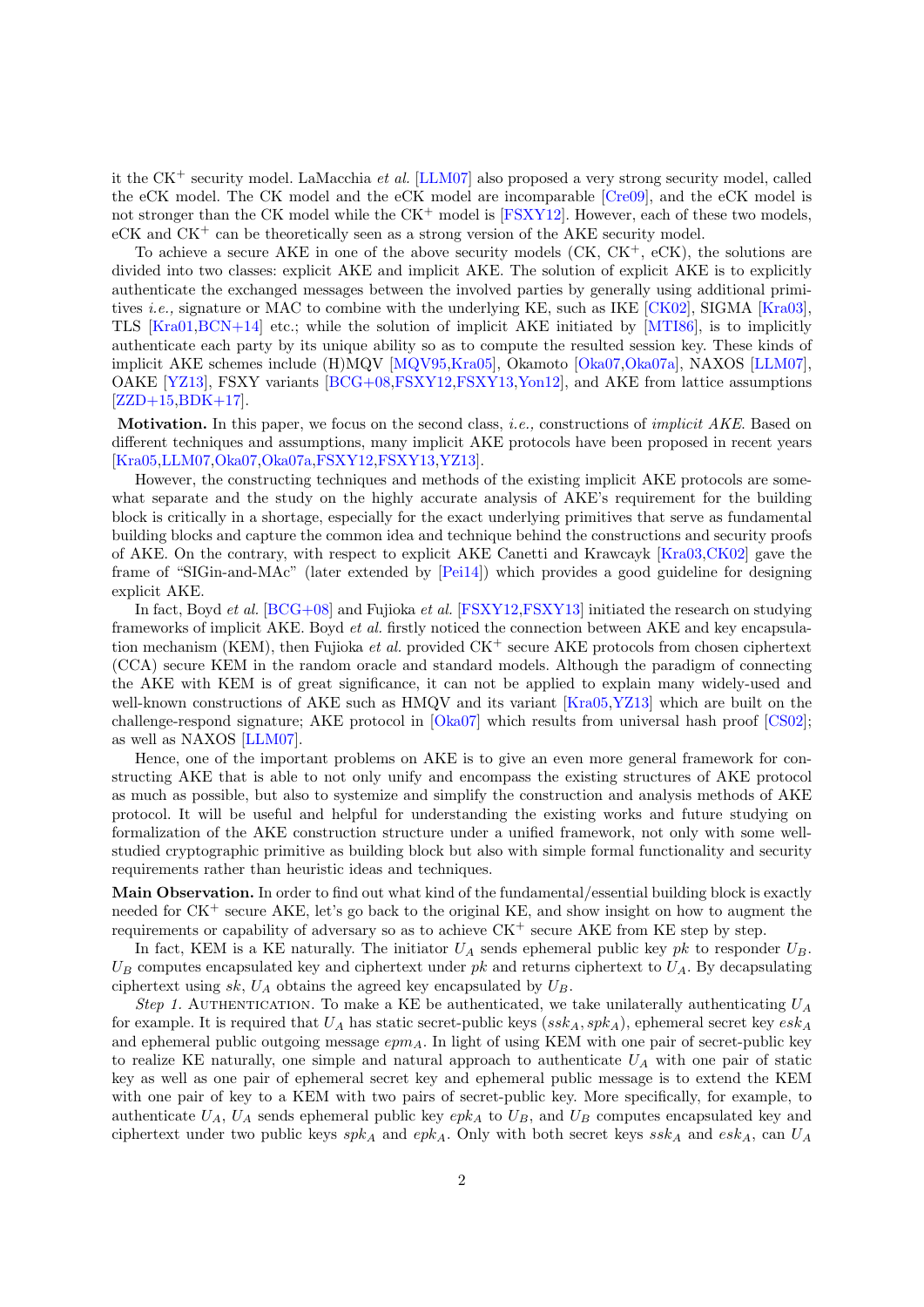it the CK$^+$ security model. LaMacchia *et al.* [LLM07] also proposed a very strong security model, called the eCK model. The CK model and the eCK model are incomparable [Cre09], and the eCK model is not stronger than the CK model while the CK$^+$ model is [FSXY12]. However, each of these two models, eCK and CK$^+$ can be theoretically seen as a strong version of the AKE security model.

To achieve a secure AKE in one of the above security models (CK, CK$^+$, eCK), the solutions are divided into two classes: explicit AKE and implicit AKE. The solution of explicit AKE is to explicitly authenticate the exchanged messages between the involved parties by generally using additional primitives *i.e.,* signature or MAC to combine with the underlying KE, such as IKE [CK02], SIGMA [Kra03], TLS [Kra01,BCN+14] etc.; while the solution of implicit AKE initiated by [MTI86], is to implicitly authenticate each party by its unique ability so as to compute the resulted session key. These kinds of implicit AKE schemes include (H)MQV [MQV95,Kra05], Okamoto [Oka07,Oka07a], NAXOS [LLM07], OAKE [YZ13], FSXY variants [BCG+08,FSXY12,FSXY13,Yon12], and AKE from lattice assumptions [ZZD+15,BDK+17].

**Motivation.** In this paper, we focus on the second class, *i.e.,* constructions of *implicit AKE*. Based on different techniques and assumptions, many implicit AKE protocols have been proposed in recent years [Kra05,LLM07,Oka07,Oka07a,FSXY12,FSXY13,YZ13].

However, the constructing techniques and methods of the existing implicit AKE protocols are somewhat separate and the study on the highly accurate analysis of AKE's requirement for the building block is critically in a shortage, especially for the exact underlying primitives that serve as fundamental building blocks and capture the common idea and technique behind the constructions and security proofs of AKE. On the contrary, with respect to explicit AKE Canetti and Krawcayk [Kra03,CK02] gave the frame of "SIGin-and-MAc" (later extended by [Pei14]) which provides a good guideline for designing explicit AKE.

In fact, Boyd *et al.* [BCG+08] and Fujioka *et al.* [FSXY12,FSXY13] initiated the research on studying frameworks of implicit AKE. Boyd *et al.* firstly noticed the connection between AKE and key encapsulation mechanism (KEM), then Fujioka *et al.* provided CK$^+$ secure AKE protocols from chosen ciphertext (CCA) secure KEM in the random oracle and standard models. Although the paradigm of connecting the AKE with KEM is of great significance, it can not be applied to explain many widely-used and well-known constructions of AKE such as HMQV and its variant [Kra05,YZ13] which are built on the challenge-respond signature; AKE protocol in [Oka07] which results from universal hash proof [CS02]; as well as NAXOS [LLM07].

Hence, one of the important problems on AKE is to give an even more general framework for constructing AKE that is able to not only unify and encompass the existing structures of AKE protocol as much as possible, but also to systemize and simplify the construction and analysis methods of AKE protocol. It will be useful and helpful for understanding the existing works and future studying on formalization of the AKE construction structure under a unified framework, not only with some well-studied cryptographic primitive as building block but also with simple formal functionality and security requirements rather than heuristic ideas and techniques.

**Main Observation.** In order to find out what kind of the fundamental/essential building block is exactly needed for CK$^+$ secure AKE, let's go back to the original KE, and show insight on how to augment the requirements or capability of adversary so as to achieve CK$^+$ secure AKE from KE step by step.

In fact, KEM is a KE naturally. The initiator $U_A$ sends ephemeral public key $pk$ to responder $U_B$. $U_B$ computes encapsulated key and ciphertext under $pk$ and returns ciphertext to $U_A$. By decapsulating ciphertext using $sk$, $U_A$ obtains the agreed key encapsulated by $U_B$.

*Step 1.* AUTHENTICATION. To make a KE be authenticated, we take unilaterally authenticating $U_A$ for example. It is required that $U_A$ has static secret-public keys $(ssk_A, spk_A)$, ephemeral secret key $esk_A$ and ephemeral public outgoing message $epm_A$. In light of using KEM with one pair of secret-public key to realize KE naturally, one simple and natural approach to authenticate $U_A$ with one pair of static key as well as one pair of ephemeral secret key and ephemeral public message is to extend the KEM with one pair of key to a KEM with two pairs of secret-public key. More specifically, for example, to authenticate $U_A$, $U_A$ sends ephemeral public key $epk_A$ to $U_B$, and $U_B$ computes encapsulated key and ciphertext under two public keys $spk_A$ and $epk_A$. Only with both secret keys $ssk_A$ and $esk_A$, can $U_A$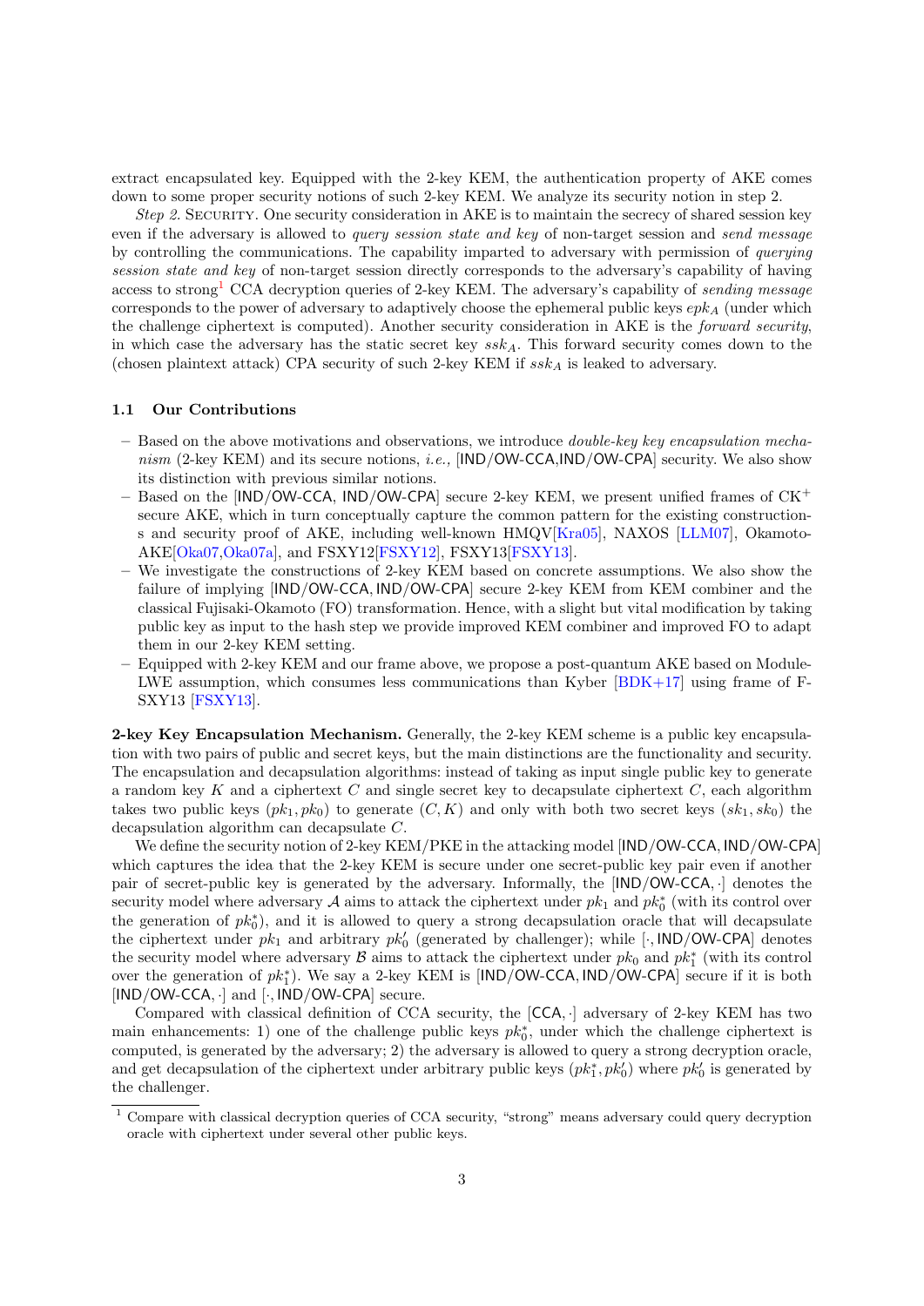extract encapsulated key. Equipped with the 2-key KEM, the authentication property of AKE comes down to some proper security notions of such 2-key KEM. We analyze its security notion in step 2.

*Step 2.* Security. One security consideration in AKE is to maintain the secrecy of shared session key even if the adversary is allowed to *query session state and key* of non-target session and *send message* by controlling the communications. The capability imparted to adversary with permission of *querying session state and key* of non-target session directly corresponds to the adversary's capability of having access to strong[1] CCA decryption queries of 2-key KEM. The adversary's capability of *sending message* corresponds to the power of adversary to adaptively choose the ephemeral public keys $epk_A$ (under which the challenge ciphertext is computed). Another security consideration in AKE is the *forward security*, in which case the adversary has the static secret key $ssk_A$. This forward security comes down to the (chosen plaintext attack) CPA security of such 2-key KEM if $ssk_A$ is leaked to adversary.

### 1.1 Our Contributions

- Based on the above motivations and observations, we introduce *double-key key encapsulation mechanism* (2-key KEM) and its secure notions, *i.e.,* [IND/OW-CCA,IND/OW-CPA] security. We also show its distinction with previous similar notions.
- Based on the [IND/OW-CCA, IND/OW-CPA] secure 2-key KEM, we present unified frames of CK$^+$ secure AKE, which in turn conceptually capture the common pattern for the existing constructions and security proof of AKE, including well-known HMQV[Kra05], NAXOS [LLM07], Okamoto-AKE[Oka07,Oka07a], and FSXY12[FSXY12], FSXY13[FSXY13].
- We investigate the constructions of 2-key KEM based on concrete assumptions. We also show the failure of implying [IND/OW-CCA, IND/OW-CPA] secure 2-key KEM from KEM combiner and the classical Fujisaki-Okamoto (FO) transformation. Hence, with a slight but vital modification by taking public key as input to the hash step we provide improved KEM combiner and improved FO to adapt them in our 2-key KEM setting.
- Equipped with 2-key KEM and our frame above, we propose a post-quantum AKE based on Module-LWE assumption, which consumes less communications than Kyber [BDK+17] using frame of FSXY13 [FSXY13].

**2-key Key Encapsulation Mechanism.** Generally, the 2-key KEM scheme is a public key encapsulation with two pairs of public and secret keys, but the main distinctions are the functionality and security. The encapsulation and decapsulation algorithms: instead of taking as input single public key to generate a random key $K$ and a ciphertext $C$ and single secret key to decapsulate ciphertext $C$, each algorithm takes two public keys $(pk_1, pk_0)$ to generate $(C, K)$ and only with both two secret keys $(sk_1, sk_0)$ the decapsulation algorithm can decapsulate $C$.

We define the security notion of 2-key KEM/PKE in the attacking model [IND/OW-CCA, IND/OW-CPA] which captures the idea that the 2-key KEM is secure under one secret-public key pair even if another pair of secret-public key is generated by the adversary. Informally, the [IND/OW-CCA, $\cdot$] denotes the security model where adversary $\mathcal{A}$ aims to attack the ciphertext under $pk_1$ and $pk_0^*$ (with its control over the generation of $pk_0^*$), and it is allowed to query a strong decapsulation oracle that will decapsulate the ciphertext under $pk_1$ and arbitrary $pk_0'$ (generated by challenger); while [$\cdot$, IND/OW-CPA] denotes the security model where adversary $\mathcal{B}$ aims to attack the ciphertext under $pk_0$ and $pk_1^*$ (with its control over the generation of $pk_1^*$). We say a 2-key KEM is [IND/OW-CCA, IND/OW-CPA] secure if it is both [IND/OW-CCA, $\cdot$] and [$\cdot$, IND/OW-CPA] secure.

Compared with classical definition of CCA security, the [CCA, $\cdot$] adversary of 2-key KEM has two main enhancements: 1) one of the challenge public keys $pk_0^*$, under which the challenge ciphertext is computed, is generated by the adversary; 2) the adversary is allowed to query a strong decryption oracle, and get decapsulation of the ciphertext under arbitrary public keys $(pk_1^*, pk_0')$ where $pk_0'$ is generated by the challenger.

[1] Compare with classical decryption queries of CCA security, "strong" means adversary could query decryption oracle with ciphertext under several other public keys.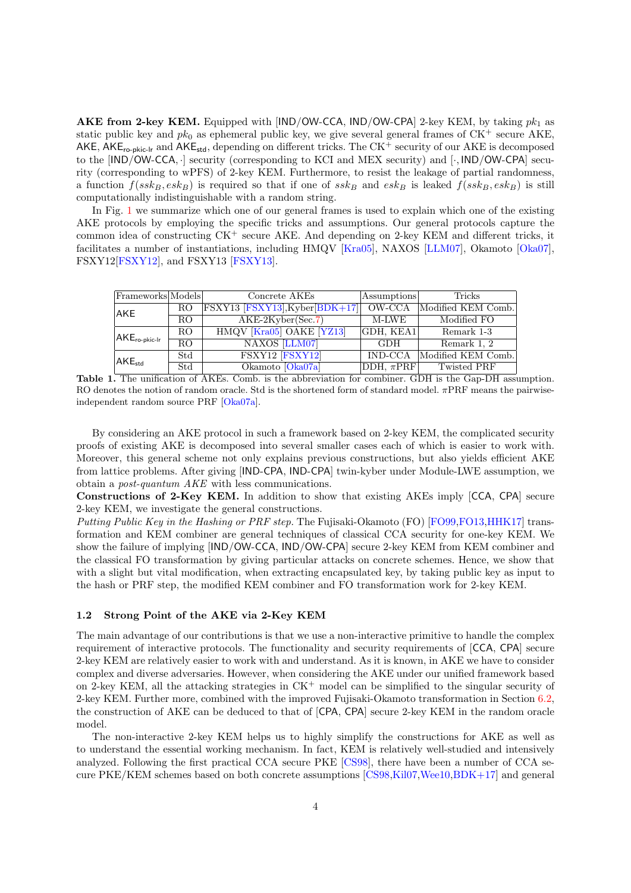**AKE from 2-key KEM.** Equipped with [IND/OW-CCA, IND/OW-CPA] 2-key KEM, by taking $pk_1$ as static public key and $pk_0$ as ephemeral public key, we give several general frames of CK$^+$ secure AKE, AKE, $\mathsf{AKE_{ro\text{-}pkic\text{-}lr}}$ and $\mathsf{AKE_{std}}$, depending on different tricks. The CK$^+$ security of our AKE is decomposed to the [IND/OW-CCA, $\cdot$] security (corresponding to KCI and MEX security) and [$\cdot$, IND/OW-CPA] security (corresponding to wPFS) of 2-key KEM. Furthermore, to resist the leakage of partial randomness, a function $f(ssk_B, esk_B)$ is required so that if one of $ssk_B$ and $esk_B$ is leaked $f(ssk_B, esk_B)$ is still computationally indistinguishable with a random string.

In Fig. 1 we summarize which one of our general frames is used to explain which one of the existing AKE protocols by employing the specific tricks and assumptions. Our general protocols capture the common idea of constructing CK$^+$ secure AKE. And depending on 2-key KEM and different tricks, it facilitates a number of instantiations, including HMQV [Kra05], NAXOS [LLM07], Okamoto [Oka07], FSXY12[FSXY12], and FSXY13 [FSXY13].

| Frameworks | Models | Concrete AKEs | Assumptions | Tricks |
|---|---|---|---|---|
| AKE | RO | FSXY13 [FSXY13],Kyber[BDK+17] | OW-CCA | Modified KEM Comb. |
| | RO | AKE-2Kyber(Sec.7) | M-LWE | Modified FO |
| $\mathsf{AKE_{ro\text{-}pkic\text{-}lr}}$ | RO | HMQV [Kra05] OAKE [YZ13] | GDH, KEA1 | Remark 1-3 |
| | RO | NAXOS [LLM07] | GDH | Remark 1, 2 |
| $\mathsf{AKE_{std}}$ | Std | FSXY12 [FSXY12] | IND-CCA | Modified KEM Comb. |
| | Std | Okamoto [Oka07a] | DDH, $\pi$PRF | Twisted PRF |

**Table 1.** The unification of AKEs. Comb. is the abbreviation for combiner. GDH is the Gap-DH assumption. RO denotes the notion of random oracle. Std is the shortened form of standard model. $\pi$PRF means the pairwise-independent random source PRF [Oka07a].

By considering an AKE protocol in such a framework based on 2-key KEM, the complicated security proofs of existing AKE is decomposed into several smaller cases each of which is easier to work with. Moreover, this general scheme not only explains previous constructions, but also yields efficient AKE from lattice problems. After giving [IND-CPA, IND-CPA] twin-kyber under Module-LWE assumption, we obtain a *post-quantum AKE* with less communications.

**Constructions of 2-Key KEM.** In addition to show that existing AKEs imply [CCA, CPA] secure 2-key KEM, we investigate the general constructions.

*Putting Public Key in the Hashing or PRF step.* The Fujisaki-Okamoto (FO) [FO99,FO13,HHK17] transformation and KEM combiner are general techniques of classical CCA security for one-key KEM. We show the failure of implying [IND/OW-CCA, IND/OW-CPA] secure 2-key KEM from KEM combiner and the classical FO transformation by giving particular attacks on concrete schemes. Hence, we show that with a slight but vital modification, when extracting encapsulated key, by taking public key as input to the hash or PRF step, the modified KEM combiner and FO transformation work for 2-key KEM.

### 1.2 Strong Point of the AKE via 2-Key KEM

The main advantage of our contributions is that we use a non-interactive primitive to handle the complex requirement of interactive protocols. The functionality and security requirements of [CCA, CPA] secure 2-key KEM are relatively easier to work with and understand. As it is known, in AKE we have to consider complex and diverse adversaries. However, when considering the AKE under our unified framework based on 2-key KEM, all the attacking strategies in CK$^+$ model can be simplified to the singular security of 2-key KEM. Further more, combined with the improved Fujisaki-Okamoto transformation in Section 6.2, the construction of AKE can be deduced to that of [CPA, CPA] secure 2-key KEM in the random oracle model.

The non-interactive 2-key KEM helps us to highly simplify the constructions for AKE as well as to understand the essential working mechanism. In fact, KEM is relatively well-studied and intensively analyzed. Following the first practical CCA secure PKE [CS98], there have been a number of CCA secure PKE/KEM schemes based on both concrete assumptions [CS98,Kil07,Wee10,BDK+17] and general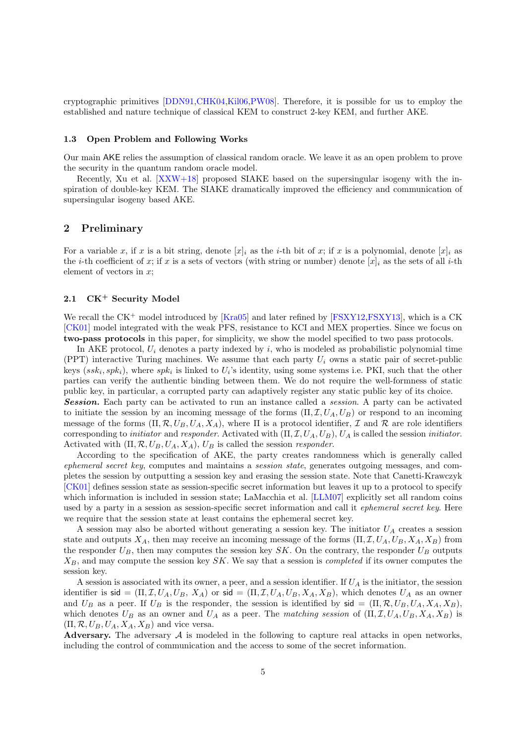cryptographic primitives [DDN91,CHK04,Kil06,PW08]. Therefore, it is possible for us to employ the established and nature technique of classical KEM to construct 2-key KEM, and further AKE.

### 1.3 Open Problem and Following Works

Our main AKE relies the assumption of classical random oracle. We leave it as an open problem to prove the security in the quantum random oracle model.

Recently, Xu et al. [XXW+18] proposed SIAKE based on the supersingular isogeny with the inspiration of double-key KEM. The SIAKE dramatically improved the efficiency and communication of supersingular isogeny based AKE.

## 2 Preliminary

For a variable $x$, if $x$ is a bit string, denote $[x]_i$ as the $i$-th bit of $x$; if $x$ is a polynomial, denote $[x]_i$ as the $i$-th coefficient of $x$; if $x$ is a sets of vectors (with string or number) denote $[x]_i$ as the sets of all $i$-th element of vectors in $x$;

### 2.1 CK$^+$ Security Model

We recall the CK$^+$ model introduced by [Kra05] and later refined by [FSXY12,FSXY13], which is a CK [CK01] model integrated with the weak PFS, resistance to KCI and MEX properties. Since we focus on **two-pass protocols** in this paper, for simplicity, we show the model specified to two pass protocols.

In AKE protocol, $U_i$ denotes a party indexed by $i$, who is modeled as probabilistic polynomial time (PPT) interactive Turing machines. We assume that each party $U_i$ owns a static pair of secret-public keys $(ssk_i, spk_i)$, where $spk_i$ is linked to $U_i$'s identity, using some systems i.e. PKI, such that the other parties can verify the authentic binding between them. We do not require the well-formness of static public key, in particular, a corrupted party can adaptively register any static public key of its choice.

***Session.*** Each party can be activated to run an instance called a *session*. A party can be activated to initiate the session by an incoming message of the forms $(\Pi, \mathcal{I}, U_A, U_B)$ or respond to an incoming message of the forms $(\Pi, \mathcal{R}, U_B, U_A, X_A)$, where $\Pi$ is a protocol identifier, $\mathcal{I}$ and $\mathcal{R}$ are role identifiers corresponding to *initiator* and *responder*. Activated with $(\Pi, \mathcal{I}, U_A, U_B)$, $U_A$ is called the session *initiator*. Activated with $(\Pi, \mathcal{R}, U_B, U_A, X_A)$, $U_B$ is called the session *responder*.

According to the specification of AKE, the party creates randomness which is generally called *ephemeral secret key*, computes and maintains a *session state*, generates outgoing messages, and completes the session by outputting a session key and erasing the session state. Note that Canetti-Krawczyk [CK01] defines session state as session-specific secret information but leaves it up to a protocol to specify which information is included in session state; LaMacchia et al. [LLM07] explicitly set all random coins used by a party in a session as session-specific secret information and call it *ephemeral secret key*. Here we require that the session state at least contains the ephemeral secret key.

A session may also be aborted without generating a session key. The initiator $U_A$ creates a session state and outputs $X_A$, then may receive an incoming message of the forms $(\Pi, \mathcal{I}, U_A, U_B, X_A, X_B)$ from the responder $U_B$, then may computes the session key $SK$. On the contrary, the responder $U_B$ outputs $X_B$, and may compute the session key $SK$. We say that a session is *completed* if its owner computes the session key.

A session is associated with its owner, a peer, and a session identifier. If $U_A$ is the initiator, the session identifier is $\mathsf{sid} = (\Pi, \mathcal{I}, U_A, U_B, X_A)$ or $\mathsf{sid} = (\Pi, \mathcal{I}, U_A, U_B, X_A, X_B)$, which denotes $U_A$ as an owner and $U_B$ as a peer. If $U_B$ is the responder, the session is identified by $\mathsf{sid} = (\Pi, \mathcal{R}, U_B, U_A, X_A, X_B)$, which denotes $U_B$ as an owner and $U_A$ as a peer. The *matching session* of $(\Pi, \mathcal{I}, U_A, U_B, X_A, X_B)$ is $(\Pi, \mathcal{R}, U_B, U_A, X_A, X_B)$ and vice versa.

**Adversary.** The adversary $\mathcal{A}$ is modeled in the following to capture real attacks in open networks, including the control of communication and the access to some of the secret information.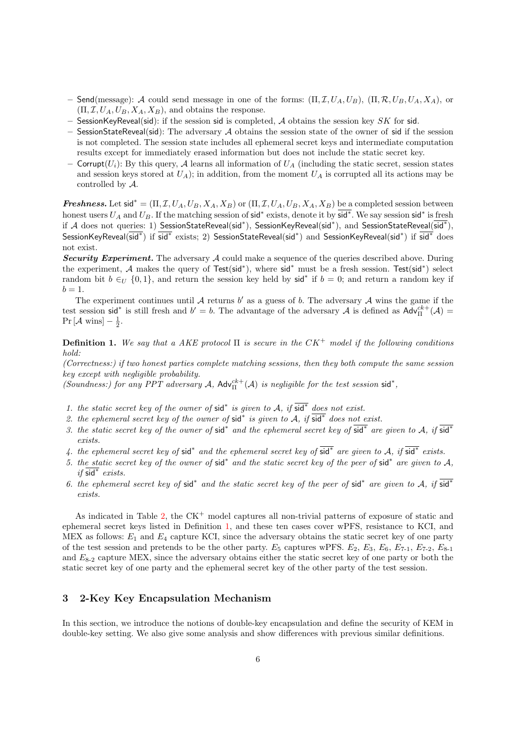– $\mathsf{Send}$(message): $\mathcal{A}$ could send message in one of the forms: $(\Pi, \mathcal{I}, U_A, U_B)$, $(\Pi, \mathcal{R}, U_B, U_A, X_A)$, or $(\Pi, \mathcal{I}, U_A, U_B, X_A, X_B)$, and obtains the response.
– $\mathsf{SessionKeyReveal}(\mathsf{sid})$: if the session $\mathsf{sid}$ is completed, $\mathcal{A}$ obtains the session key $SK$ for $\mathsf{sid}$.
– $\mathsf{SessionStateReveal}(\mathsf{sid})$: The adversary $\mathcal{A}$ obtains the session state of the owner of $\mathsf{sid}$ if the session is not completed. The session state includes all ephemeral secret keys and intermediate computation results except for immediately erased information but does not include the static secret key.
– $\mathsf{Corrupt}(U_i)$: By this query, $\mathcal{A}$ learns all information of $U_A$ (including the static secret, session states and session keys stored at $U_A$); in addition, from the moment $U_A$ is corrupted all its actions may be controlled by $\mathcal{A}$.

***Freshness.*** Let $\mathsf{sid}^* = (\Pi, \mathcal{I}, U_A, U_B, X_A, X_B)$ or $(\Pi, \mathcal{I}, U_A, U_B, X_A, X_B)$ be a completed session between honest users $U_A$ and $U_B$. If the matching session of $\mathsf{sid}^*$ exists, denote it by $\overline{\mathsf{sid}^*}$. We say session $\mathsf{sid}^*$ is fresh if $\mathcal{A}$ does not queries: 1) $\mathsf{SessionStateReveal}(\mathsf{sid}^*)$, $\mathsf{SessionKeyReveal}(\mathsf{sid}^*)$, and $\mathsf{SessionStateReveal}(\overline{\mathsf{sid}^*})$, $\mathsf{SessionKeyReveal}(\overline{\mathsf{sid}^*})$ if $\overline{\mathsf{sid}^*}$ exists; 2) $\mathsf{SessionStateReveal}(\mathsf{sid}^*)$ and $\mathsf{SessionKeyReveal}(\mathsf{sid}^*)$ if $\overline{\mathsf{sid}^*}$ does not exist.

***Security Experiment.*** The adversary $\mathcal{A}$ could make a sequence of the queries described above. During the experiment, $\mathcal{A}$ makes the query of $\mathsf{Test}(\mathsf{sid}^*)$, where $\mathsf{sid}^*$ must be a fresh session. $\mathsf{Test}(\mathsf{sid}^*)$ select random bit $b \in_U \{0, 1\}$, and return the session key held by $\mathsf{sid}^*$ if $b = 0$; and return a random key if $b = 1$.

The experiment continues until $\mathcal{A}$ returns $b'$ as a guess of $b$. The adversary $\mathcal{A}$ wins the game if the test session $\mathsf{sid}^*$ is still fresh and $b' = b$. The advantage of the adversary $\mathcal{A}$ is defined as $\mathsf{Adv}_{\Pi}^{ck+}(\mathcal{A}) = \Pr[\mathcal{A} \text{ wins}] - \frac{1}{2}$.

**Definition 1.** *We say that a AKE protocol $\Pi$ is secure in the $CK^+$ model if the following conditions hold:*
*(Correctness:) if two honest parties complete matching sessions, then they both compute the same session key except with negligible probability.*
*(Soundness:) for any PPT adversary $\mathcal{A}$, $\mathsf{Adv}_{\Pi}^{ck+}(\mathcal{A})$ is negligible for the test session $\mathsf{sid}^*$,*

1. *the static secret key of the owner of $\mathsf{sid}^*$ is given to $\mathcal{A}$, if $\overline{\mathsf{sid}^*}$ does not exist.*
2. *the ephemeral secret key of the owner of $\mathsf{sid}^*$ is given to $\mathcal{A}$, if $\overline{\mathsf{sid}^*}$ does not exist.*
3. *the static secret key of the owner of $\mathsf{sid}^*$ and the ephemeral secret key of $\overline{\mathsf{sid}^*}$ are given to $\mathcal{A}$, if $\overline{\mathsf{sid}^*}$ exists.*
4. *the ephemeral secret key of $\mathsf{sid}^*$ and the ephemeral secret key of $\overline{\mathsf{sid}^*}$ are given to $\mathcal{A}$, if $\overline{\mathsf{sid}^*}$ exists.*
5. *the static secret key of the owner of $\mathsf{sid}^*$ and the static secret key of the peer of $\mathsf{sid}^*$ are given to $\mathcal{A}$, if $\overline{\mathsf{sid}^*}$ exists.*
6. *the ephemeral secret key of $\mathsf{sid}^*$ and the static secret key of the peer of $\mathsf{sid}^*$ are given to $\mathcal{A}$, if $\overline{\mathsf{sid}^*}$ exists.*

As indicated in Table 2, the CK$^+$ model captures all non-trivial patterns of exposure of static and ephemeral secret keys listed in Definition 1, and these ten cases cover wPFS, resistance to KCI, and MEX as follows: $E_1$ and $E_4$ capture KCI, since the adversary obtains the static secret key of one party of the test session and pretends to be the other party. $E_5$ captures wPFS. $E_2$, $E_3$, $E_6$, $E_{7\text{-}1}$, $E_{7\text{-}2}$, $E_{8\text{-}1}$ and $E_{8\text{-}2}$ capture MEX, since the adversary obtains either the static secret key of one party or both the static secret key of one party and the ephemeral secret key of the other party of the test session.

## 3 2-Key Key Encapsulation Mechanism

In this section, we introduce the notions of double-key encapsulation and define the security of KEM in double-key setting. We also give some analysis and show differences with previous similar definitions.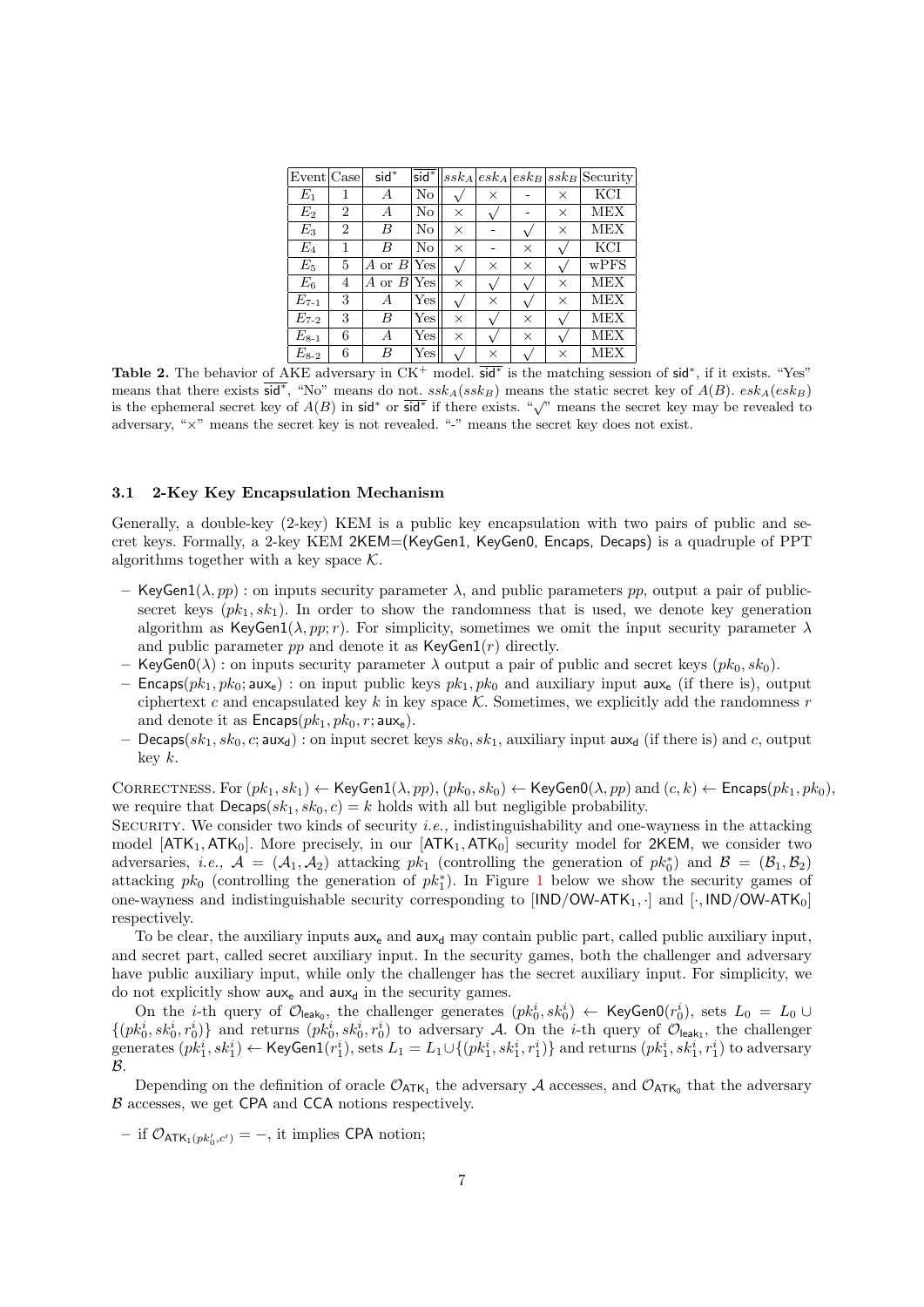| Event | Case | $\mathsf{sid}^*$ | $\overline{\mathsf{sid}^*}$ | $ssk_A$ | $esk_A$ | $esk_B$ | $ssk_B$ | Security |
|---|---|---|---|---|---|---|---|---|
| $E_1$ | 1 | $A$ | No | $\surd$ | $\times$ | - | $\times$ | KCI |
| $E_2$ | 2 | $A$ | No | $\times$ | $\surd$ | - | $\times$ | MEX |
| $E_3$ | 2 | $B$ | No | $\times$ | - | $\surd$ | $\times$ | MEX |
| $E_4$ | 1 | $B$ | No | $\times$ | - | $\times$ | $\surd$ | KCI |
| $E_5$ | 5 | $A$ or $B$ | Yes | $\surd$ | $\times$ | $\times$ | $\surd$ | wPFS |
| $E_6$ | 4 | $A$ or $B$ | Yes | $\times$ | $\surd$ | $\surd$ | $\times$ | MEX |
| $E_{7\text{-}1}$ | 3 | $A$ | Yes | $\surd$ | $\times$ | $\surd$ | $\times$ | MEX |
| $E_{7\text{-}2}$ | 3 | $B$ | Yes | $\times$ | $\surd$ | $\times$ | $\surd$ | MEX |
| $E_{8\text{-}1}$ | 6 | $A$ | Yes | $\times$ | $\surd$ | $\times$ | $\surd$ | MEX |
| $E_{8\text{-}2}$ | 6 | $B$ | Yes | $\surd$ | $\times$ | $\surd$ | $\times$ | MEX |

**Table 2.** The behavior of AKE adversary in CK$^+$ model. $\overline{\mathsf{sid}^*}$ is the matching session of $\mathsf{sid}^*$, if it exists. "Yes" means that there exists $\overline{\mathsf{sid}^*}$, "No" means do not. $ssk_A(ssk_B)$ means the static secret key of $A(B)$. $esk_A(esk_B)$ is the ephemeral secret key of $A(B)$ in $\mathsf{sid}^*$ or $\overline{\mathsf{sid}^*}$ if there exists. "$\surd$" means the secret key may be revealed to adversary, "$\times$" means the secret key is not revealed. "-" means the secret key does not exist.

### 3.1 2-Key Key Encapsulation Mechanism

Generally, a double-key (2-key) KEM is a public key encapsulation with two pairs of public and secret keys. Formally, a 2-key KEM $\mathsf{2KEM}$=($\mathsf{KeyGen1}$, $\mathsf{KeyGen0}$, $\mathsf{Encaps}$, $\mathsf{Decaps}$) is a quadruple of PPT algorithms together with a key space $\mathcal{K}$.

- $\mathsf{KeyGen1}(\lambda, pp)$ : on inputs security parameter $\lambda$, and public parameters $pp$, output a pair of public-secret keys $(pk_1, sk_1)$. In order to show the randomness that is used, we denote key generation algorithm as $\mathsf{KeyGen1}(\lambda, pp; r)$. For simplicity, sometimes we omit the input security parameter $\lambda$ and public parameter $pp$ and denote it as $\mathsf{KeyGen1}(r)$ directly.
- $\mathsf{KeyGen0}(\lambda)$ : on inputs security parameter $\lambda$ output a pair of public and secret keys $(pk_0, sk_0)$.
- $\mathsf{Encaps}(pk_1, pk_0; \mathsf{aux_e})$ : on input public keys $pk_1, pk_0$ and auxiliary input $\mathsf{aux_e}$ (if there is), output ciphertext $c$ and encapsulated key $k$ in key space $\mathcal{K}$. Sometimes, we explicitly add the randomness $r$ and denote it as $\mathsf{Encaps}(pk_1, pk_0, r; \mathsf{aux_e})$.
- $\mathsf{Decaps}(sk_1, sk_0, c; \mathsf{aux_d})$ : on input secret keys $sk_0, sk_1$, auxiliary input $\mathsf{aux_d}$ (if there is) and $c$, output key $k$.

Correctness. For $(pk_1, sk_1) \leftarrow \mathsf{KeyGen1}(\lambda, pp)$, $(pk_0, sk_0) \leftarrow \mathsf{KeyGen0}(\lambda, pp)$ and $(c, k) \leftarrow \mathsf{Encaps}(pk_1, pk_0)$, we require that $\mathsf{Decaps}(sk_1, sk_0, c) = k$ holds with all but negligible probability.

Security. We consider two kinds of security *i.e.,* indistinguishability and one-wayness in the attacking model $[\mathsf{ATK}_1, \mathsf{ATK}_0]$. More precisely, in our $[\mathsf{ATK}_1, \mathsf{ATK}_0]$ security model for $\mathsf{2KEM}$, we consider two adversaries, *i.e.,* $\mathcal{A} = (\mathcal{A}_1, \mathcal{A}_2)$ attacking $pk_1$ (controlling the generation of $pk_0^*$) and $\mathcal{B} = (\mathcal{B}_1, \mathcal{B}_2)$ attacking $pk_0$ (controlling the generation of $pk_1^*$). In Figure 1 below we show the security games of one-wayness and indistinguishable security corresponding to $[\mathsf{IND/OW\text{-}ATK}_1, \cdot]$ and $[\cdot, \mathsf{IND/OW\text{-}ATK}_0]$ respectively.

To be clear, the auxiliary inputs $\mathsf{aux_e}$ and $\mathsf{aux_d}$ may contain public part, called public auxiliary input, and secret part, called secret auxiliary input. In the security games, both the challenger and adversary have public auxiliary input, while only the challenger has the secret auxiliary input. For simplicity, we do not explicitly show $\mathsf{aux_e}$ and $\mathsf{aux_d}$ in the security games.

On the $i$-th query of $\mathcal{O}_{\mathsf{leak_0}}$, the challenger generates $(pk_0^i, sk_0^i) \leftarrow \mathsf{KeyGen0}(r_0^i)$, sets $L_0 = L_0 \cup \{(pk_0^i, sk_0^i, r_0^i)\}$ and returns $(pk_0^i, sk_0^i, r_0^i)$ to adversary $\mathcal{A}$. On the $i$-th query of $\mathcal{O}_{\mathsf{leak_1}}$, the challenger generates $(pk_1^i, sk_1^i) \leftarrow \mathsf{KeyGen1}(r_1^i)$, sets $L_1 = L_1 \cup \{(pk_1^i, sk_1^i, r_1^i)\}$ and returns $(pk_1^i, sk_1^i, r_1^i)$ to adversary $\mathcal{B}$.

Depending on the definition of oracle $\mathcal{O}_{\mathsf{ATK}_1}$ the adversary $\mathcal{A}$ accesses, and $\mathcal{O}_{\mathsf{ATK}_0}$ that the adversary $\mathcal{B}$ accesses, we get $\mathsf{CPA}$ and $\mathsf{CCA}$ notions respectively.

- if $\mathcal{O}_{\mathsf{ATK}_1(pk_0', c')} = -$, it implies $\mathsf{CPA}$ notion;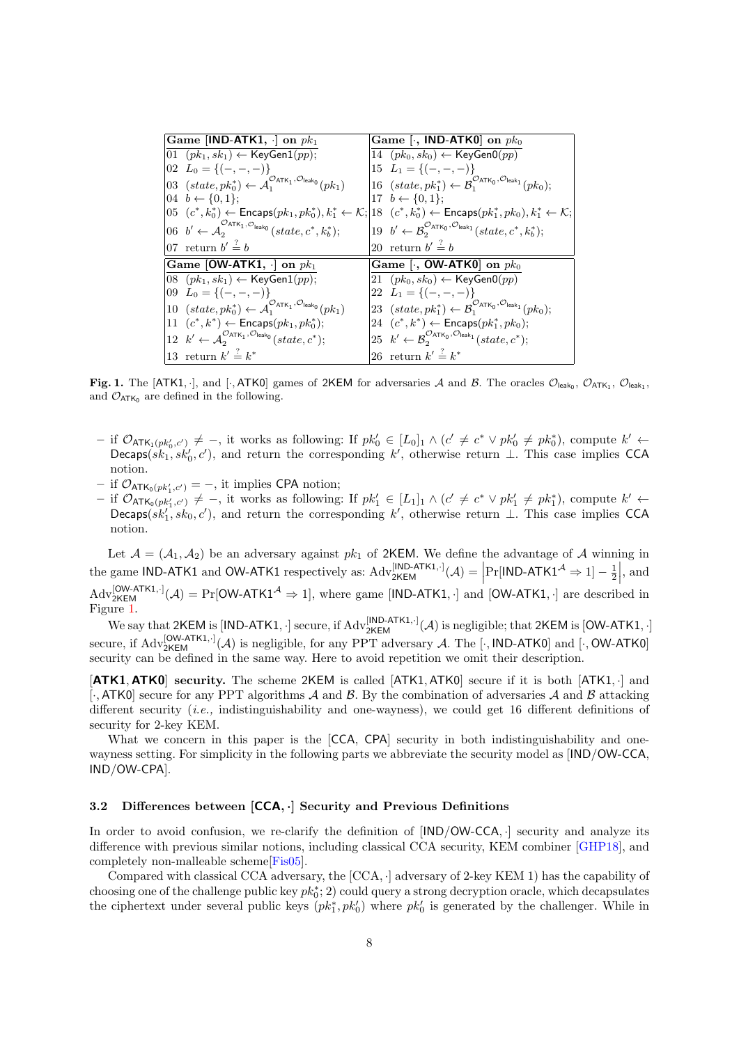| Game [IND-ATK1, $\cdot$] on $pk_1$ | Game [$\cdot$, IND-ATK0] on $pk_0$ |
|---|---|
| 01 $(pk_1, sk_1) \leftarrow \mathsf{KeyGen1}(pp)$; | 14 $(pk_0, sk_0) \leftarrow \mathsf{KeyGen0}(pp)$ |
| 02 $L_0 = \{(-,-,-)\}$ | 15 $L_1 = \{(-,-,-)\}$ |
| 03 $(state, pk_0^*) \leftarrow \mathcal{A}_1^{\mathcal{O}_{\mathsf{ATK}_1}, \mathcal{O}_{\mathsf{leak}_0}}(pk_1)$ | 16 $(state, pk_1^*) \leftarrow \mathcal{B}_1^{\mathcal{O}_{\mathsf{ATK}_0}, \mathcal{O}_{\mathsf{leak}_1}}(pk_0)$; |
| 04 $b \leftarrow \{0,1\}$; | 17 $b \leftarrow \{0,1\}$; |
| 05 $(c^*, k_0^*) \leftarrow \mathsf{Encaps}(pk_1, pk_0^*), k_1^* \leftarrow \mathcal{K}$; | 18 $(c^*, k_0^*) \leftarrow \mathsf{Encaps}(pk_1^*, pk_0), k_1^* \leftarrow \mathcal{K}$; |
| 06 $b' \leftarrow \mathcal{A}_2^{\mathcal{O}_{\mathsf{ATK}_1}, \mathcal{O}_{\mathsf{leak}_0}}(state, c^*, k_b^*)$; | 19 $b' \leftarrow \mathcal{B}_2^{\mathcal{O}_{\mathsf{ATK}_0}, \mathcal{O}_{\mathsf{leak}_1}}(state, c^*, k_b^*)$; |
| 07 return $b' \stackrel{?}{=} b$ | 20 return $b' \stackrel{?}{=} b$ |
| **Game [OW-ATK1, $\cdot$] on $pk_1$** | **Game [$\cdot$, OW-ATK0] on $pk_0$** |
| 08 $(pk_1, sk_1) \leftarrow \mathsf{KeyGen1}(pp)$; | 21 $(pk_0, sk_0) \leftarrow \mathsf{KeyGen0}(pp)$ |
| 09 $L_0 = \{(-,-,-)\}$ | 22 $L_1 = \{(-,-,-)\}$ |
| 10 $(state, pk_0^*) \leftarrow \mathcal{A}_1^{\mathcal{O}_{\mathsf{ATK}_1}, \mathcal{O}_{\mathsf{leak}_0}}(pk_1)$ | 23 $(state, pk_1^*) \leftarrow \mathcal{B}_1^{\mathcal{O}_{\mathsf{ATK}_0}, \mathcal{O}_{\mathsf{leak}_1}}(pk_0)$; |
| 11 $(c^*, k^*) \leftarrow \mathsf{Encaps}(pk_1, pk_0^*)$; | 24 $(c^*, k^*) \leftarrow \mathsf{Encaps}(pk_1^*, pk_0)$; |
| 12 $k' \leftarrow \mathcal{A}_2^{\mathcal{O}_{\mathsf{ATK}_1}, \mathcal{O}_{\mathsf{leak}_0}}(state, c^*)$; | 25 $k' \leftarrow \mathcal{B}_2^{\mathcal{O}_{\mathsf{ATK}_0}, \mathcal{O}_{\mathsf{leak}_1}}(state, c^*)$; |
| 13 return $k' \stackrel{?}{=} k^*$ | 26 return $k' \stackrel{?}{=} k^*$ |

**Fig. 1.** The [ATK1, $\cdot$], and [$\cdot$, ATK0] games of 2KEM for adversaries $\mathcal{A}$ and $\mathcal{B}$. The oracles $\mathcal{O}_{\mathsf{leak}_0}$, $\mathcal{O}_{\mathsf{ATK}_1}$, $\mathcal{O}_{\mathsf{leak}_1}$, and $\mathcal{O}_{\mathsf{ATK}_0}$ are defined in the following.

- if $\mathcal{O}_{\mathsf{ATK}_1(pk_0', c')} \neq -$, it works as following: If $pk_0' \in [L_0]_1 \wedge (c' \neq c^* \vee pk_0' \neq pk_0^*)$, compute $k' \leftarrow \mathsf{Decaps}(sk_1, sk_0', c')$, and return the corresponding $k'$, otherwise return $\perp$. This case implies CCA notion.
- if $\mathcal{O}_{\mathsf{ATK}_0(pk_1', c')} = -$, it implies CPA notion;
- if $\mathcal{O}_{\mathsf{ATK}_0(pk_1', c')} \neq -$, it works as following: If $pk_1' \in [L_1]_1 \wedge (c' \neq c^* \vee pk_1' \neq pk_1^*)$, compute $k' \leftarrow \mathsf{Decaps}(sk_1', sk_0, c')$, and return the corresponding $k'$, otherwise return $\perp$. This case implies CCA notion.

Let $\mathcal{A} = (\mathcal{A}_1, \mathcal{A}_2)$ be an adversary against $pk_1$ of 2KEM. We define the advantage of $\mathcal{A}$ winning in the game IND-ATK1 and OW-ATK1 respectively as: $\mathrm{Adv}_{\mathsf{2KEM}}^{[\mathsf{IND\text{-}ATK1},\cdot]}(\mathcal{A}) = \left|\Pr[\mathsf{IND\text{-}ATK1}^{\mathcal{A}} \Rightarrow 1] - \frac{1}{2}\right|$, and $\mathrm{Adv}_{\mathsf{2KEM}}^{[\mathsf{OW\text{-}ATK1},\cdot]}(\mathcal{A}) = \Pr[\mathsf{OW\text{-}ATK1}^{\mathcal{A}} \Rightarrow 1]$, where game [IND-ATK1, $\cdot$] and [OW-ATK1, $\cdot$] are described in Figure 1.

We say that 2KEM is [IND-ATK1, $\cdot$] secure, if $\mathrm{Adv}_{\mathsf{2KEM}}^{[\mathsf{IND\text{-}ATK1},\cdot]}(\mathcal{A})$ is negligible; that 2KEM is [OW-ATK1, $\cdot$] secure, if $\mathrm{Adv}_{\mathsf{2KEM}}^{[\mathsf{OW\text{-}ATK1},\cdot]}(\mathcal{A})$ is negligible, for any PPT adversary $\mathcal{A}$. The [$\cdot$, IND-ATK0] and [$\cdot$, OW-ATK0] security can be defined in the same way. Here to avoid repetition we omit their description.

**[ATK1, ATK0] security.** The scheme 2KEM is called [ATK1, ATK0] secure if it is both [ATK1, $\cdot$] and [$\cdot$, ATK0] secure for any PPT algorithms $\mathcal{A}$ and $\mathcal{B}$. By the combination of adversaries $\mathcal{A}$ and $\mathcal{B}$ attacking different security (*i.e.,* indistinguishability and one-wayness), we could get 16 different definitions of security for 2-key KEM.

What we concern in this paper is the [CCA, CPA] security in both indistinguishability and one-wayness setting. For simplicity in the following parts we abbreviate the security model as [IND/OW-CCA, IND/OW-CPA].

### 3.2 Differences between [CCA, $\cdot$] Security and Previous Definitions

In order to avoid confusion, we re-clarify the definition of [IND/OW-CCA, $\cdot$] security and analyze its difference with previous similar notions, including classical CCA security, KEM combiner [GHP18], and completely non-malleable scheme[Fis05].

Compared with classical CCA adversary, the [CCA, $\cdot$] adversary of 2-key KEM 1) has the capability of choosing one of the challenge public key $pk_0^*$; 2) could query a strong decryption oracle, which decapsulates the ciphertext under several public keys $(pk_1^*, pk_0')$ where $pk_0'$ is generated by the challenger. While in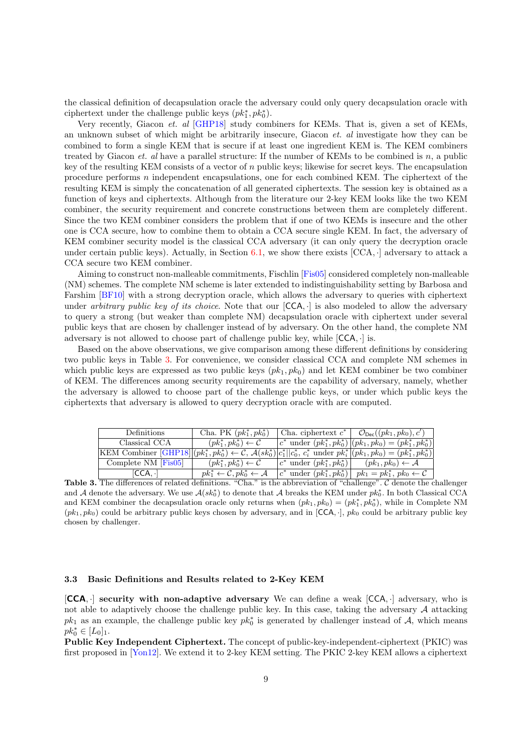the classical definition of decapsulation oracle the adversary could only query decapsulation oracle with ciphertext under the challenge public keys $(pk_1^*, pk_0^*)$.

Very recently, Giacon *et. al* [GHP18] study combiners for KEMs. That is, given a set of KEMs, an unknown subset of which might be arbitrarily insecure, Giacon *et. al* investigate how they can be combined to form a single KEM that is secure if at least one ingredient KEM is. The KEM combiners treated by Giacon *et. al* have a parallel structure: If the number of KEMs to be combined is $n$, a public key of the resulting KEM consists of a vector of $n$ public keys; likewise for secret keys. The encapsulation procedure performs $n$ independent encapsulations, one for each combined KEM. The ciphertext of the resulting KEM is simply the concatenation of all generated ciphertexts. The session key is obtained as a function of keys and ciphertexts. Although from the literature our 2-key KEM looks like the two KEM combiner, the security requirement and concrete constructions between them are completely different. Since the two KEM combiner considers the problem that if one of two KEMs is insecure and the other one is CCA secure, how to combine them to obtain a CCA secure single KEM. In fact, the adversary of KEM combiner security model is the classical CCA adversary (it can only query the decryption oracle under certain public keys). Actually, in Section 6.1, we show there exists $[\mathrm{CCA}, \cdot]$ adversary to attack a CCA secure two KEM combiner.

Aiming to construct non-malleable commitments, Fischlin [Fis05] considered completely non-malleable (NM) schemes. The complete NM scheme is later extended to indistinguishability setting by Barbosa and Farshim [BF10] with a strong decryption oracle, which allows the adversary to queries with ciphertext under *arbitrary public key of its choice*. Note that our $[\mathsf{CCA}, \cdot]$ is also modeled to allow the adversary to query a strong (but weaker than complete NM) decapsulation oracle with ciphertext under several public keys that are chosen by challenger instead of by adversary. On the other hand, the complete NM adversary is not allowed to choose part of challenge public key, while $[\mathsf{CCA}, \cdot]$ is.

Based on the above observations, we give comparison among these different definitions by considering two public keys in Table 3. For convenience, we consider classical CCA and complete NM schemes in which public keys are expressed as two public keys $(pk_1, pk_0)$ and let KEM combiner be two combiner of KEM. The differences among security requirements are the capability of adversary, namely, whether the adversary is allowed to choose part of the challenge public keys, or under which public keys the ciphertexts that adversary is allowed to query decryption oracle with are computed.

| Definitions | Cha. PK $(pk_1^*, pk_0^*)$ | Cha. ciphertext $c^*$ | $\mathcal{O}_{\mathsf{Dec}}((pk_1, pk_0), c')$ |
|---|---|---|---|
| Classical CCA | $(pk_1^*, pk_0^*) \leftarrow \mathcal{C}$ | $c^*$ under $(pk_1^*, pk_0^*)$ | $(pk_1, pk_0) = (pk_1^*, pk_0^*)$ |
| KEM Combiner [GHP18] | $(pk_1^*, pk_0^*) \leftarrow \mathcal{C}$, $\mathcal{A}(sk_0^*)$ | $c_1^* \| c_0^*$, $c_i^*$ under $pk_i^*$ | $(pk_1, pk_0) = (pk_1^*, pk_0^*)$ |
| Complete NM [Fis05] | $(pk_1^*, pk_0^*) \leftarrow \mathcal{C}$ | $c^*$ under $(pk_1^*, pk_0^*)$ | $(pk_1, pk_0) \leftarrow \mathcal{A}$ |
| $[\mathsf{CCA}, \cdot]$ | $pk_1^* \leftarrow \mathcal{C}, pk_0^* \leftarrow \mathcal{A}$ | $c^*$ under $(pk_1^*, pk_0^*)$ | $pk_1 = pk_1^*$, $pk_0 \leftarrow \mathcal{C}$ |

**Table 3.** The differences of related definitions. "Cha." is the abbreviation of "challenge". $\mathcal{C}$ denote the challenger and $\mathcal{A}$ denote the adversary. We use $\mathcal{A}(sk_0^*)$ to denote that $\mathcal{A}$ breaks the KEM under $pk_0^*$. In both Classical CCA and KEM combiner the decapsulation oracle only returns when $(pk_1, pk_0) = (pk_1^*, pk_0^*)$, while in Complete NM $(pk_1, pk_0)$ could be arbitrary public keys chosen by adversary, and in $[\mathsf{CCA}, \cdot]$, $pk_0$ could be arbitrary public key chosen by challenger.

### 3.3 Basic Definitions and Results related to 2-Key KEM

**$[\mathsf{CCA}, \cdot]$ security with non-adaptive adversary** We can define a weak $[\mathsf{CCA}, \cdot]$ adversary, who is not able to adaptively choose the challenge public key. In this case, taking the adversary $\mathcal{A}$ attacking $pk_1$ as an example, the challenge public key $pk_0^*$ is generated by challenger instead of $\mathcal{A}$, which means $pk_0^* \in [L_0]_1$.

**Public Key Independent Ciphertext.** The concept of public-key-independent-ciphertext (PKIC) was first proposed in [Yon12]. We extend it to 2-key KEM setting. The PKIC 2-key KEM allows a ciphertext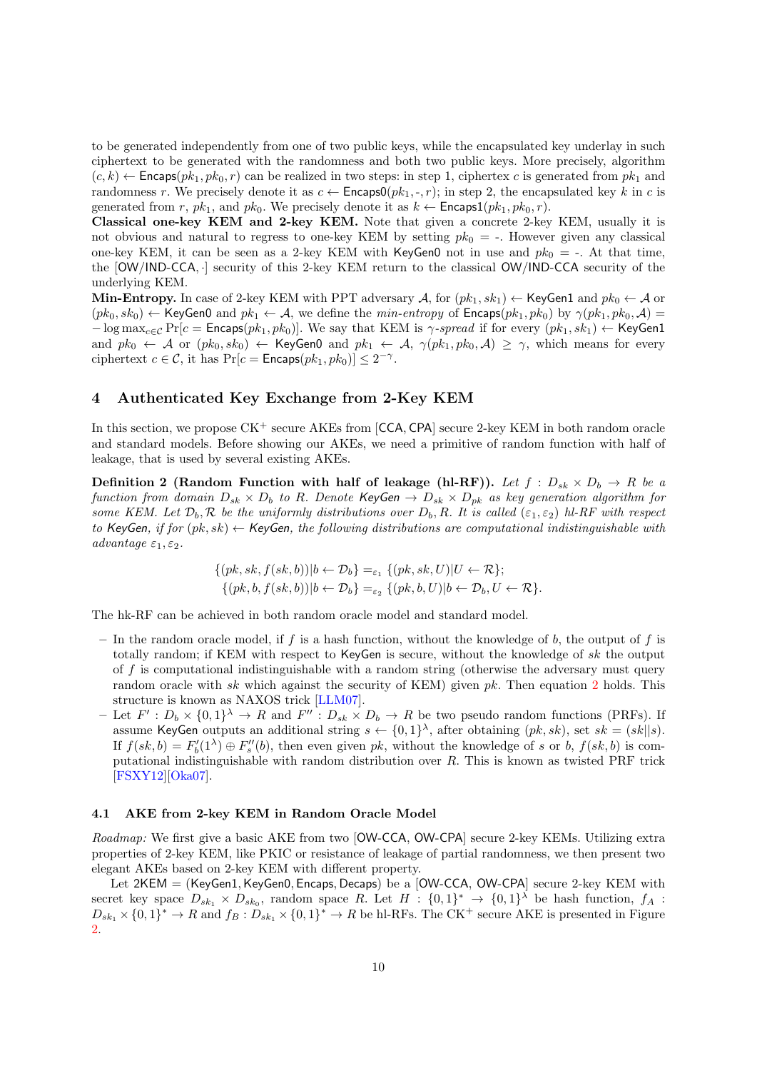to be generated independently from one of two public keys, while the encapsulated key underlay in such ciphertext to be generated with the randomness and both two public keys. More precisely, algorithm $(c, k) \leftarrow \mathsf{Encaps}(pk_1, pk_0, r)$ can be realized in two steps: in step 1, ciphertext $c$ is generated from $pk_1$ and randomness $r$. We precisely denote it as $c \leftarrow \mathsf{Encaps0}(pk_1, \text{-}, r)$; in step 2, the encapsulated key $k$ in $c$ is generated from $r$, $pk_1$, and $pk_0$. We precisely denote it as $k \leftarrow \mathsf{Encaps1}(pk_1, pk_0, r)$.

**Classical one-key KEM and 2-key KEM.** Note that given a concrete 2-key KEM, usually it is not obvious and natural to regress to one-key KEM by setting $pk_0 = \text{-}$. However given any classical one-key KEM, it can be seen as a 2-key KEM with KeyGen0 not in use and $pk_0 = \text{-}$. At that time, the [OW/IND-CCA, $\cdot$] security of this 2-key KEM return to the classical OW/IND-CCA security of the underlying KEM.

**Min-Entropy.** In case of 2-key KEM with PPT adversary $\mathcal{A}$, for $(pk_1, sk_1) \leftarrow \mathsf{KeyGen1}$ and $pk_0 \leftarrow \mathcal{A}$ or $(pk_0, sk_0) \leftarrow \mathsf{KeyGen0}$ and $pk_1 \leftarrow \mathcal{A}$, we define the *min-entropy* of $\mathsf{Encaps}(pk_1, pk_0)$ by $\gamma(pk_1, pk_0, \mathcal{A}) = -\log \max_{c \in \mathcal{C}} \Pr[c = \mathsf{Encaps}(pk_1, pk_0)]$. We say that KEM is $\gamma$*-spread* if for every $(pk_1, sk_1) \leftarrow \mathsf{KeyGen1}$ and $pk_0 \leftarrow \mathcal{A}$ or $(pk_0, sk_0) \leftarrow \mathsf{KeyGen0}$ and $pk_1 \leftarrow \mathcal{A}$, $\gamma(pk_1, pk_0, \mathcal{A}) \geq \gamma$, which means for every ciphertext $c \in \mathcal{C}$, it has $\Pr[c = \mathsf{Encaps}(pk_1, pk_0)] \leq 2^{-\gamma}$.

# 4 Authenticated Key Exchange from 2-Key KEM

In this section, we propose CK$^+$ secure AKEs from [CCA, CPA] secure 2-key KEM in both random oracle and standard models. Before showing our AKEs, we need a primitive of random function with half of leakage, that is used by several existing AKEs.

**Definition 2 (Random Function with half of leakage (hl-RF)).** *Let $f : D_{sk} \times D_b \to R$ be a function from domain $D_{sk} \times D_b$ to $R$. Denote $\mathsf{KeyGen} \to D_{sk} \times D_{pk}$ as key generation algorithm for some KEM. Let $\mathcal{D}_b, \mathcal{R}$ be the uniformly distributions over $D_b, R$. It is called $(\varepsilon_1, \varepsilon_2)$ hl-RF with respect to KeyGen, if for $(pk, sk) \leftarrow \mathsf{KeyGen}$, the following distributions are computational indistinguishable with advantage $\varepsilon_1, \varepsilon_2$.*

$$\{(pk, sk, f(sk, b)) | b \leftarrow \mathcal{D}_b\} =_{\varepsilon_1} \{(pk, sk, U) | U \leftarrow \mathcal{R}\};$$
$$\{(pk, b, f(sk, b)) | b \leftarrow \mathcal{D}_b\} =_{\varepsilon_2} \{(pk, b, U) | b \leftarrow \mathcal{D}_b, U \leftarrow \mathcal{R}\}.$$

The hk-RF can be achieved in both random oracle model and standard model.

- In the random oracle model, if $f$ is a hash function, without the knowledge of $b$, the output of $f$ is totally random; if KEM with respect to KeyGen is secure, without the knowledge of $sk$ the output of $f$ is computational indistinguishable with a random string (otherwise the adversary must query random oracle with $sk$ which against the security of KEM) given $pk$. Then equation 2 holds. This structure is known as NAXOS trick [LLM07].
- Let $F' : D_b \times \{0,1\}^\lambda \to R$ and $F'' : D_{sk} \times D_b \to R$ be two pseudo random functions (PRFs). If assume KeyGen outputs an additional string $s \leftarrow \{0,1\}^\lambda$, after obtaining $(pk, sk)$, set $sk = (sk||s)$. If $f(sk, b) = F'_b(1^\lambda) \oplus F''_s(b)$, then even given $pk$, without the knowledge of $s$ or $b$, $f(sk, b)$ is computational indistinguishable with random distribution over $R$. This is known as twisted PRF trick [FSXY12][Oka07].

### 4.1 AKE from 2-key KEM in Random Oracle Model

*Roadmap:* We first give a basic AKE from two [OW-CCA, OW-CPA] secure 2-key KEMs. Utilizing extra properties of 2-key KEM, like PKIC or resistance of leakage of partial randomness, we then present two elegant AKEs based on 2-key KEM with different property.

Let 2KEM = (KeyGen1, KeyGen0, Encaps, Decaps) be a [OW-CCA, OW-CPA] secure 2-key KEM with secret key space $D_{sk_1} \times D_{sk_0}$, random space $R$. Let $H : \{0,1\}^* \to \{0,1\}^\lambda$ be hash function, $f_A : D_{sk_1} \times \{0,1\}^* \to R$ and $f_B : D_{sk_1} \times \{0,1\}^* \to R$ be hl-RFs. The CK$^+$ secure AKE is presented in Figure 2.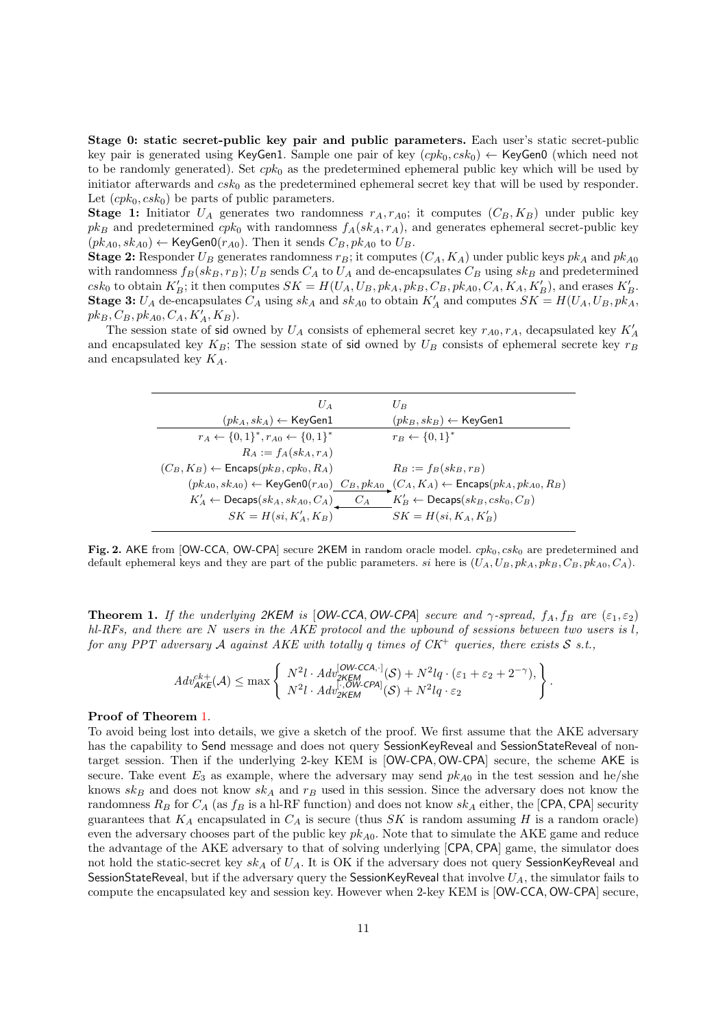**Stage 0: static secret-public key pair and public parameters.** Each user's static secret-public key pair is generated using KeyGen1. Sample one pair of key $(cpk_0, csk_0) \leftarrow$ KeyGen0 (which need not to be randomly generated). Set $cpk_0$ as the predetermined ephemeral public key which will be used by initiator afterwards and $csk_0$ as the predetermined ephemeral secret key that will be used by responder. Let $(cpk_0, csk_0)$ be parts of public parameters.
**Stage 1:** Initiator $U_A$ generates two randomness $r_A, r_{A0}$; it computes $(C_B, K_B)$ under public key $pk_B$ and predetermined $cpk_0$ with randomness $f_A(sk_A, r_A)$, and generates ephemeral secret-public key $(pk_{A0}, sk_{A0}) \leftarrow$ KeyGen0$(r_{A0})$. Then it sends $C_B, pk_{A0}$ to $U_B$.
**Stage 2:** Responder $U_B$ generates randomness $r_B$; it computes $(C_A, K_A)$ under public keys $pk_A$ and $pk_{A0}$ with randomness $f_B(sk_B, r_B)$; $U_B$ sends $C_A$ to $U_A$ and de-encapsulates $C_B$ using $sk_B$ and predetermined $csk_0$ to obtain $K'_B$; it then computes $SK = H(U_A, U_B, pk_A, pk_B, C_B, pk_{A0}, C_A, K_A, K'_B)$, and erases $K'_B$.
**Stage 3:** $U_A$ de-encapsulates $C_A$ using $sk_A$ and $sk_{A0}$ to obtain $K'_A$ and computes $SK = H(U_A, U_B, pk_A, pk_B, C_B, pk_{A0}, C_A, K'_A, K_B)$.

The session state of sid owned by $U_A$ consists of ephemeral secret key $r_{A0}, r_A$, decapsulated key $K'_A$ and encapsulated key $K_B$; The session state of sid owned by $U_B$ consists of ephemeral secrete key $r_B$ and encapsulated key $K_A$.

| $U_A$ | | $U_B$ |
|---|---|---|
| $(pk_A, sk_A) \leftarrow$ KeyGen1 | | $(pk_B, sk_B) \leftarrow$ KeyGen1 |
| $r_A \leftarrow \{0,1\}^*, r_{A0} \leftarrow \{0,1\}^*$ | | $r_B \leftarrow \{0,1\}^*$ |
| $R_A := f_A(sk_A, r_A)$ | | |
| $(C_B, K_B) \leftarrow$ Encaps$(pk_B, cpk_0, R_A)$ | | $R_B := f_B(sk_B, r_B)$ |
| $(pk_{A0}, sk_{A0}) \leftarrow$ KeyGen0$(r_{A0})$ | $\xrightarrow{C_B, pk_{A0}}$ | $(C_A, K_A) \leftarrow$ Encaps$(pk_A, pk_{A0}, R_B)$ |
| $K'_A \leftarrow$ Decaps$(sk_A, sk_{A0}, C_A)$ | $\xleftarrow{C_A}$ | $K'_B \leftarrow$ Decaps$(sk_B, csk_0, C_B)$ |
| $SK = H(si, K'_A, K_B)$ | | $SK = H(si, K_A, K'_B)$ |

**Fig. 2.** AKE from [OW-CCA, OW-CPA] secure 2KEM in random oracle model. $cpk_0, csk_0$ are predetermined and default ephemeral keys and they are part of the public parameters. $si$ here is $(U_A, U_B, pk_A, pk_B, C_B, pk_{A0}, C_A)$.

**Theorem 1.** *If the underlying 2KEM is [OW-CCA, OW-CPA] secure and $\gamma$-spread, $f_A, f_B$ are $(\varepsilon_1, \varepsilon_2)$ hl-RFs, and there are $N$ users in the AKE protocol and the upbound of sessions between two users is $l$, for any PPT adversary $\mathcal{A}$ against AKE with totally $q$ times of CK$^+$ queries, there exists $\mathcal{S}$ s.t.,*

$$Adv^{ck+}_{\mathsf{AKE}}(\mathcal{A}) \leq \max \left\{ \begin{array}{l} N^2 l \cdot Adv^{[\mathsf{OW\text{-}CCA}, \cdot]}_{\mathsf{2KEM}}(\mathcal{S}) + N^2 lq \cdot (\varepsilon_1 + \varepsilon_2 + 2^{-\gamma}), \\ N^2 l \cdot Adv^{[\cdot, \mathsf{OW\text{-}CPA}]}_{\mathsf{2KEM}}(\mathcal{S}) + N^2 lq \cdot \varepsilon_2 \end{array} \right\}.$$

**Proof of Theorem 1.**
To avoid being lost into details, we give a sketch of the proof. We first assume that the AKE adversary has the capability to Send message and does not query SessionKeyReveal and SessionStateReveal of non-target session. Then if the underlying 2-key KEM is [OW-CPA, OW-CPA] secure, the scheme AKE is secure. Take event $E_3$ as example, where the adversary may send $pk_{A0}$ in the test session and he/she knows $sk_B$ and does not know $sk_A$ and $r_B$ used in this session. Since the adversary does not know the randomness $R_B$ for $C_A$ (as $f_B$ is a hl-RF function) and does not know $sk_A$ either, the [CPA, CPA] security guarantees that $K_A$ encapsulated in $C_A$ is secure (thus $SK$ is random assuming $H$ is a random oracle) even the adversary chooses part of the public key $pk_{A0}$. Note that to simulate the AKE game and reduce the advantage of the AKE adversary to that of solving underlying [CPA, CPA] game, the simulator does not hold the static-secret key $sk_A$ of $U_A$. It is OK if the adversary does not query SessionKeyReveal and SessionStateReveal, but if the adversary query the SessionKeyReveal that involve $U_A$, the simulator fails to compute the encapsulated key and session key. However when 2-key KEM is [OW-CCA, OW-CPA] secure,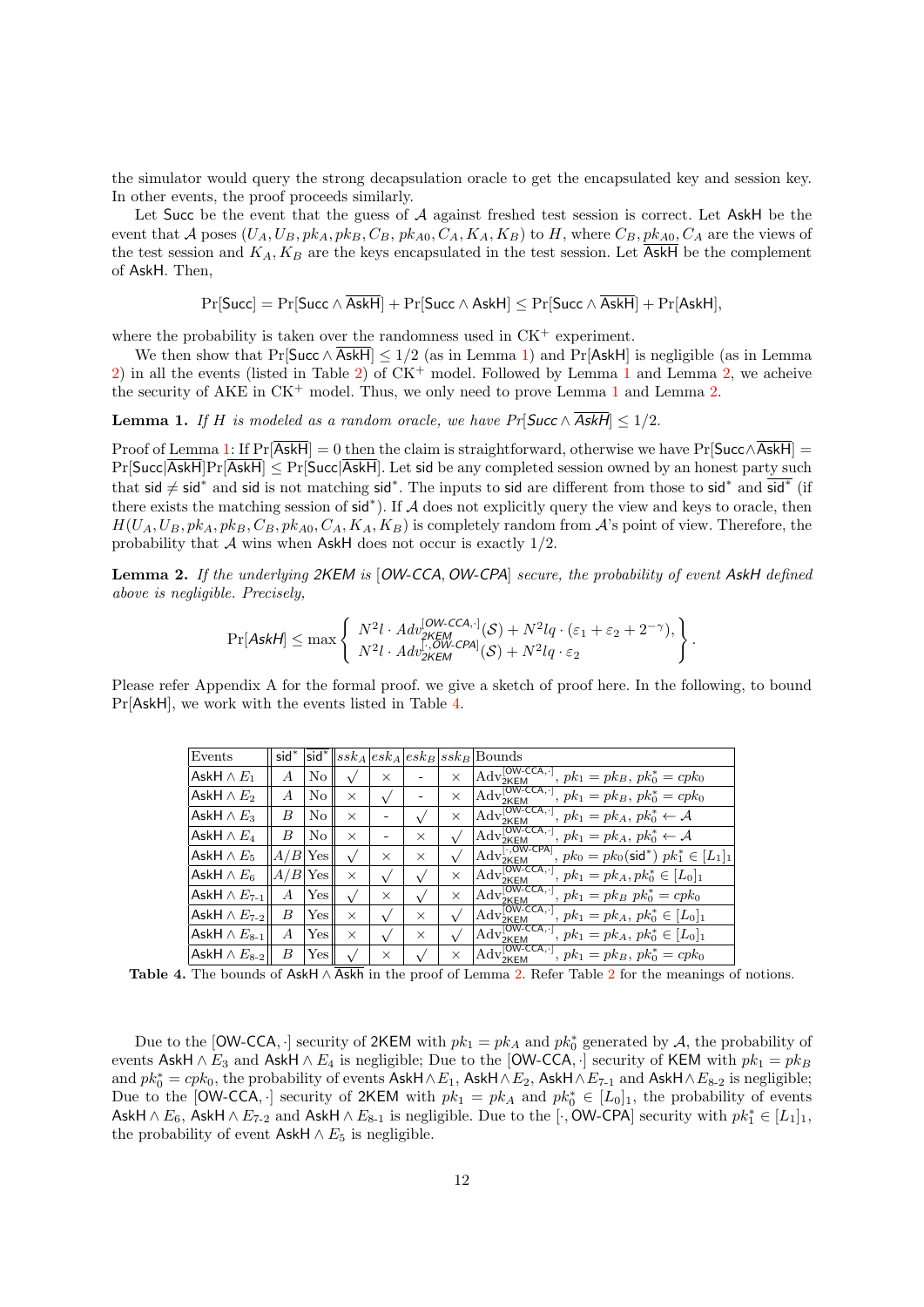the simulator would query the strong decapsulation oracle to get the encapsulated key and session key. In other events, the proof proceeds similarly.

Let $\mathsf{Succ}$ be the event that the guess of $\mathcal{A}$ against freshed test session is correct. Let $\mathsf{AskH}$ be the event that $\mathcal{A}$ poses $(U_A, U_B, pk_A, pk_B, C_B, pk_{A0}, C_A, K_A, K_B)$ to $H$, where $C_B, pk_{A0}, C_A$ are the views of the test session and $K_A, K_B$ are the keys encapsulated in the test session. Let $\overline{\mathsf{AskH}}$ be the complement of $\mathsf{AskH}$. Then,

$$\Pr[\mathsf{Succ}] = \Pr[\mathsf{Succ} \wedge \overline{\mathsf{AskH}}] + \Pr[\mathsf{Succ} \wedge \mathsf{AskH}] \leq \Pr[\mathsf{Succ} \wedge \overline{\mathsf{AskH}}] + \Pr[\mathsf{AskH}],$$

where the probability is taken over the randomness used in CK$^+$ experiment.

We then show that $\Pr[\mathsf{Succ} \wedge \overline{\mathsf{AskH}}] \leq 1/2$ (as in Lemma 1) and $\Pr[\mathsf{AskH}]$ is negligible (as in Lemma 2) in all the events (listed in Table 2) of CK$^+$ model. Followed by Lemma 1 and Lemma 2, we acheive the security of AKE in CK$^+$ model. Thus, we only need to prove Lemma 1 and Lemma 2.

**Lemma 1.** *If $H$ is modeled as a random oracle, we have $Pr[\mathsf{Succ} \wedge \overline{\mathsf{AskH}}] \leq 1/2$.*

Proof of Lemma 1: If $\Pr[\overline{\mathsf{AskH}}] = 0$ then the claim is straightforward, otherwise we have $\Pr[\mathsf{Succ} \wedge \overline{\mathsf{AskH}}] = \Pr[\mathsf{Succ}|\overline{\mathsf{AskH}}]\Pr[\overline{\mathsf{AskH}}] \leq \Pr[\mathsf{Succ}|\overline{\mathsf{AskH}}]$. Let $\mathsf{sid}$ be any completed session owned by an honest party such that $\mathsf{sid} \neq \mathsf{sid}^*$ and $\mathsf{sid}$ is not matching $\mathsf{sid}^*$. The inputs to $\mathsf{sid}$ are different from those to $\mathsf{sid}^*$ and $\overline{\mathsf{sid}^*}$ (if there exists the matching session of $\mathsf{sid}^*$). If $\mathcal{A}$ does not explicitly query the view and keys to oracle, then $H(U_A, U_B, pk_A, pk_B, C_B, pk_{A0}, C_A, K_A, K_B)$ is completely random from $\mathcal{A}$'s point of view. Therefore, the probability that $\mathcal{A}$ wins when $\mathsf{AskH}$ does not occur is exactly $1/2$.

**Lemma 2.** *If the underlying 2KEM is [OW-CCA, OW-CPA] secure, the probability of event AskH defined above is negligible. Precisely,*

$$\Pr[\mathsf{AskH}] \leq \max \left\{ \begin{array}{l} N^2 l \cdot Adv_{\mathsf{2KEM}}^{[\mathsf{OW\text{-}CCA}, \cdot]}(\mathcal{S}) + N^2 lq \cdot (\varepsilon_1 + \varepsilon_2 + 2^{-\gamma}), \\ N^2 l \cdot Adv_{\mathsf{2KEM}}^{[\cdot, \mathsf{OW\text{-}CPA}]}(\mathcal{S}) + N^2 lq \cdot \varepsilon_2 \end{array} \right\}.$$

Please refer Appendix A for the formal proof. we give a sketch of proof here. In the following, to bound $\Pr[\mathsf{AskH}]$, we work with the events listed in Table 4.

| Events | $\mathsf{sid}^*$ | $\overline{\mathsf{sid}^*}$ | $ssk_A$ | $esk_A$ | $esk_B$ | $ssk_B$ | Bounds |
|---|---|---|---|---|---|---|---|
| $\mathsf{AskH} \wedge E_1$ | $A$ | No | $\surd$ | $\times$ | - | $\times$ | $\mathrm{Adv}_{\mathsf{2KEM}}^{[\mathsf{OW\text{-}CCA}, \cdot]}$, $pk_1 = pk_B$, $pk_0^* = cpk_0$ |
| $\mathsf{AskH} \wedge E_2$ | $A$ | No | $\times$ | $\surd$ | - | $\times$ | $\mathrm{Adv}_{\mathsf{2KEM}}^{[\mathsf{OW\text{-}CCA}, \cdot]}$, $pk_1 = pk_B$, $pk_0^* = cpk_0$ |
| $\mathsf{AskH} \wedge E_3$ | $B$ | No | $\times$ | - | $\surd$ | $\times$ | $\mathrm{Adv}_{\mathsf{2KEM}}^{[\mathsf{OW\text{-}CCA}, \cdot]}$, $pk_1 = pk_A$, $pk_0^* \leftarrow \mathcal{A}$ |
| $\mathsf{AskH} \wedge E_4$ | $B$ | No | $\times$ | - | $\times$ | $\surd$ | $\mathrm{Adv}_{\mathsf{2KEM}}^{[\mathsf{OW\text{-}CCA}, \cdot]}$, $pk_1 = pk_A$, $pk_0^* \leftarrow \mathcal{A}$ |
| $\mathsf{AskH} \wedge E_5$ | $A/B$ | Yes | $\surd$ | $\times$ | $\times$ | $\surd$ | $\mathrm{Adv}_{\mathsf{2KEM}}^{[\cdot, \mathsf{OW\text{-}CPA}]}$, $pk_0 = pk_0(\mathsf{sid}^*)$ $pk_1^* \in [L_1]_1$ |
| $\mathsf{AskH} \wedge E_6$ | $A/B$ | Yes | $\times$ | $\surd$ | $\surd$ | $\times$ | $\mathrm{Adv}_{\mathsf{2KEM}}^{[\mathsf{OW\text{-}CCA}, \cdot]}$, $pk_1 = pk_A, pk_0^* \in [L_0]_1$ |
| $\mathsf{AskH} \wedge E_{7\text{-}1}$ | $A$ | Yes | $\surd$ | $\times$ | $\surd$ | $\times$ | $\mathrm{Adv}_{\mathsf{2KEM}}^{[\mathsf{OW\text{-}CCA}, \cdot]}$, $pk_1 = pk_B$ $pk_0^* = cpk_0$ |
| $\mathsf{AskH} \wedge E_{7\text{-}2}$ | $B$ | Yes | $\times$ | $\surd$ | $\times$ | $\surd$ | $\mathrm{Adv}_{\mathsf{2KEM}}^{[\mathsf{OW\text{-}CCA}, \cdot]}$, $pk_1 = pk_A$, $pk_0^* \in [L_0]_1$ |
| $\mathsf{AskH} \wedge E_{8\text{-}1}$ | $A$ | Yes | $\times$ | $\surd$ | $\times$ | $\surd$ | $\mathrm{Adv}_{\mathsf{2KEM}}^{[\mathsf{OW\text{-}CCA}, \cdot]}$, $pk_1 = pk_A$, $pk_0^* \in [L_0]_1$ |
| $\mathsf{AskH} \wedge E_{8\text{-}2}$ | $B$ | Yes | $\surd$ | $\times$ | $\surd$ | $\times$ | $\mathrm{Adv}_{\mathsf{2KEM}}^{[\mathsf{OW\text{-}CCA}, \cdot]}$, $pk_1 = pk_B$, $pk_0^* = cpk_0$ |

**Table 4.** The bounds of $\mathsf{AskH} \wedge \overline{\mathsf{Askh}}$ in the proof of Lemma 2. Refer Table 2 for the meanings of notions.

Due to the [OW-CCA, $\cdot$] security of 2KEM with $pk_1 = pk_A$ and $pk_0^*$ generated by $\mathcal{A}$, the probability of events $\mathsf{AskH} \wedge E_3$ and $\mathsf{AskH} \wedge E_4$ is negligible; Due to the [OW-CCA, $\cdot$] security of KEM with $pk_1 = pk_B$ and $pk_0^* = cpk_0$, the probability of events $\mathsf{AskH} \wedge E_1$, $\mathsf{AskH} \wedge E_2$, $\mathsf{AskH} \wedge E_{7\text{-}1}$ and $\mathsf{AskH} \wedge E_{8\text{-}2}$ is negligible; Due to the [OW-CCA, $\cdot$] security of 2KEM with $pk_1 = pk_A$ and $pk_0^* \in [L_0]_1$, the probability of events $\mathsf{AskH} \wedge E_6$, $\mathsf{AskH} \wedge E_{7\text{-}2}$ and $\mathsf{AskH} \wedge E_{8\text{-}1}$ is negligible. Due to the [$\cdot$, OW-CPA] security with $pk_1^* \in [L_1]_1$, the probability of event $\mathsf{AskH} \wedge E_5$ is negligible.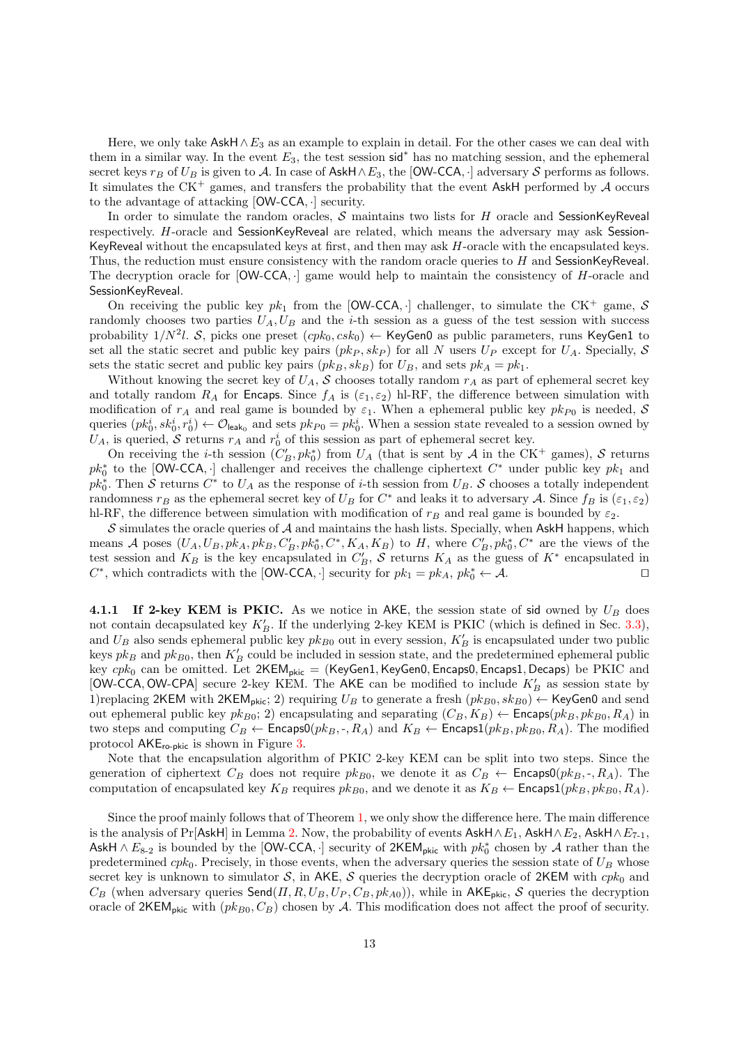Here, we only take $\mathsf{AskH} \wedge E_3$ as an example to explain in detail. For the other cases we can deal with them in a similar way. In the event $E_3$, the test session $\mathsf{sid}^*$ has no matching session, and the ephemeral secret keys $r_B$ of $U_B$ is given to $\mathcal{A}$. In case of $\mathsf{AskH} \wedge E_3$, the $[\mathsf{OW\text{-}CCA}, \cdot]$ adversary $\mathcal{S}$ performs as follows. It simulates the CK$^+$ games, and transfers the probability that the event $\mathsf{AskH}$ performed by $\mathcal{A}$ occurs to the advantage of attacking $[\mathsf{OW\text{-}CCA}, \cdot]$ security.

In order to simulate the random oracles, $\mathcal{S}$ maintains two lists for $H$ oracle and $\mathsf{SessionKeyReveal}$ respectively. $H$-oracle and $\mathsf{SessionKeyReveal}$ are related, which means the adversary may ask $\mathsf{SessionKeyReveal}$ without the encapsulated keys at first, and then may ask $H$-oracle with the encapsulated keys. Thus, the reduction must ensure consistency with the random oracle queries to $H$ and $\mathsf{SessionKeyReveal}$. The decryption oracle for $[\mathsf{OW\text{-}CCA}, \cdot]$ game would help to maintain the consistency of $H$-oracle and $\mathsf{SessionKeyReveal}$.

On receiving the public key $pk_1$ from the $[\mathsf{OW\text{-}CCA}, \cdot]$ challenger, to simulate the CK$^+$ game, $\mathcal{S}$ randomly chooses two parties $U_A, U_B$ and the $i$-th session as a guess of the test session with success probability $1/N^2 l$. $\mathcal{S}$, picks one preset $(cpk_0, csk_0) \leftarrow \mathsf{KeyGen0}$ as public parameters, runs $\mathsf{KeyGen1}$ to set all the static secret and public key pairs $(pk_P, sk_P)$ for all $N$ users $U_P$ except for $U_A$. Specially, $\mathcal{S}$ sets the static secret and public key pairs $(pk_B, sk_B)$ for $U_B$, and sets $pk_A = pk_1$.

Without knowing the secret key of $U_A$, $\mathcal{S}$ chooses totally random $r_A$ as part of ephemeral secret key and totally random $R_A$ for $\mathsf{Encaps}$. Since $f_A$ is $(\varepsilon_1, \varepsilon_2)$ hl-RF, the difference between simulation with modification of $r_A$ and real game is bounded by $\varepsilon_1$. When a ephemeral public key $pk_{P0}$ is needed, $\mathcal{S}$ queries $(pk_0^i, sk_0^i, r_0^i) \leftarrow \mathcal{O}_{\mathsf{leak}_0}$ and sets $pk_{P0} = pk_0^i$. When a session state revealed to a session owned by $U_A$, is queried, $\mathcal{S}$ returns $r_A$ and $r_0^i$ of this session as part of ephemeral secret key.

On receiving the $i$-th session $(C_B', pk_0^*)$ from $U_A$ (that is sent by $\mathcal{A}$ in the CK$^+$ games), $\mathcal{S}$ returns $pk_0^*$ to the $[\mathsf{OW\text{-}CCA}, \cdot]$ challenger and receives the challenge ciphertext $C^*$ under public key $pk_1$ and $pk_0^*$. Then $\mathcal{S}$ returns $C^*$ to $U_A$ as the response of $i$-th session from $U_B$. $\mathcal{S}$ chooses a totally independent randomness $r_B$ as the ephemeral secret key of $U_B$ for $C^*$ and leaks it to adversary $\mathcal{A}$. Since $f_B$ is $(\varepsilon_1, \varepsilon_2)$ hl-RF, the difference between simulation with modification of $r_B$ and real game is bounded by $\varepsilon_2$.

$\mathcal{S}$ simulates the oracle queries of $\mathcal{A}$ and maintains the hash lists. Specially, when $\mathsf{AskH}$ happens, which means $\mathcal{A}$ poses $(U_A, U_B, pk_A, pk_B, C_B', pk_0^*, C^*, K_A, K_B)$ to $H$, where $C_B', pk_0^*, C^*$ are the views of the test session and $K_B$ is the key encapsulated in $C_B'$, $\mathcal{S}$ returns $K_A$ as the guess of $K^*$ encapsulated in $C^*$, which contradicts with the $[\mathsf{OW\text{-}CCA}, \cdot]$ security for $pk_1 = pk_A$, $pk_0^* \leftarrow \mathcal{A}$. $\square$

#### 4.1.1 If 2-key KEM is PKIC.

As we notice in $\mathsf{AKE}$, the session state of $\mathsf{sid}$ owned by $U_B$ does not contain decapsulated key $K_B'$. If the underlying 2-key KEM is PKIC (which is defined in Sec. 3.3), and $U_B$ also sends ephemeral public key $pk_{B0}$ out in every session, $K_B'$ is encapsulated under two public keys $pk_B$ and $pk_{B0}$, then $K_B'$ could be included in session state, and the predetermined ephemeral public key $cpk_0$ can be omitted. Let $\mathsf{2KEM_{pkic}} = (\mathsf{KeyGen1}, \mathsf{KeyGen0}, \mathsf{Encaps0}, \mathsf{Encaps1}, \mathsf{Decaps})$ be PKIC and $[\mathsf{OW\text{-}CCA}, \mathsf{OW\text{-}CPA}]$ secure 2-key KEM. The $\mathsf{AKE}$ can be modified to include $K_B'$ as session state by 1)replacing $\mathsf{2KEM}$ with $\mathsf{2KEM_{pkic}}$; 2) requiring $U_B$ to generate a fresh $(pk_{B0}, sk_{B0}) \leftarrow \mathsf{KeyGen0}$ and send out ephemeral public key $pk_{B0}$; 2) encapsulating and separating $(C_B, K_B) \leftarrow \mathsf{Encaps}(pk_B, pk_{B0}, R_A)$ in two steps and computing $C_B \leftarrow \mathsf{Encaps0}(pk_B, \text{-}, R_A)$ and $K_B \leftarrow \mathsf{Encaps1}(pk_B, pk_{B0}, R_A)$. The modified protocol $\mathsf{AKE_{ro\text{-}pkic}}$ is shown in Figure 3.

Note that the encapsulation algorithm of PKIC 2-key KEM can be split into two steps. Since the generation of ciphertext $C_B$ does not require $pk_{B0}$, we denote it as $C_B \leftarrow \mathsf{Encaps0}(pk_B, \text{-}, R_A)$. The computation of encapsulated key $K_B$ requires $pk_{B0}$, and we denote it as $K_B \leftarrow \mathsf{Encaps1}(pk_B, pk_{B0}, R_A)$.

Since the proof mainly follows that of Theorem 1, we only show the difference here. The main difference is the analysis of $\Pr[\mathsf{AskH}]$ in Lemma 2. Now, the probability of events $\mathsf{AskH} \wedge E_1$, $\mathsf{AskH} \wedge E_2$, $\mathsf{AskH} \wedge E_{7\text{-}1}$, $\mathsf{AskH} \wedge E_{8\text{-}2}$ is bounded by the $[\mathsf{OW\text{-}CCA}, \cdot]$ security of $\mathsf{2KEM_{pkic}}$ with $pk_0^*$ chosen by $\mathcal{A}$ rather than the predetermined $cpk_0$. Precisely, in those events, when the adversary queries the session state of $U_B$ whose secret key is unknown to simulator $\mathcal{S}$, in $\mathsf{AKE}$, $\mathcal{S}$ queries the decryption oracle of $\mathsf{2KEM}$ with $cpk_0$ and $C_B$ (when adversary queries $\mathsf{Send}(\Pi, R, U_B, U_P, C_B, pk_{A0})$), while in $\mathsf{AKE_{pkic}}$, $\mathcal{S}$ queries the decryption oracle of $\mathsf{2KEM_{pkic}}$ with $(pk_{B0}, C_B)$ chosen by $\mathcal{A}$. This modification does not affect the proof of security.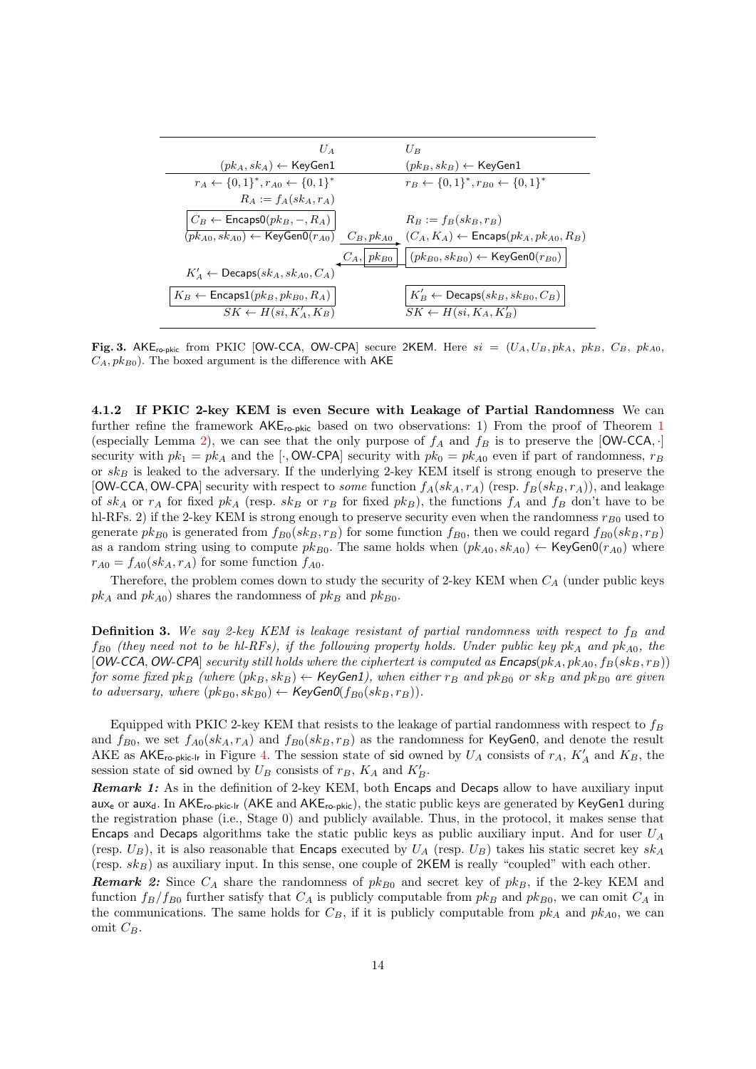| $U_A$ | | $U_B$ |
|---|---|---|
| $(pk_A, sk_A) \leftarrow \mathsf{KeyGen1}$ | | $(pk_B, sk_B) \leftarrow \mathsf{KeyGen1}$ |
| $r_A \leftarrow \{0,1\}^*, r_{A0} \leftarrow \{0,1\}^*$ | | $r_B \leftarrow \{0,1\}^*, r_{B0} \leftarrow \{0,1\}^*$ |
| $R_A := f_A(sk_A, r_A)$ | | |
| $\boxed{C_B \leftarrow \mathsf{Encaps0}(pk_B, -, R_A)}$ | | $R_B := f_B(sk_B, r_B)$ |
| $(pk_{A0}, sk_{A0}) \leftarrow \mathsf{KeyGen0}(r_{A0})$ | $C_B, pk_{A0}$ $\longrightarrow$ | $(C_A, K_A) \leftarrow \mathsf{Encaps}(pk_A, pk_{A0}, R_B)$ |
| | $\longleftarrow$ $C_A, \boxed{pk_{B0}}$ | $\boxed{(pk_{B0}, sk_{B0}) \leftarrow \mathsf{KeyGen0}(r_{B0})}$ |
| $K'_A \leftarrow \mathsf{Decaps}(sk_A, sk_{A0}, C_A)$ | | |
| $\boxed{K_B \leftarrow \mathsf{Encaps1}(pk_B, pk_{B0}, R_A)}$ | | $\boxed{K'_B \leftarrow \mathsf{Decaps}(sk_B, sk_{B0}, C_B)}$ |
| $SK \leftarrow H(si, K'_A, K_B)$ | | $SK \leftarrow H(si, K_A, K'_B)$ |

**Fig. 3.** $\mathsf{AKE}_{\mathsf{ro\text{-}pkic}}$ from PKIC [OW-CCA, OW-CPA] secure 2KEM. Here $si = (U_A, U_B, pk_A, pk_B, C_B, pk_{A0}, C_A, pk_{B0})$. The boxed argument is the difference with AKE

#### 4.1.2 If PKIC 2-key KEM is even Secure with Leakage of Partial Randomness

We can further refine the framework $\mathsf{AKE}_{\mathsf{ro\text{-}pkic}}$ based on two observations: 1) From the proof of Theorem 1 (especially Lemma 2), we can see that the only purpose of $f_A$ and $f_B$ is to preserve the [OW-CCA, $\cdot$] security with $pk_1 = pk_A$ and the [$\cdot$, OW-CPA] security with $pk_0 = pk_{A0}$ even if part of randomness, $r_B$ or $sk_B$ is leaked to the adversary. If the underlying 2-key KEM itself is strong enough to preserve the [OW-CCA, OW-CPA] security with respect to *some* function $f_A(sk_A, r_A)$ (resp. $f_B(sk_B, r_A)$), and leakage of $sk_A$ or $r_A$ for fixed $pk_A$ (resp. $sk_B$ or $r_B$ for fixed $pk_B$), the functions $f_A$ and $f_B$ don't have to be hl-RFs. 2) if the 2-key KEM is strong enough to preserve security even when the randomness $r_{B0}$ used to generate $pk_{B0}$ is generated from $f_{B0}(sk_B, r_B)$ for some function $f_{B0}$, then we could regard $f_{B0}(sk_B, r_B)$ as a random string using to compute $pk_{B0}$. The same holds when $(pk_{A0}, sk_{A0}) \leftarrow \mathsf{KeyGen0}(r_{A0})$ where $r_{A0} = f_{A0}(sk_A, r_A)$ for some function $f_{A0}$.

Therefore, the problem comes down to study the security of 2-key KEM when $C_A$ (under public keys $pk_A$ and $pk_{A0}$) shares the randomness of $pk_B$ and $pk_{B0}$.

**Definition 3.** *We say 2-key KEM is leakage resistant of partial randomness with respect to $f_B$ and $f_{B0}$ (they need not to be hl-RFs), if the following property holds. Under public key $pk_A$ and $pk_{A0}$, the [OW-CCA, OW-CPA] security still holds where the ciphertext is computed as $\mathsf{Encaps}(pk_A, pk_{A0}, f_B(sk_B, r_B))$ for some fixed $pk_B$ (where $(pk_B, sk_B) \leftarrow \mathsf{KeyGen1}$), when either $r_B$ and $pk_{B0}$ or $sk_B$ and $pk_{B0}$ are given to adversary, where $(pk_{B0}, sk_{B0}) \leftarrow \mathsf{KeyGen0}(f_{B0}(sk_B, r_B))$.*

Equipped with PKIC 2-key KEM that resists to the leakage of partial randomness with respect to $f_B$ and $f_{B0}$, we set $f_{A0}(sk_A, r_A)$ and $f_{B0}(sk_B, r_B)$ as the randomness for KeyGen0, and denote the result AKE as $\mathsf{AKE}_{\mathsf{ro\text{-}pkic\text{-}lr}}$ in Figure 4. The session state of sid owned by $U_A$ consists of $r_A$, $K'_A$ and $K_B$, the session state of sid owned by $U_B$ consists of $r_B$, $K_A$ and $K'_B$.

***Remark 1:*** As in the definition of 2-key KEM, both Encaps and Decaps allow to have auxiliary input $\mathsf{aux_e}$ or $\mathsf{aux_d}$. In $\mathsf{AKE}_{\mathsf{ro\text{-}pkic\text{-}lr}}$ (AKE and $\mathsf{AKE}_{\mathsf{ro\text{-}pkic}}$), the static public keys are generated by KeyGen1 during the registration phase (i.e., Stage 0) and publicly available. Thus, in the protocol, it makes sense that Encaps and Decaps algorithms take the static public keys as public auxiliary input. And for user $U_A$ (resp. $U_B$), it is also reasonable that Encaps executed by $U_A$ (resp. $U_B$) takes his static secret key $sk_A$ (resp. $sk_B$) as auxiliary input. In this sense, one couple of 2KEM is really "coupled" with each other.

***Remark 2:*** Since $C_A$ share the randomness of $pk_{B0}$ and secret key of $pk_B$, if the 2-key KEM and function $f_B/f_{B0}$ further satisfy that $C_A$ is publicly computable from $pk_B$ and $pk_{B0}$, we can omit $C_A$ in the communications. The same holds for $C_B$, if it is publicly computable from $pk_A$ and $pk_{A0}$, we can omit $C_B$.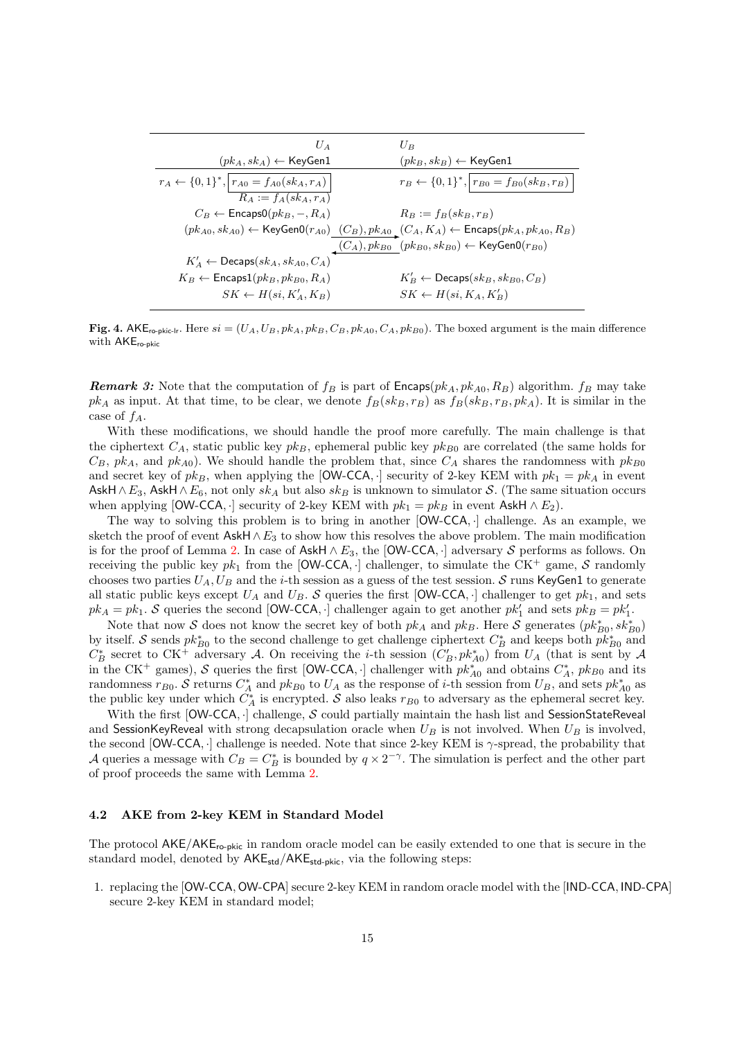| $U_A$ | | $U_B$ |
|---|---|---|
| $(pk_A, sk_A) \leftarrow \mathsf{KeyGen1}$ | | $(pk_B, sk_B) \leftarrow \mathsf{KeyGen1}$ |
| $r_A \leftarrow \{0,1\}^*$, $\boxed{r_{A0} = f_{A0}(sk_A, r_A)}$ | | $r_B \leftarrow \{0,1\}^*$, $\boxed{r_{B0} = f_{B0}(sk_B, r_B)}$ |
| $R_A := f_A(sk_A, r_A)$ | | |
| $C_B \leftarrow \mathsf{Encaps0}(pk_B, -, R_A)$ | | $R_B := f_B(sk_B, r_B)$ |
| $(pk_{A0}, sk_{A0}) \leftarrow \mathsf{KeyGen0}(r_{A0})$ | $\xrightarrow{(C_B), pk_{A0}}$ | $(C_A, K_A) \leftarrow \mathsf{Encaps}(pk_A, pk_{A0}, R_B)$ |
| | $\xleftarrow{(C_A), pk_{B0}}$ | $(pk_{B0}, sk_{B0}) \leftarrow \mathsf{KeyGen0}(r_{B0})$ |
| $K'_A \leftarrow \mathsf{Decaps}(sk_A, sk_{A0}, C_A)$ | | |
| $K_B \leftarrow \mathsf{Encaps1}(pk_B, pk_{B0}, R_A)$ | | $K'_B \leftarrow \mathsf{Decaps}(sk_B, sk_{B0}, C_B)$ |
| $SK \leftarrow H(si, K'_A, K_B)$ | | $SK \leftarrow H(si, K_A, K'_B)$ |

**Fig. 4.** $\mathsf{AKE}_{\text{ro-pkic-lr}}$. Here $si = (U_A, U_B, pk_A, pk_B, C_B, pk_{A0}, C_A, pk_{B0})$. The boxed argument is the main difference with $\mathsf{AKE}_{\text{ro-pkic}}$

***Remark 3:*** Note that the computation of $f_B$ is part of $\mathsf{Encaps}(pk_A, pk_{A0}, R_B)$ algorithm. $f_B$ may take $pk_A$ as input. At that time, to be clear, we denote $f_B(sk_B, r_B)$ as $f_B(sk_B, r_B, pk_A)$. It is similar in the case of $f_A$.

With these modifications, we should handle the proof more carefully. The main challenge is that the ciphertext $C_A$, static public key $pk_B$, ephemeral public key $pk_{B0}$ are correlated (the same holds for $C_B$, $pk_A$, and $pk_{A0}$). We should handle the problem that, since $C_A$ shares the randomness with $pk_{B0}$ and secret key of $pk_B$, when applying the [OW-CCA, $\cdot$] security of 2-key KEM with $pk_1 = pk_A$ in event $\mathsf{AskH} \wedge E_3$, $\mathsf{AskH} \wedge E_6$, not only $sk_A$ but also $sk_B$ is unknown to simulator $\mathcal{S}$. (The same situation occurs when applying [OW-CCA, $\cdot$] security of 2-key KEM with $pk_1 = pk_B$ in event $\mathsf{AskH} \wedge E_2$).

The way to solving this problem is to bring in another [OW-CCA, $\cdot$] challenge. As an example, we sketch the proof of event $\mathsf{AskH} \wedge E_3$ to show how this resolves the above problem. The main modification is for the proof of Lemma 2. In case of $\mathsf{AskH} \wedge E_3$, the [OW-CCA, $\cdot$] adversary $\mathcal{S}$ performs as follows. On receiving the public key $pk_1$ from the [OW-CCA, $\cdot$] challenger, to simulate the $\text{CK}^+$ game, $\mathcal{S}$ randomly chooses two parties $U_A, U_B$ and the $i$-th session as a guess of the test session. $\mathcal{S}$ runs $\mathsf{KeyGen1}$ to generate all static public keys except $U_A$ and $U_B$. $\mathcal{S}$ queries the first [OW-CCA, $\cdot$] challenger to get $pk_1$, and sets $pk_A = pk_1$. $\mathcal{S}$ queries the second [OW-CCA, $\cdot$] challenger again to get another $pk'_1$ and sets $pk_B = pk'_1$.

Note that now $\mathcal{S}$ does not know the secret key of both $pk_A$ and $pk_B$. Here $\mathcal{S}$ generates $(pk^*_{B0}, sk^*_{B0})$ by itself. $\mathcal{S}$ sends $pk^*_{B0}$ to the second challenge to get challenge ciphertext $C^*_B$ and keeps both $pk^*_{B0}$ and $C^*_B$ secret to $\text{CK}^+$ adversary $\mathcal{A}$. On receiving the $i$-th session $(C'_B, pk^*_{A0})$ from $U_A$ (that is sent by $\mathcal{A}$ in the $\text{CK}^+$ games), $\mathcal{S}$ queries the first [OW-CCA, $\cdot$] challenger with $pk^*_{A0}$ and obtains $C^*_A$, $pk_{B0}$ and its randomness $r_{B0}$. $\mathcal{S}$ returns $C^*_A$ and $pk_{B0}$ to $U_A$ as the response of $i$-th session from $U_B$, and sets $pk^*_{A0}$ as the public key under which $C^*_A$ is encrypted. $\mathcal{S}$ also leaks $r_{B0}$ to adversary as the ephemeral secret key.

With the first [OW-CCA, $\cdot$] challenge, $\mathcal{S}$ could partially maintain the hash list and $\mathsf{SessionStateReveal}$ and $\mathsf{SessionKeyReveal}$ with strong decapsulation oracle when $U_B$ is not involved. When $U_B$ is involved, the second [OW-CCA, $\cdot$] challenge is needed. Note that since 2-key KEM is $\gamma$-spread, the probability that $\mathcal{A}$ queries a message with $C_B = C^*_B$ is bounded by $q \times 2^{-\gamma}$. The simulation is perfect and the other part of proof proceeds the same with Lemma 2.

### 4.2 AKE from 2-key KEM in Standard Model

The protocol $\mathsf{AKE}/\mathsf{AKE}_{\text{ro-pkic}}$ in random oracle model can be easily extended to one that is secure in the standard model, denoted by $\mathsf{AKE}_{\text{std}}/\mathsf{AKE}_{\text{std-pkic}}$, via the following steps:

1. replacing the [OW-CCA, OW-CPA] secure 2-key KEM in random oracle model with the [IND-CCA, IND-CPA] secure 2-key KEM in standard model;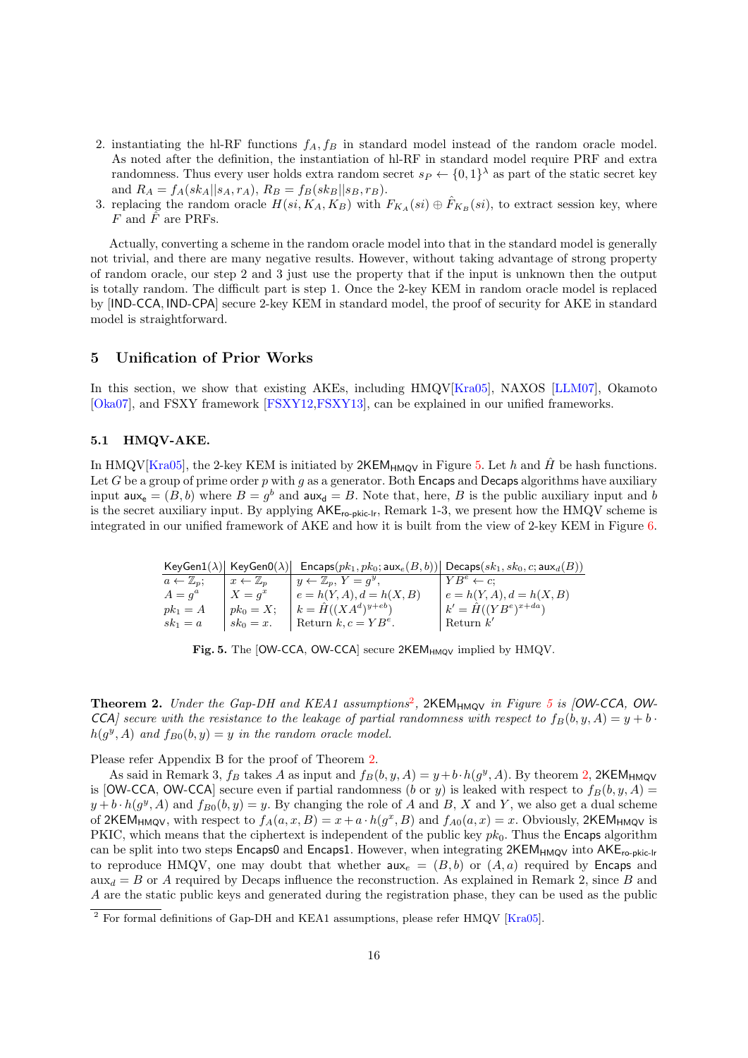2. instantiating the hl-RF functions $f_A, f_B$ in standard model instead of the random oracle model. As noted after the definition, the instantiation of hl-RF in standard model require PRF and extra randomness. Thus every user holds extra random secret $s_P \leftarrow \{0,1\}^\lambda$ as part of the static secret key and $R_A = f_A(sk_A||s_A, r_A)$, $R_B = f_B(sk_B||s_B, r_B)$.
3. replacing the random oracle $H(si, K_A, K_B)$ with $F_{K_A}(si) \oplus \hat{F}_{K_B}(si)$, to extract session key, where $F$ and $\hat{F}$ are PRFs.

Actually, converting a scheme in the random oracle model into that in the standard model is generally not trivial, and there are many negative results. However, without taking advantage of strong property of random oracle, our step 2 and 3 just use the property that if the input is unknown then the output is totally random. The difficult part is step 1. Once the 2-key KEM in random oracle model is replaced by [IND-CCA, IND-CPA] secure 2-key KEM in standard model, the proof of security for AKE in standard model is straightforward.

## 5 Unification of Prior Works

In this section, we show that existing AKEs, including HMQV[Kra05], NAXOS [LLM07], Okamoto [Oka07], and FSXY framework [FSXY12,FSXY13], can be explained in our unified frameworks.

### 5.1 HMQV-AKE.

In HMQV[Kra05], the 2-key KEM is initiated by $\mathsf{2KEM_{HMQV}}$ in Figure 5. Let $h$ and $\hat{H}$ be hash functions. Let $G$ be a group of prime order $p$ with $g$ as a generator. Both Encaps and Decaps algorithms have auxiliary input $\mathsf{aux_e} = (B, b)$ where $B = g^b$ and $\mathsf{aux_d} = B$. Note that, here, $B$ is the public auxiliary input and $b$ is the secret auxiliary input. By applying $\mathsf{AKE_{ro\text{-}pkic\text{-}lr}}$, Remark 1-3, we present how the HMQV scheme is integrated in our unified framework of AKE and how it is built from the view of 2-key KEM in Figure 6.

| KeyGen1($\lambda$) | KeyGen0($\lambda$) | Encaps($pk_1, pk_0; \mathsf{aux_e}(B,b)$) | Decaps($sk_1, sk_0, c; \mathsf{aux_d}(B)$) |
|---|---|---|---|
| $a \leftarrow \mathbb{Z}_p$; | $x \leftarrow \mathbb{Z}_p$ | $y \leftarrow \mathbb{Z}_p$, $Y = g^y$, | $YB^e \leftarrow c$; |
| $A = g^a$ | $X = g^x$ | $e = h(Y, A), d = h(X, B)$ | $e = h(Y, A), d = h(X, B)$ |
| $pk_1 = A$ | $pk_0 = X$; | $k = \hat{H}((XA^d)^{y+eb})$ | $k' = \hat{H}((YB^e)^{x+da})$ |
| $sk_1 = a$ | $sk_0 = x$. | Return $k, c = YB^e$. | Return $k'$ |

**Fig. 5.** The [OW-CCA, OW-CCA] secure $\mathsf{2KEM_{HMQV}}$ implied by HMQV.

**Theorem 2.** *Under the Gap-DH and KEA1 assumptions*[2], *$\mathsf{2KEM_{HMQV}}$ in Figure 5 is [OW-CCA, OW-CCA] secure with the resistance to the leakage of partial randomness with respect to $f_B(b, y, A) = y + b \cdot h(g^y, A)$ and $f_{B0}(b, y) = y$ in the random oracle model.*

Please refer Appendix B for the proof of Theorem 2.

As said in Remark 3, $f_B$ takes $A$ as input and $f_B(b, y, A) = y + b \cdot h(g^y, A)$. By theorem 2, $\mathsf{2KEM_{HMQV}}$ is [OW-CCA, OW-CCA] secure even if partial randomness ($b$ or $y$) is leaked with respect to $f_B(b, y, A) = y + b \cdot h(g^y, A)$ and $f_{B0}(b, y) = y$. By changing the role of $A$ and $B$, $X$ and $Y$, we also get a dual scheme of $\mathsf{2KEM_{HMQV}}$, with respect to $f_A(a, x, B) = x + a \cdot h(g^x, B)$ and $f_{A0}(a, x) = x$. Obviously, $\mathsf{2KEM_{HMQV}}$ is PKIC, which means that the ciphertext is independent of the public key $pk_0$. Thus the Encaps algorithm can be split into two steps Encaps0 and Encaps1. However, when integrating $\mathsf{2KEM_{HMQV}}$ into $\mathsf{AKE_{ro\text{-}pkic\text{-}lr}}$ to reproduce HMQV, one may doubt that whether $aux_e = (B, b)$ or $(A, a)$ required by Encaps and $aux_d = B$ or $A$ required by Decaps influence the reconstruction. As explained in Remark 2, since $B$ and $A$ are the static public keys and generated during the registration phase, they can be used as the public

[2] For formal definitions of Gap-DH and KEA1 assumptions, please refer HMQV [Kra05].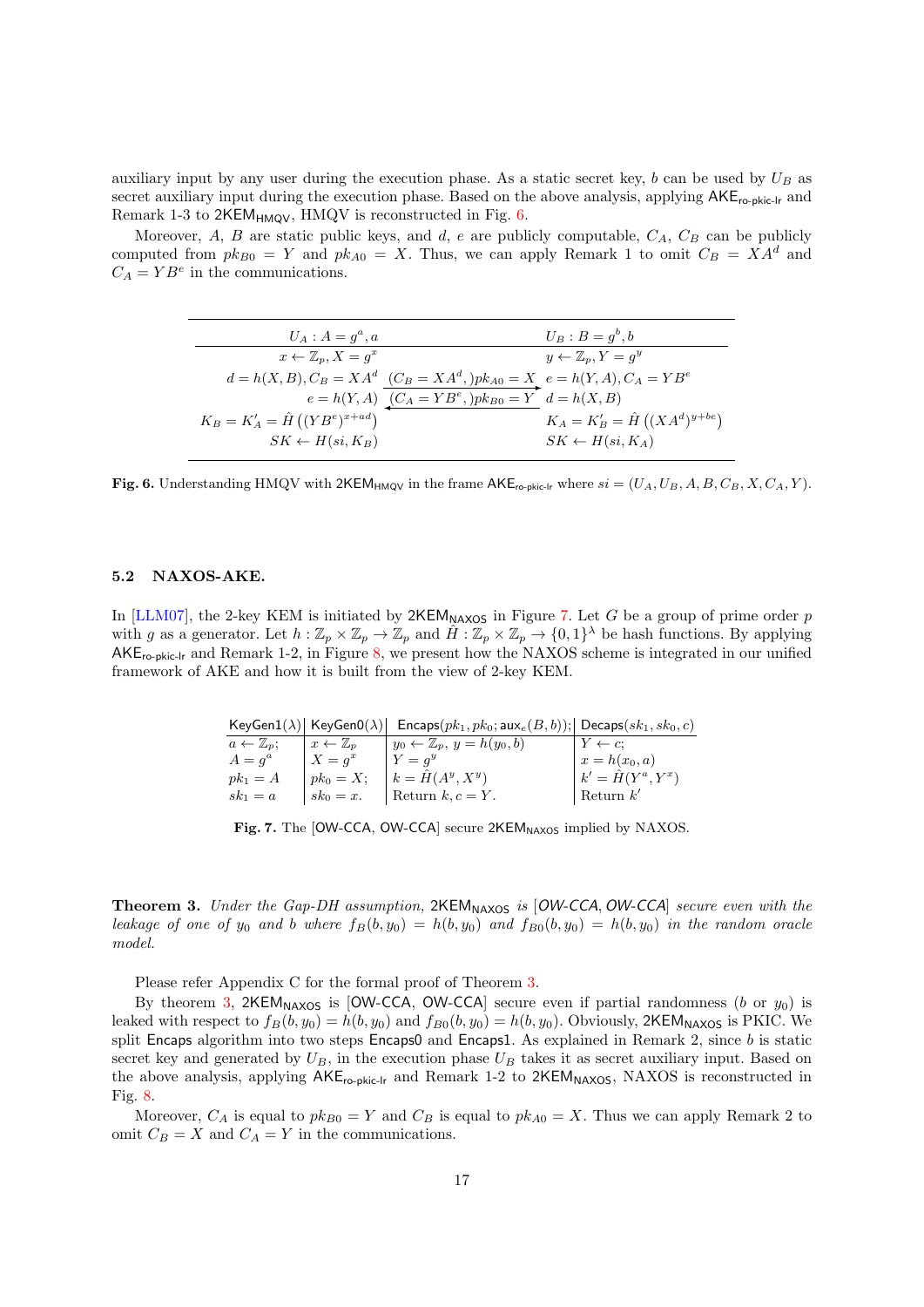auxiliary input by any user during the execution phase. As a static secret key, $b$ can be used by $U_B$ as secret auxiliary input during the execution phase. Based on the above analysis, applying $\mathsf{AKE}_{\text{ro-pkic-lr}}$ and Remark 1-3 to $\mathsf{2KEM}_{\mathsf{HMQV}}$, HMQV is reconstructed in Fig. 6.

Moreover, $A$, $B$ are static public keys, and $d$, $e$ are publicly computable, $C_A$, $C_B$ can be publicly computed from $pk_{B0} = Y$ and $pk_{A0} = X$. Thus, we can apply Remark 1 to omit $C_B = XA^d$ and $C_A = YB^e$ in the communications.

| $U_A : A = g^a, a$ | | $U_B : B = g^b, b$ |
|---|---|---|
| $x \leftarrow \mathbb{Z}_p, X = g^x$ | | $y \leftarrow \mathbb{Z}_p, Y = g^y$ |
| $d = h(X, B), C_B = XA^d$ | $(C_B = XA^d,)pk_{A0} = X$ $\longrightarrow$ | $e = h(Y, A), C_A = YB^e$ |
| $e = h(Y, A)$ | $\longleftarrow$ $(C_A = YB^e,)pk_{B0} = Y$ | $d = h(X, B)$ |
| $K_B = K'_A = \hat{H}\left((YB^e)^{x+ad}\right)$ | | $K_A = K'_B = \hat{H}\left((XA^d)^{y+be}\right)$ |
| $SK \leftarrow H(si, K_B)$ | | $SK \leftarrow H(si, K_A)$ |

**Fig. 6.** Understanding HMQV with $\mathsf{2KEM}_{\mathsf{HMQV}}$ in the frame $\mathsf{AKE}_{\text{ro-pkic-lr}}$ where $si = (U_A, U_B, A, B, C_B, X, C_A, Y)$.

### 5.2 NAXOS-AKE.

In [LLM07], the 2-key KEM is initiated by $\mathsf{2KEM}_{\mathsf{NAXOS}}$ in Figure 7. Let $G$ be a group of prime order $p$ with $g$ as a generator. Let $h : \mathbb{Z}_p \times \mathbb{Z}_p \to \mathbb{Z}_p$ and $\hat{H} : \mathbb{Z}_p \times \mathbb{Z}_p \to \{0,1\}^\lambda$ be hash functions. By applying $\mathsf{AKE}_{\text{ro-pkic-lr}}$ and Remark 1-2, in Figure 8, we present how the NAXOS scheme is integrated in our unified framework of AKE and how it is built from the view of 2-key KEM.

| $\mathsf{KeyGen1}(\lambda)$ | $\mathsf{KeyGen0}(\lambda)$ | $\mathsf{Encaps}(pk_1, pk_0; \mathsf{aux}_e(B, b))$; | $\mathsf{Decaps}(sk_1, sk_0, c)$ |
|---|---|---|---|
| $a \leftarrow \mathbb{Z}_p$; | $x \leftarrow \mathbb{Z}_p$ | $y_0 \leftarrow \mathbb{Z}_p$, $y = h(y_0, b)$ | $Y \leftarrow c$; |
| $A = g^a$ | $X = g^x$ | $Y = g^y$ | $x = h(x_0, a)$ |
| $pk_1 = A$ | $pk_0 = X$; | $k = \hat{H}(A^y, X^y)$ | $k' = \hat{H}(Y^a, Y^x)$ |
| $sk_1 = a$ | $sk_0 = x$. | Return $k, c = Y$. | Return $k'$ |

**Fig. 7.** The [OW-CCA, OW-CCA] secure $\mathsf{2KEM}_{\mathsf{NAXOS}}$ implied by NAXOS.

**Theorem 3.** *Under the Gap-DH assumption,* $\mathsf{2KEM}_{\mathsf{NAXOS}}$ *is* [*OW-CCA, OW-CCA*] *secure even with the leakage of one of $y_0$ and $b$ where $f_B(b, y_0) = h(b, y_0)$ and $f_{B0}(b, y_0) = h(b, y_0)$ in the random oracle model.*

Please refer Appendix C for the formal proof of Theorem 3.

By theorem 3, $\mathsf{2KEM}_{\mathsf{NAXOS}}$ is [OW-CCA, OW-CCA] secure even if partial randomness ($b$ or $y_0$) is leaked with respect to $f_B(b, y_0) = h(b, y_0)$ and $f_{B0}(b, y_0) = h(b, y_0)$. Obviously, $\mathsf{2KEM}_{\mathsf{NAXOS}}$ is PKIC. We split $\mathsf{Encaps}$ algorithm into two steps $\mathsf{Encaps0}$ and $\mathsf{Encaps1}$. As explained in Remark 2, since $b$ is static secret key and generated by $U_B$, in the execution phase $U_B$ takes it as secret auxiliary input. Based on the above analysis, applying $\mathsf{AKE}_{\text{ro-pkic-lr}}$ and Remark 1-2 to $\mathsf{2KEM}_{\mathsf{NAXOS}}$, NAXOS is reconstructed in Fig. 8.

Moreover, $C_A$ is equal to $pk_{B0} = Y$ and $C_B$ is equal to $pk_{A0} = X$. Thus we can apply Remark 2 to omit $C_B = X$ and $C_A = Y$ in the communications.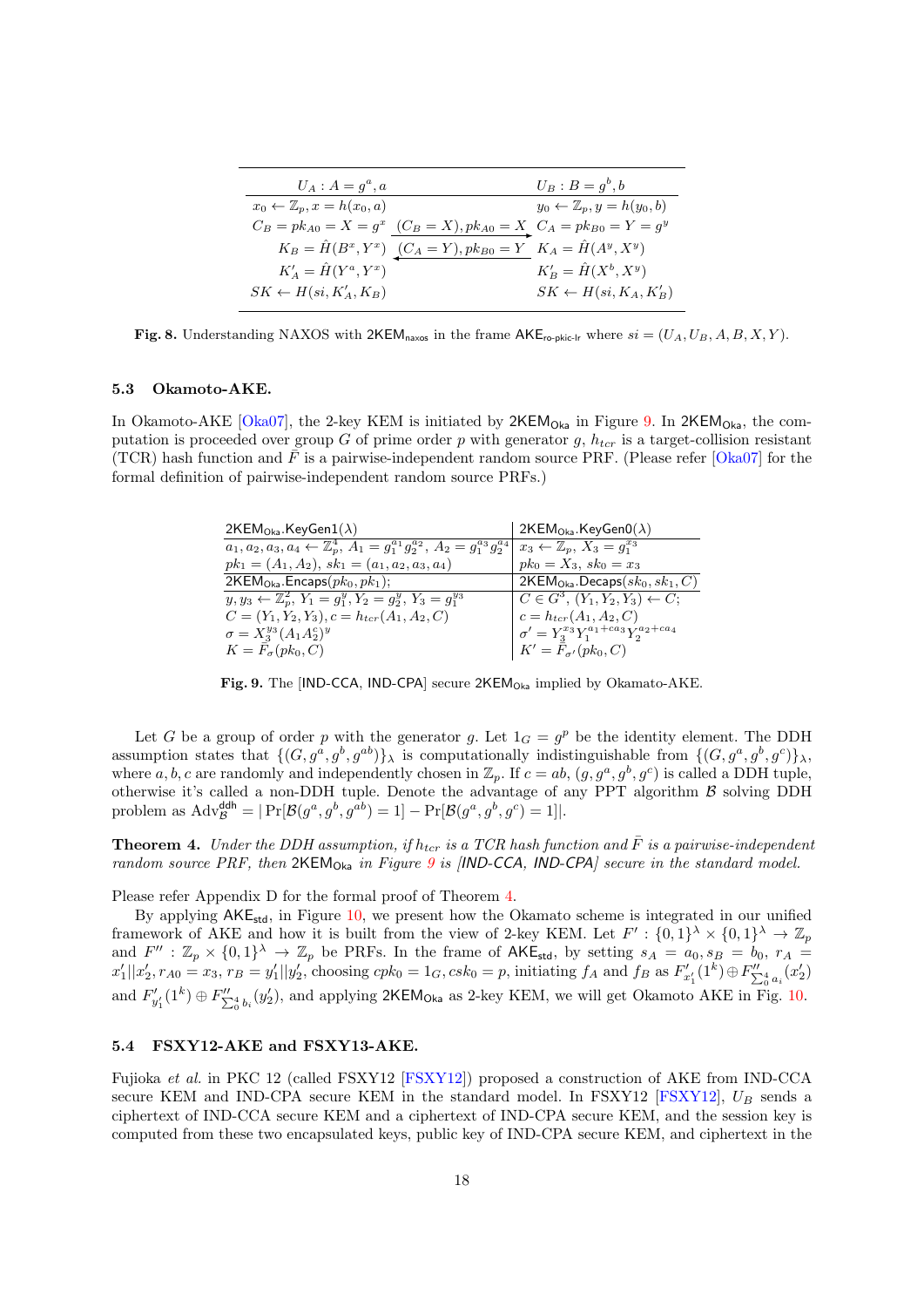| $U_A : A = g^a, a$ | | $U_B : B = g^b, b$ |
|---|---|---|
| $x_0 \leftarrow \mathbb{Z}_p, x = h(x_0, a)$ | | $y_0 \leftarrow \mathbb{Z}_p, y = h(y_0, b)$ |
| $C_B = pk_{A0} = X = g^x$ | $\xrightarrow{(C_B = X), pk_{A0} = X}$ | $C_A = pk_{B0} = Y = g^y$ |
| $K_B = \hat{H}(B^x, Y^x)$ | $\xleftarrow{(C_A = Y), pk_{B0} = Y}$ | $K_A = \hat{H}(A^y, X^y)$ |
| $K'_A = \hat{H}(Y^a, Y^x)$ | | $K'_B = \hat{H}(X^b, X^y)$ |
| $SK \leftarrow H(si, K'_A, K_B)$ | | $SK \leftarrow H(si, K_A, K'_B)$ |

**Fig. 8.** Understanding NAXOS with $\mathsf{2KEM}_{\mathsf{naxos}}$ in the frame $\mathsf{AKE}_{\mathsf{ro\text{-}pkic\text{-}lr}}$ where $si = (U_A, U_B, A, B, X, Y)$.

### 5.3 Okamoto-AKE.

In Okamoto-AKE [Oka07], the 2-key KEM is initiated by $\mathsf{2KEM}_{\mathsf{Oka}}$ in Figure 9. In $\mathsf{2KEM}_{\mathsf{Oka}}$, the computation is proceeded over group $G$ of prime order $p$ with generator $g$, $h_{tcr}$ is a target-collision resistant (TCR) hash function and $\bar{F}$ is a pairwise-independent random source PRF. (Please refer [Oka07] for the formal definition of pairwise-independent random source PRFs.)

| $\mathsf{2KEM}_{\mathsf{Oka}}.\mathsf{KeyGen1}(\lambda)$ | $\mathsf{2KEM}_{\mathsf{Oka}}.\mathsf{KeyGen0}(\lambda)$ |
|---|---|
| $a_1, a_2, a_3, a_4 \leftarrow \mathbb{Z}_p^4$, $A_1 = g_1^{a_1} g_2^{a_2}$, $A_2 = g_1^{a_3} g_2^{a_4}$ | $x_3 \leftarrow \mathbb{Z}_p$, $X_3 = g_1^{x_3}$ |
| $pk_1 = (A_1, A_2)$, $sk_1 = (a_1, a_2, a_3, a_4)$ | $pk_0 = X_3$, $sk_0 = x_3$ |
| $\mathsf{2KEM}_{\mathsf{Oka}}.\mathsf{Encaps}(pk_0, pk_1)$; | $\mathsf{2KEM}_{\mathsf{Oka}}.\mathsf{Decaps}(sk_0, sk_1, C)$ |
| $y, y_3 \leftarrow \mathbb{Z}_p^2$, $Y_1 = g_1^y, Y_2 = g_2^y$, $Y_3 = g_1^{y_3}$ | $C \in G^3$, $(Y_1, Y_2, Y_3) \leftarrow C$; |
| $C = (Y_1, Y_2, Y_3), c = h_{tcr}(A_1, A_2, C)$ | $c = h_{tcr}(A_1, A_2, C)$ |
| $\sigma = X_3^{y_3}(A_1 A_2^c)^y$ | $\sigma' = Y_3^{x_3} Y_1^{a_1 + ca_3} Y_2^{a_2 + ca_4}$ |
| $K = \bar{F}_\sigma(pk_0, C)$ | $K' = \bar{F}_{\sigma'}(pk_0, C)$ |

**Fig. 9.** The [IND-CCA, IND-CPA] secure $\mathsf{2KEM}_{\mathsf{Oka}}$ implied by Okamato-AKE.

Let $G$ be a group of order $p$ with the generator $g$. Let $1_G = g^p$ be the identity element. The DDH assumption states that $\{(G, g^a, g^b, g^{ab})\}_\lambda$ is computationally indistinguishable from $\{(G, g^a, g^b, g^c)\}_\lambda$, where $a, b, c$ are randomly and independently chosen in $\mathbb{Z}_p$. If $c = ab$, $(g, g^a, g^b, g^c)$ is called a DDH tuple, otherwise it's called a non-DDH tuple. Denote the advantage of any PPT algorithm $\mathcal{B}$ solving DDH problem as $\mathrm{Adv}_{\mathcal{B}}^{\mathsf{ddh}} = |\Pr[\mathcal{B}(g^a, g^b, g^{ab}) = 1] - \Pr[\mathcal{B}(g^a, g^b, g^c) = 1]|$.

**Theorem 4.** *Under the DDH assumption, if $h_{tcr}$ is a TCR hash function and $\bar{F}$ is a pairwise-independent random source PRF, then $\mathsf{2KEM}_{\mathsf{Oka}}$ in Figure 9 is [IND-CCA, IND-CPA] secure in the standard model.*

Please refer Appendix D for the formal proof of Theorem 4.

By applying $\mathsf{AKE}_{\mathsf{std}}$, in Figure 10, we present how the Okamato scheme is integrated in our unified framework of AKE and how it is built from the view of 2-key KEM. Let $F' : \{0,1\}^\lambda \times \{0,1\}^\lambda \rightarrow \mathbb{Z}_p$ and $F'' : \mathbb{Z}_p \times \{0,1\}^\lambda \rightarrow \mathbb{Z}_p$ be PRFs. In the frame of $\mathsf{AKE}_{\mathsf{std}}$, by setting $s_A = a_0, s_B = b_0$, $r_A = x'_1||x'_2$, $r_{A0} = x_3$, $r_B = y'_1||y'_2$, choosing $cpk_0 = 1_G$, $csk_0 = p$, initiating $f_A$ and $f_B$ as $F'_{x'_1}(1^k) \oplus F''_{\sum_0^4 a_i}(x'_2)$ and $F'_{y'_1}(1^k) \oplus F''_{\sum_0^4 b_i}(y'_2)$, and applying $\mathsf{2KEM}_{\mathsf{Oka}}$ as 2-key KEM, we will get Okamoto AKE in Fig. 10.

### 5.4 FSXY12-AKE and FSXY13-AKE.

Fujioka *et al.* in PKC 12 (called FSXY12 [FSXY12]) proposed a construction of AKE from IND-CCA secure KEM and IND-CPA secure KEM in the standard model. In FSXY12 [FSXY12], $U_B$ sends a ciphertext of IND-CCA secure KEM and a ciphertext of IND-CPA secure KEM, and the session key is computed from these two encapsulated keys, public key of IND-CPA secure KEM, and ciphertext in the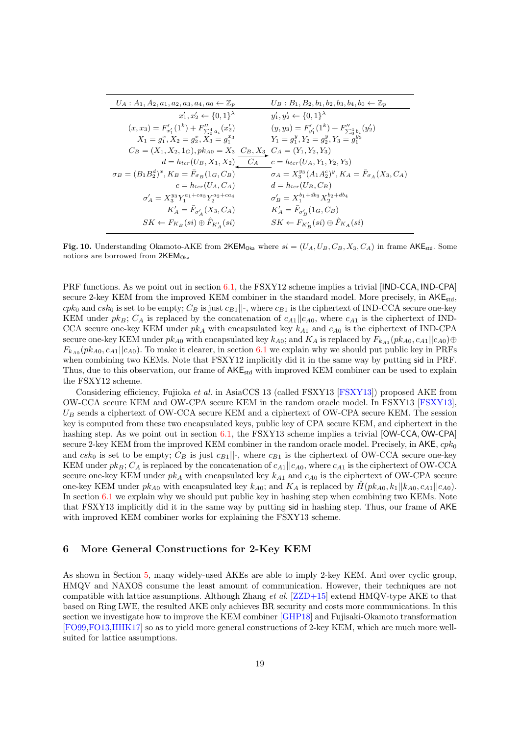| $U_A : A_1, A_2, a_1, a_2, a_3, a_4, a_0 \leftarrow \mathbb{Z}_p$ | | $U_B : B_1, B_2, b_1, b_2, b_3, b_4, b_0 \leftarrow \mathbb{Z}_p$ |
|---|---|---|
| $x'_1, x'_2 \leftarrow \{0,1\}^\lambda$ | | $y'_1, y'_2 \leftarrow \{0,1\}^\lambda$ |
| $(x, x_3) = F'_{x'_1}(1^k) + F''_{\sum_0^4 a_i}(x'_2)$ | | $(y, y_3) = F'_{y'_1}(1^k) + F''_{\sum_0^4 b_i}(y'_2)$ |
| $X_1 = g_1^x, X_2 = g_2^x, X_3 = g_1^{x_3}$ | | $Y_1 = g_1^y, Y_2 = g_2^y, Y_3 = g_1^{y_3}$ |
| $C_B = (X_1, X_2, 1_G), pk_{A0} = X_3$ | $\xrightarrow{C_B, X_3}$ | $C_A = (Y_1, Y_2, Y_3)$ |
| $d = h_{tcr}(U_B, X_1, X_2)$ | $\xleftarrow{C_A}$ | $c = h_{tcr}(U_A, Y_1, Y_2, Y_3)$ |
| $\sigma_B = (B_1 B_2^d)^x, K_B = \bar{F}_{\sigma_B}(1_G, C_B)$ | | $\sigma_A = X_3^{y_3}(A_1 A_2^c)^y, K_A = \bar{F}_{\sigma_A}(X_3, C_A)$ |
| $c = h_{tcr}(U_A, C_A)$ | | $d = h_{tcr}(U_B, C_B)$ |
| $\sigma'_A = X_3^{y_3} Y_1^{a_1 + ca_3} Y_2^{a_2 + ca_4}$ | | $\sigma'_B = X_1^{b_1 + db_3} X_2^{b_2 + db_4}$ |
| $K'_A = \bar{F}_{\sigma'_A}(X_3, C_A)$ | | $K'_A = \bar{F}_{\sigma'_B}(1_G, C_B)$ |
| $SK \leftarrow F_{K_B}(si) \oplus \hat{F}_{K'_A}(si)$ | | $SK \leftarrow F_{K'_B}(si) \oplus \hat{F}_{K_A}(si)$ |

**Fig. 10.** Understanding Okamoto-AKE from $\mathsf{2KEM_{Oka}}$ where $si = (U_A, U_B, C_B, X_3, C_A)$ in frame $\mathsf{AKE_{std}}$. Some notions are borrowed from $\mathsf{2KEM_{Oka}}$

PRF functions. As we point out in section 6.1, the FSXY12 scheme implies a trivial [IND-CCA, IND-CPA] secure 2-key KEM from the improved KEM combiner in the standard model. More precisely, in $\mathsf{AKE_{std}}$, $cpk_0$ and $csk_0$ is set to be empty; $C_B$ is just $c_{B1}||$-, where $c_{B1}$ is the ciphertext of IND-CCA secure one-key KEM under $pk_B$; $C_A$ is replaced by the concatenation of $c_{A1}||c_{A0}$, where $c_{A1}$ is the ciphertext of IND-CCA secure one-key KEM under $pk_A$ with encapsulated key $k_{A1}$ and $c_{A0}$ is the ciphertext of IND-CPA secure one-key KEM under $pk_{A0}$ with encapsulated key $k_{A0}$; and $K_A$ is replaced by $F_{k_{A1}}(pk_{A0}, c_{A1}||c_{A0}) \oplus F_{k_{A0}}(pk_{A0}, c_{A1}||c_{A0})$. To make it clearer, in section 6.1 we explain why we should put public key in PRFs when combining two KEMs. Note that FSXY12 implicitly did it in the same way by putting sid in PRF. Thus, due to this observation, our frame of $\mathsf{AKE_{std}}$ with improved KEM combiner can be used to explain the FSXY12 scheme.

Considering efficiency, Fujioka *et al.* in AsiaCCS 13 (called FSXY13 [FSXY13]) proposed AKE from OW-CCA secure KEM and OW-CPA secure KEM in the random oracle model. In FSXY13 [FSXY13], $U_B$ sends a ciphertext of OW-CCA secure KEM and a ciphertext of OW-CPA secure KEM. The session key is computed from these two encapsulated keys, public key of CPA secure KEM, and ciphertext in the hashing step. As we point out in section 6.1, the FSXY13 scheme implies a trivial [OW-CCA, OW-CPA] secure 2-key KEM from the improved KEM combiner in the random oracle model. Precisely, in AKE, $cpk_0$ and $csk_0$ is set to be empty; $C_B$ is just $c_{B1}||$-, where $c_{B1}$ is the ciphertext of OW-CCA secure one-key KEM under $pk_B$; $C_A$ is replaced by the concatenation of $c_{A1}||c_{A0}$, where $c_{A1}$ is the ciphertext of OW-CCA secure one-key KEM under $pk_A$ with encapsulated key $k_{A1}$ and $c_{A0}$ is the ciphertext of OW-CPA secure one-key KEM under $pk_{A0}$ with encapsulated key $k_{A0}$; and $K_A$ is replaced by $\hat{H}(pk_{A0}, k_1||k_{A0}, c_{A1}||c_{A0})$. In section 6.1 we explain why we should put public key in hashing step when combining two KEMs. Note that FSXY13 implicitly did it in the same way by putting sid in hashing step. Thus, our frame of AKE with improved KEM combiner works for explaining the FSXY13 scheme.

## 6 More General Constructions for 2-Key KEM

As shown in Section 5, many widely-used AKEs are able to imply 2-key KEM. And over cyclic group, HMQV and NAXOS consume the least amount of communication. However, their techniques are not compatible with lattice assumptions. Although Zhang *et al.* [ZZD+15] extend HMQV-type AKE to that based on Ring LWE, the resulted AKE only achieves BR security and costs more communications. In this section we investigate how to improve the KEM combiner [GHP18] and Fujisaki-Okamoto transformation [FO99,FO13,HHK17] so as to yield more general constructions of 2-key KEM, which are much more well-suited for lattice assumptions.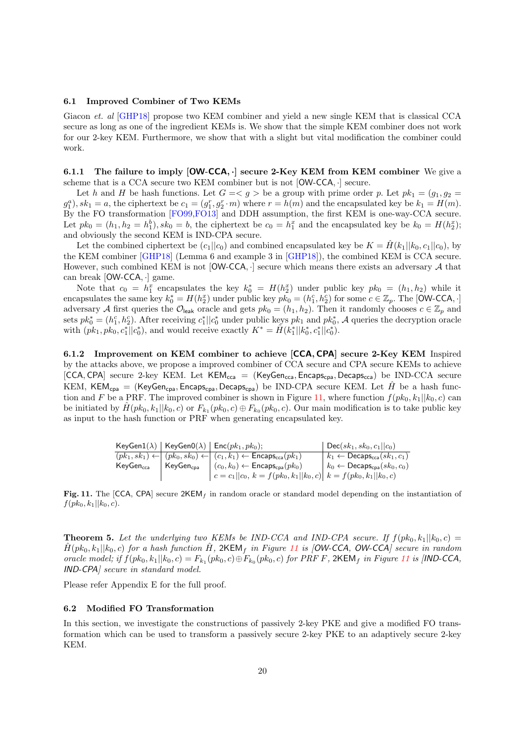### 6.1 Improved Combiner of Two KEMs

Giacon *et. al* [GHP18] propose two KEM combiner and yield a new single KEM that is classical CCA secure as long as one of the ingredient KEMs is. We show that the simple KEM combiner does not work for our 2-key KEM. Furthermore, we show that with a slight but vital modification the combiner could work.

**6.1.1 The failure to imply [OW-CCA, $\cdot$] secure 2-Key KEM from KEM combiner** We give a scheme that is a CCA secure two KEM combiner but is not [OW-CCA, $\cdot$] secure.

Let $h$ and $H$ be hash functions. Let $G =< g >$ be a group with prime order $p$. Let $pk_1 = (g_1, g_2 = g_1^a), sk_1 = a$, the ciphertext be $c_1 = (g_1^r, g_2^r \cdot m)$ where $r = h(m)$ and the encapsulated key be $k_1 = H(m)$. By the FO transformation [FO99,FO13] and DDH assumption, the first KEM is one-way-CCA secure. Let $pk_0 = (h_1, h_2 = h_1^b), sk_0 = b$, the ciphertext be $c_0 = h_1^x$ and the encapsulated key be $k_0 = H(h_2^x)$; and obviously the second KEM is IND-CPA secure.

Let the combined ciphertext be $(c_1||c_0)$ and combined encapsulated key be $K = \hat{H}(k_1||k_0, c_1||c_0)$, by the KEM combiner [GHP18] (Lemma 6 and example 3 in [GHP18]), the combined KEM is CCA secure. However, such combined KEM is not [OW-CCA, $\cdot$] secure which means there exists an adversary $\mathcal{A}$ that can break [OW-CCA, $\cdot$] game.

Note that $c_0 = h_1^x$ encapsulates the key $k_0^* = H(h_2^x)$ under public key $pk_0 = (h_1, h_2)$ while it encapsulates the same key $k_0^* = H(h_2^x)$ under public key $pk_0 = (h_1^c, h_2^c)$ for some $c \in \mathbb{Z}_p$. The [OW-CCA, $\cdot$] adversary $\mathcal{A}$ first queries the $\mathcal{O}_{\mathsf{leak}}$ oracle and gets $pk_0 = (h_1, h_2)$. Then it randomly chooses $c \in \mathbb{Z}_p$ and sets $pk_0^* = (h_1^c, h_2^c)$. After receiving $c_1^*||c_0^*$ under public keys $pk_1$ and $pk_0^*$, $\mathcal{A}$ queries the decryption oracle with $(pk_1, pk_0, c_1^*||c_0^*)$, and would receive exactly $K^* = \hat{H}(k_1^*||k_0^*, c_1^*||c_0^*)$.

**6.1.2 Improvement on KEM combiner to achieve [CCA, CPA] secure 2-Key KEM** Inspired by the attacks above, we propose a improved combiner of CCA secure and CPA secure KEMs to achieve [CCA, CPA] secure 2-key KEM. Let $\mathsf{KEM_{cca}} = (\mathsf{KeyGen_{cca}}, \mathsf{Encaps_{cca}}, \mathsf{Decaps_{cca}})$ be IND-CCA secure KEM, $\mathsf{KEM_{cpa}} = (\mathsf{KeyGen_{cpa}}, \mathsf{Encaps_{cpa}}, \mathsf{Decaps_{cpa}})$ be IND-CPA secure KEM. Let $\hat{H}$ be a hash function and $F$ be a PRF. The improved combiner is shown in Figure 11, where function $f(pk_0, k_1||k_0, c)$ can be initiated by $\hat{H}(pk_0, k_1||k_0, c)$ or $F_{k_1}(pk_0, c) \oplus F_{k_0}(pk_0, c)$. Our main modification is to take public key as input to the hash function or PRF when generating encapsulated key.

| $\mathsf{KeyGen1}(\lambda)$ | $\mathsf{KeyGen0}(\lambda)$ | $\mathsf{Enc}(pk_1, pk_0)$; | $\mathsf{Dec}(sk_1, sk_0, c_1\|\|c_0)$ |
|---|---|---|---|
| $(pk_1, sk_1) \leftarrow$ $\mathsf{KeyGen_{cca}}$ | $(pk_0, sk_0) \leftarrow$ $\mathsf{KeyGen_{cpa}}$ | $(c_1, k_1) \leftarrow \mathsf{Encaps_{cca}}(pk_1)$ | $k_1 \leftarrow \mathsf{Decaps_{cca}}(sk_1, c_1)$ |
| | | $(c_0, k_0) \leftarrow \mathsf{Encaps_{cpa}}(pk_0)$ | $k_0 \leftarrow \mathsf{Decaps_{cpa}}(sk_0, c_0)$ |
| | | $c = c_1\|\|c_0,\ k = f(pk_0, k_1\|\|k_0, c)$ | $k = f(pk_0, k_1\|\|k_0, c)$ |

**Fig. 11.** The [CCA, CPA] secure $\mathsf{2KEM}_f$ in random oracle or standard model depending on the instantiation of $f(pk_0, k_1||k_0, c)$.

**Theorem 5.** *Let the underlying two KEMs be IND-CCA and IND-CPA secure. If $f(pk_0, k_1||k_0, c) = \hat{H}(pk_0, k_1||k_0, c)$ for a hash function $\hat{H}$, $\mathsf{2KEM}_f$ in Figure 11 is [OW-CCA, OW-CCA] secure in random oracle model; if $f(pk_0, k_1||k_0, c) = F_{k_1}(pk_0, c) \oplus F_{k_0}(pk_0, c)$ for PRF $F$, $\mathsf{2KEM}_f$ in Figure 11 is [IND-CCA, IND-CPA] secure in standard model.*

Please refer Appendix E for the full proof.

### 6.2 Modified FO Transformation

In this section, we investigate the constructions of passively 2-key PKE and give a modified FO transformation which can be used to transform a passively secure 2-key PKE to an adaptively secure 2-key KEM.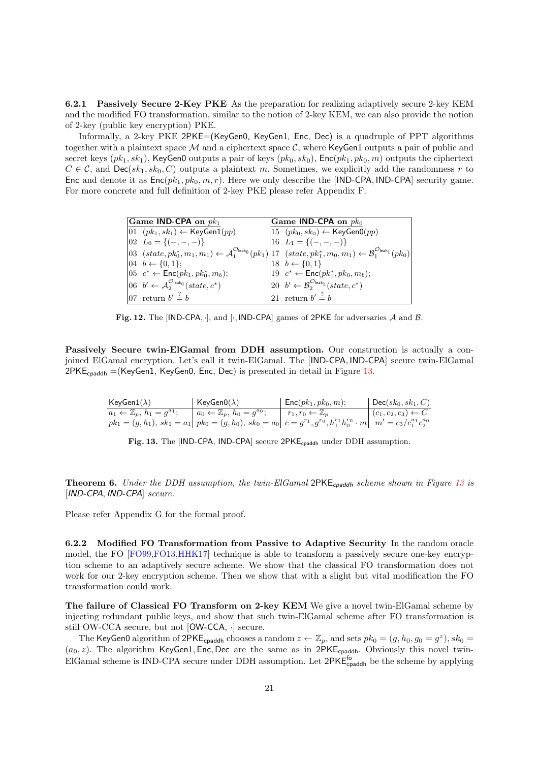#### 6.2.1 Passively Secure 2-Key PKE

As the preparation for realizing adaptively secure 2-key KEM and the modified FO transformation, similar to the notion of 2-key KEM, we can also provide the notion of 2-key (public key encryption) PKE.

Informally, a 2-key PKE 2PKE=(KeyGen0, KeyGen1, Enc, Dec) is a quadruple of PPT algorithms together with a plaintext space $\mathcal{M}$ and a ciphertext space $\mathcal{C}$, where KeyGen1 outputs a pair of public and secret keys $(pk_1, sk_1)$, KeyGen0 outputs a pair of keys $(pk_0, sk_0)$, $\mathsf{Enc}(pk_1, pk_0, m)$ outputs the ciphertext $C \in \mathcal{C}$, and $\mathsf{Dec}(sk_1, sk_0, C)$ outputs a plaintext $m$. Sometimes, we explicitly add the randomness $r$ to Enc and denote it as $\mathsf{Enc}(pk_1, pk_0, m, r)$. Here we only describe the [IND-CPA, IND-CPA] security game. For more concrete and full definition of 2-key PKE please refer Appendix F.

| **Game IND-CPA on $pk_1$** | **Game IND-CPA on $pk_0$** |
|---|---|
| 01 $(pk_1, sk_1) \leftarrow \mathsf{KeyGen1}(pp)$ | 15 $(pk_0, sk_0) \leftarrow \mathsf{KeyGen0}(pp)$ |
| 02 $L_0 = \{(-,-,-)\}$ | 16 $L_1 = \{(-,-,-)\}$ |
| 03 $(state, pk_0^*, m_1, m_1) \leftarrow \mathcal{A}_1^{\mathcal{O}_{\mathsf{leak}_0}}(pk_1)$ | 17 $(state, pk_1^*, m_0, m_1) \leftarrow \mathcal{B}_1^{\mathcal{O}_{\mathsf{leak}_1}}(pk_0)$ |
| 04 $b \leftarrow \{0,1\}$; | 18 $b \leftarrow \{0,1\}$ |
| 05 $c^* \leftarrow \mathsf{Enc}(pk_1, pk_0^*, m_b)$; | 19 $c^* \leftarrow \mathsf{Enc}(pk_1^*, pk_0, m_b)$; |
| 06 $b' \leftarrow \mathcal{A}_2^{\mathcal{O}_{\mathsf{leak}_0}}(state, c^*)$ | 20 $b' \leftarrow \mathcal{B}_2^{\mathcal{O}_{\mathsf{leak}_1}}(state, c^*)$ |
| 07 return $b' \stackrel{?}{=} b$ | 21 return $b' \stackrel{?}{=} b$ |

**Fig. 12.** The [IND-CPA, ·], and [·, IND-CPA] games of 2PKE for adversaries $\mathcal{A}$ and $\mathcal{B}$.

**Passively Secure twin-ElGamal from DDH assumption.** Our construction is actually a conjoined ElGamal encryption. Let's call it twin-ElGamal. The [IND-CPA, IND-CPA] secure twin-ElGamal $\mathsf{2PKE}_{\mathsf{cpaddh}}$ =(KeyGen1, KeyGen0, Enc, Dec) is presented in detail in Figure 13.

| $\mathsf{KeyGen1}(\lambda)$ | $\mathsf{KeyGen0}(\lambda)$ | $\mathsf{Enc}(pk_1, pk_0, m)$; | $\mathsf{Dec}(sk_0, sk_1, C)$ |
|---|---|---|---|
| $a_1 \leftarrow \mathbb{Z}_p$, $h_1 = g^{a_1}$; | $a_0 \leftarrow \mathbb{Z}_p$, $h_0 = g^{a_0}$; | $r_1, r_0 \leftarrow \mathbb{Z}_p$ | $(c_1, c_2, c_3) \leftarrow C$ |
| $pk_1 = (g, h_1)$, $sk_1 = a_1$ | $pk_0 = (g, h_0)$, $sk_0 = a_0$ | $c = g^{r_1}, g^{r_0}, h_1^{r_1} h_0^{r_0} \cdot m$ | $m' = c_3 / c_1^{a_1} c_2^{a_0}$ |

**Fig. 13.** The [IND-CPA, IND-CPA] secure $\mathsf{2PKE}_{\mathsf{cpaddh}}$ under DDH assumption.

**Theorem 6.** *Under the DDH assumption, the twin-ElGamal $\mathsf{2PKE}_{\mathsf{cpaddh}}$ scheme shown in Figure 13 is [IND-CPA, IND-CPA] secure.*

Please refer Appendix G for the formal proof.

#### 6.2.2 Modified FO Transformation from Passive to Adaptive Security

In the random oracle model, the FO [FO99,FO13,HHK17] technique is able to transform a passively secure one-key encryption scheme to an adaptively secure scheme. We show that the classical FO transformation does not work for our 2-key encryption scheme. Then we show that with a slight but vital modification the FO transformation could work.

**The failure of Classical FO Transform on 2-key KEM** We give a novel twin-ElGamal scheme by injecting redundant public keys, and show that such twin-ElGamal scheme after FO transformation is still OW-CCA secure, but not [OW-CCA, ·] secure.

The KeyGen0 algorithm of $\mathsf{2PKE}_{\mathsf{cpaddh}}$ chooses a random $z \leftarrow \mathbb{Z}_p$, and sets $pk_0 = (g, h_0, g_0 = g^z)$, $sk_0 = (a_0, z)$. The algorithm KeyGen1, Enc, Dec are the same as in $\mathsf{2PKE}_{\mathsf{cpaddh}}$. Obviously this novel twin-ElGamal scheme is IND-CPA secure under DDH assumption. Let $\mathsf{2PKE}^{\mathsf{fo}}_{\mathsf{cpaddh}}$ be the scheme by applying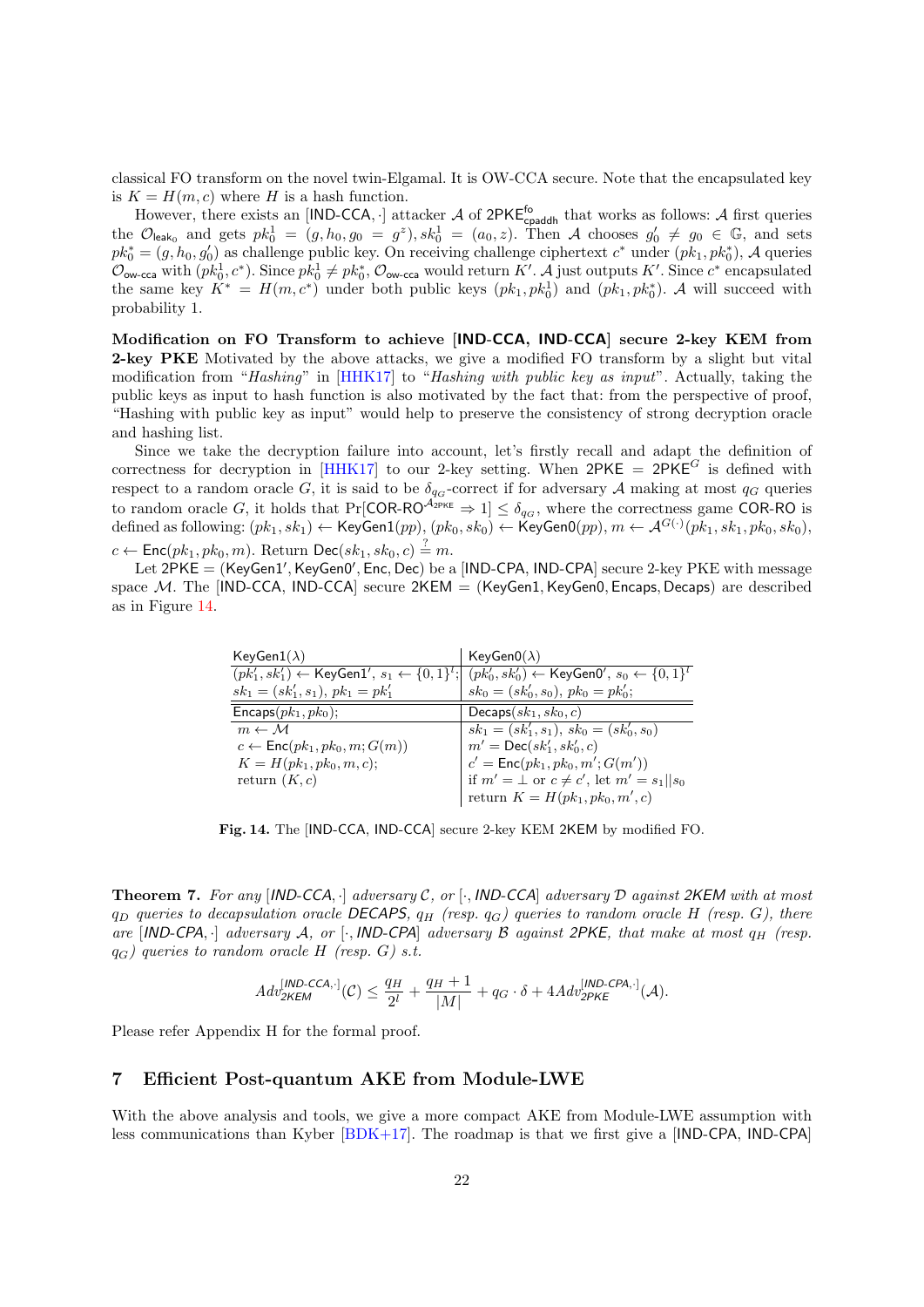classical FO transform on the novel twin-Elgamal. It is OW-CCA secure. Note that the encapsulated key is $K = H(m, c)$ where $H$ is a hash function.

However, there exists an [IND-CCA, $\cdot$] attacker $\mathcal{A}$ of $\mathsf{2PKE}^{\mathsf{fo}}_{\mathsf{cpaddh}}$ that works as follows: $\mathcal{A}$ first queries the $\mathcal{O}_{\mathsf{leak}_0}$ and gets $pk_0^1 = (g, h_0, g_0 = g^z), sk_0^1 = (a_0, z)$. Then $\mathcal{A}$ chooses $g_0' \neq g_0 \in \mathbb{G}$, and sets $pk_0^* = (g, h_0, g_0')$ as challenge public key. On receiving challenge ciphertext $c^*$ under $(pk_1, pk_0^*)$, $\mathcal{A}$ queries $\mathcal{O}_{\mathsf{ow\text{-}cca}}$ with $(pk_0^1, c^*)$. Since $pk_0^1 \neq pk_0^*$, $\mathcal{O}_{\mathsf{ow\text{-}cca}}$ would return $K'$. $\mathcal{A}$ just outputs $K'$. Since $c^*$ encapsulated the same key $K^* = H(m, c^*)$ under both public keys $(pk_1, pk_0^1)$ and $(pk_1, pk_0^*)$. $\mathcal{A}$ will succeed with probability 1.

**Modification on FO Transform to achieve [IND-CCA, IND-CCA] secure 2-key KEM from 2-key PKE** Motivated by the above attacks, we give a modified FO transform by a slight but vital modification from "*Hashing*" in [HHK17] to "*Hashing with public key as input*". Actually, taking the public keys as input to hash function is also motivated by the fact that: from the perspective of proof, "Hashing with public key as input" would help to preserve the consistency of strong decryption oracle and hashing list.

Since we take the decryption failure into account, let's firstly recall and adapt the definition of correctness for decryption in [HHK17] to our 2-key setting. When $\mathsf{2PKE} = \mathsf{2PKE}^G$ is defined with respect to a random oracle $G$, it is said to be $\delta_{q_G}$-correct if for adversary $\mathcal{A}$ making at most $q_G$ queries to random oracle $G$, it holds that $\Pr[\mathsf{COR\text{-}RO}^{\mathcal{A}_{\mathsf{2PKE}}} \Rightarrow 1] \leq \delta_{q_G}$, where the correctness game COR-RO is defined as following: $(pk_1, sk_1) \leftarrow \mathsf{KeyGen1}(pp)$, $(pk_0, sk_0) \leftarrow \mathsf{KeyGen0}(pp)$, $m \leftarrow \mathcal{A}^{G(\cdot)}(pk_1, sk_1, pk_0, sk_0)$, $c \leftarrow \mathsf{Enc}(pk_1, pk_0, m)$. Return $\mathsf{Dec}(sk_1, sk_0, c) \stackrel{?}{=} m$.

Let $\mathsf{2PKE} = (\mathsf{KeyGen1}', \mathsf{KeyGen0}', \mathsf{Enc}, \mathsf{Dec})$ be a [IND-CPA, IND-CPA] secure 2-key PKE with message space $\mathcal{M}$. The [IND-CCA, IND-CCA] secure $\mathsf{2KEM} = (\mathsf{KeyGen1}, \mathsf{KeyGen0}, \mathsf{Encaps}, \mathsf{Decaps})$ are described as in Figure 14.

| $\mathsf{KeyGen1}(\lambda)$ | $\mathsf{KeyGen0}(\lambda)$ |
|---|---|
| $(pk_1', sk_1') \leftarrow \mathsf{KeyGen1}'$, $s_1 \leftarrow \{0,1\}^l$; <br> $sk_1 = (sk_1', s_1)$, $pk_1 = pk_1'$ | $(pk_0', sk_0') \leftarrow \mathsf{KeyGen0}'$, $s_0 \leftarrow \{0,1\}^l$ <br> $sk_0 = (sk_0', s_0)$, $pk_0 = pk_0'$; |
| $\mathsf{Encaps}(pk_1, pk_0)$; | $\mathsf{Decaps}(sk_1, sk_0, c)$ |
| $m \leftarrow \mathcal{M}$ <br> $c \leftarrow \mathsf{Enc}(pk_1, pk_0, m; G(m))$ <br> $K = H(pk_1, pk_0, m, c)$; <br> return $(K, c)$ | $sk_1 = (sk_1', s_1)$, $sk_0 = (sk_0', s_0)$ <br> $m' = \mathsf{Dec}(sk_1', sk_0', c)$ <br> $c' = \mathsf{Enc}(pk_1, pk_0, m'; G(m'))$ <br> if $m' = \perp$ or $c \neq c'$, let $m' = s_1 \| s_0$ <br> return $K = H(pk_1, pk_0, m', c)$ |

**Fig. 14.** The [IND-CCA, IND-CCA] secure 2-key KEM 2KEM by modified FO.

**Theorem 7.** *For any [IND-CCA, $\cdot$] adversary $\mathcal{C}$, or [$\cdot$, IND-CCA] adversary $\mathcal{D}$ against 2KEM with at most $q_D$ queries to decapsulation oracle DECAPS, $q_H$ (resp. $q_G$) queries to random oracle $H$ (resp. $G$), there are [IND-CPA, $\cdot$] adversary $\mathcal{A}$, or [$\cdot$, IND-CPA] adversary $\mathcal{B}$ against 2PKE, that make at most $q_H$ (resp. $q_G$) queries to random oracle $H$ (resp. $G$) s.t.*

$$Adv^{[\textit{IND-CCA},\cdot]}_{\textit{2KEM}}(\mathcal{C}) \leq \frac{q_H}{2^l} + \frac{q_H + 1}{|M|} + q_G \cdot \delta + 4Adv^{[\textit{IND-CPA},\cdot]}_{\textit{2PKE}}(\mathcal{A}).$$

Please refer Appendix H for the formal proof.

## 7 Efficient Post-quantum AKE from Module-LWE

With the above analysis and tools, we give a more compact AKE from Module-LWE assumption with less communications than Kyber [BDK+17]. The roadmap is that we first give a [IND-CPA, IND-CPA]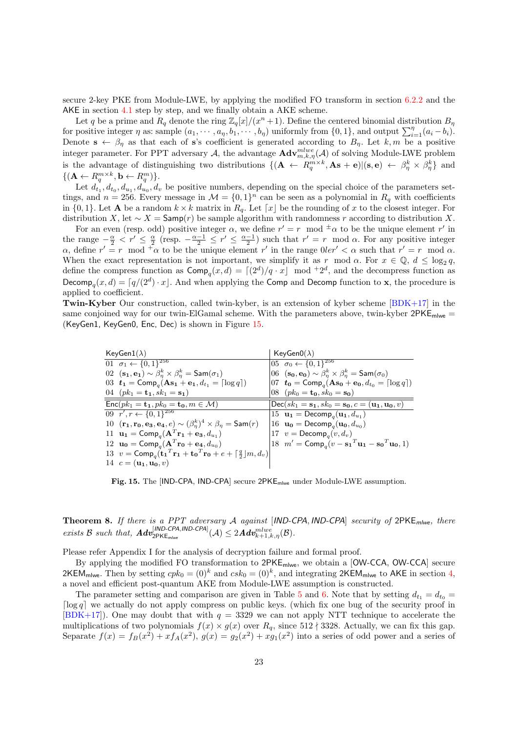secure 2-key PKE from Module-LWE, by applying the modified FO transform in section 6.2.2 and the AKE in section 4.1 step by step, and we finally obtain a AKE scheme.

Let $q$ be a prime and $R_q$ denote the ring $\mathbb{Z}_q[x]/(x^n+1)$. Define the centered binomial distribution $B_\eta$ for positive integer $\eta$ as: sample $(a_1, \cdots, a_\eta, b_1, \cdots, b_\eta)$ uniformly from $\{0,1\}$, and output $\sum_{i=1}^{\eta}(a_i - b_i)$. Denote $\mathbf{s} \leftarrow \beta_\eta$ as that each of $\mathbf{s}$'s coefficient is generated according to $B_\eta$. Let $k, m$ be a positive integer parameter. For PPT adversary $\mathcal{A}$, the advantage $\mathbf{Adv}^{mlwe}_{m,k,\eta}(\mathcal{A})$ of solving Module-LWE problem is the advantage of distinguishing two distributions $\{(\mathbf{A} \leftarrow R_q^{m\times k}, \mathbf{As}+\mathbf{e}) | (\mathbf{s},\mathbf{e}) \leftarrow \beta_\eta^k \times \beta_\eta^k\}$ and $\{(\mathbf{A} \leftarrow R_q^{m\times k}, \mathbf{b} \leftarrow R_q^m)\}$.

Let $d_{t_1}, d_{t_0}, d_{u_1}, d_{u_0}, d_v$ be positive numbers, depending on the special choice of the parameters settings, and $n = 256$. Every message in $\mathcal{M} = \{0,1\}^n$ can be seen as a polynomial in $R_q$ with coefficients in $\{0,1\}$. Let $\mathbf{A}$ be a random $k \times k$ matrix in $R_q$. Let $\lceil x \rfloor$ be the rounding of $x$ to the closest integer. For distribution $X$, let $\sim X = \mathsf{Samp}(r)$ be sample algorithm with randomness $r$ according to distribution $X$.

For an even (resp. odd) positive integer $\alpha$, we define $r' = r \mod^{\pm}\alpha$ to be the unique element $r'$ in the range $-\frac{\alpha}{2} < r' \leq \frac{\alpha}{2}$ (resp. $-\frac{\alpha-1}{2} \leq r' \leq \frac{\alpha-1}{2}$) such that $r' = r \mod \alpha$. For any positive integer $\alpha$, define $r' = r \mod^{+}\alpha$ to be the unique element $r'$ in the range $0ler' < \alpha$ such that $r' = r \mod \alpha$. When the exact representation is not important, we simplify it as $r \mod \alpha$. For $x \in \mathbb{Q}$, $d \leq \log_2 q$, define the compress function as $\mathsf{Comp}_q(x, d) = \lceil (2^d)/q \cdot x \rfloor \mod^{+} 2^d$, and the decompress function as $\mathsf{Decomp}_q(x, d) = \lceil q/(2^d) \cdot x \rfloor$. And when applying the $\mathsf{Comp}$ and $\mathsf{Decomp}$ function to $\mathbf{x}$, the procedure is applied to coefficient.

**Twin-Kyber** Our construction, called twin-kyber, is an extension of kyber scheme [BDK+17] in the same conjoined way for our twin-ElGamal scheme. With the parameters above, twin-kyber $\mathsf{2PKE}_{\mathsf{mlwe}} = (\mathsf{KeyGen1}, \mathsf{KeyGen0}, \mathsf{Enc}, \mathsf{Dec})$ is shown in Figure 15.

| $\mathsf{KeyGen1}(\lambda)$ | $\mathsf{KeyGen0}(\lambda)$ |
|---|---|
| 01 $\sigma_1 \leftarrow \{0,1\}^{256}$ | 05 $\sigma_0 \leftarrow \{0,1\}^{256}$ |
| 02 $(\mathbf{s_1}, \mathbf{e_1}) \sim \beta_\eta^k \times \beta_\eta^k = \mathsf{Sam}(\sigma_1)$ | 06 $(\mathbf{s_0}, \mathbf{e_0}) \sim \beta_\eta^k \times \beta_\eta^k = \mathsf{Sam}(\sigma_0)$ |
| 03 $\boldsymbol{t_1} = \mathsf{Comp}_q(\mathbf{As_1} + \mathbf{e_1}, d_{t_1} = \lceil \log q \rceil)$ | 07 $\boldsymbol{t_0} = \mathsf{Comp}_q(\mathbf{As_0} + \mathbf{e_0}, d_{t_0} = \lceil \log q \rceil)$ |
| 04 $(pk_1 = \mathbf{t_1}, sk_1 = \mathbf{s_1})$ | 08 $(pk_0 = \mathbf{t_0}, sk_0 = \mathbf{s_0})$ |
| $\mathsf{Enc}(pk_1 = \mathbf{t_1}, pk_0 = \mathbf{t_0}, m \in \mathcal{M})$ | $\mathsf{Dec}(sk_1 = \mathbf{s_1}, sk_0 = \mathbf{s_0}, c = (\mathbf{u_1}, \mathbf{u_0}, v)$ |
| 09 $r', r \leftarrow \{0,1\}^{256}$ | 15 $\mathbf{u_1} = \mathsf{Decomp}_q(\mathbf{u_1}, d_{u_1})$ |
| 10 $(\mathbf{r_1}, \mathbf{r_0}, \mathbf{e_3}, \mathbf{e_4}, e) \sim (\beta_\eta^k)^4 \times \beta_\eta = \mathsf{Sam}(r)$ | 16 $\mathbf{u_0} = \mathsf{Decomp}_q(\mathbf{u_0}, d_{u_0})$ |
| 11 $\mathbf{u_1} = \mathsf{Comp}_q(\mathbf{A}^T\mathbf{r_1} + \mathbf{e_3}, d_{u_1})$ | 17 $v = \mathsf{Decomp}_q(v, d_v)$ |
| 12 $\mathbf{u_0} = \mathsf{Comp}_q(\mathbf{A}^T\mathbf{r_0} + \mathbf{e_4}, d_{u_0})$ | 18 $m' = \mathsf{Comp}_q(v - \mathbf{s_1}^T\mathbf{u_1} - \mathbf{s_0}^T\mathbf{u_0}, 1)$ |
| 13 $v = \mathsf{Comp}_q(\mathbf{t_1}^T\mathbf{r_1} + \mathbf{t_0}^T\mathbf{r_0} + e + \lceil \frac{q}{2} \rfloor m, d_v)$ | |
| 14 $c = (\mathbf{u_1}, \mathbf{u_0}, v)$ | |

**Fig. 15.** The [IND-CPA, IND-CPA] secure $\mathsf{2PKE}_{\mathsf{mlwe}}$ under Module-LWE assumption.

**Theorem 8.** *If there is a PPT adversary $\mathcal{A}$ against [IND-CPA, IND-CPA] security of $\mathsf{2PKE}_{\mathsf{mlwe}}$, there exists $\mathcal{B}$ such that, $\boldsymbol{Adv}^{[\mathsf{IND\text{-}CPA,IND\text{-}CPA}]}_{\mathsf{2PKE}_{\mathsf{mlwe}}}(\mathcal{A}) \leq 2\boldsymbol{Adv}^{mlwe}_{k+1,k,\eta}(\mathcal{B})$.*

Please refer Appendix I for the analysis of decryption failure and formal proof.

By applying the modified FO transformation to $\mathsf{2PKE}_{\mathsf{mlwe}}$, we obtain a [OW-CCA, OW-CCA] secure $\mathsf{2KEM}_{\mathsf{mlwe}}$. Then by setting $cpk_0 = (0)^k$ and $csk_0 = (0)^k$, and integrating $\mathsf{2KEM}_{\mathsf{mlwe}}$ to $\mathsf{AKE}$ in section 4, a novel and efficient post-quantum AKE from Module-LWE assumption is constructed.

The parameter setting and comparison are given in Table 5 and 6. Note that by setting $d_{t_1} = d_{t_0} = \lceil \log q \rceil$ we actually do not apply compress on public keys. (which fix one bug of the security proof in [BDK+17]). One may doubt that with $q = 3329$ we can not apply NTT technique to accelerate the multiplications of two polynomials $f(x) \times g(x)$ over $R_q$, since $512 \nmid 3328$. Actually, we can fix this gap. Separate $f(x) = f_B(x^2) + xf_A(x^2)$, $g(x) = g_2(x^2) + xg_1(x^2)$ into a series of odd power and a series of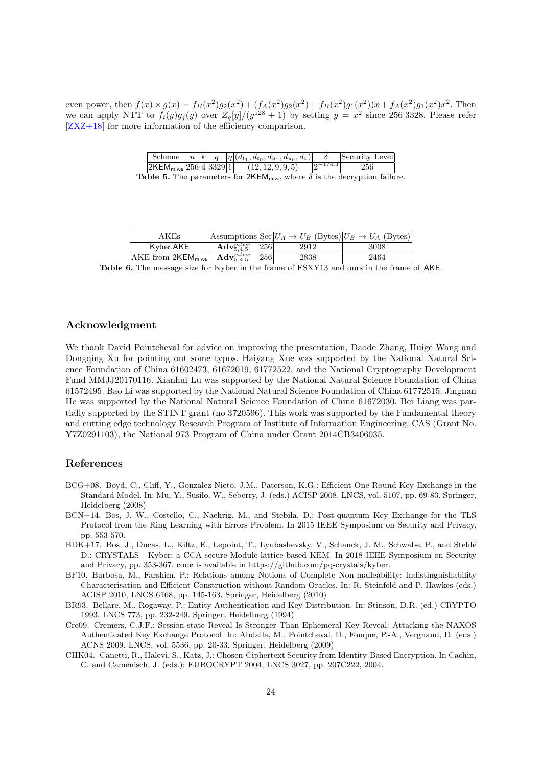even power, then $f(x) \times g(x) = f_B(x^2)g_2(x^2) + (f_A(x^2)g_2(x^2) + f_B(x^2)g_1(x^2))x + f_A(x^2)g_1(x^2)x^2$. Then we can apply NTT to $f_i(y)g_j(y)$ over $Z_q[y]/(y^{128}+1)$ by setting $y = x^2$ since $256|3328$. Please refer [ZXZ+18] for more information of the efficiency comparison.

| Scheme | $n$ | $k$ | $q$ | $\eta$ | $(d_{t_1}, d_{t_0}, d_{u_1}, d_{u_0}, d_v)$ | $\delta$ | Security Level |
|---|---|---|---|---|---|---|---|
| $\mathsf{2KEM}_{\mathsf{mlwe}}$ | 256 | 4 | 3329 | 1 | (12, 12, 9, 9, 5) | $2^{-174.3}$ | 256 |

**Table 5.** The parameters for $\mathsf{2KEM}_{\mathsf{mlwe}}$ where $\delta$ is the decryption failure.

| AKEs | Assumptions | Sec | $U_A \to U_B$ (Bytes) | $U_B \to U_A$ (Bytes) |
|---|---|---|---|---|
| Kyber.AKE | $\mathbf{Adv}^{mlwe}_{5,4,5}$ | 256 | 2912 | 3008 |
| AKE from $\mathsf{2KEM}_{\mathsf{mlwe}}$ | $\mathbf{Adv}^{mlwe}_{5,4,5}$ | 256 | 2838 | 2464 |

**Table 6.** The message size for Kyber in the frame of FSXY13 and ours in the frame of AKE.

## Acknowledgment

We thank David Pointcheval for advice on improving the presentation, Daode Zhang, Huige Wang and Dongqing Xu for pointing out some typos. Haiyang Xue was supported by the National Natural Science Foundation of China 61602473, 61672019, 61772522, and the National Cryptography Development Fund MMJJ20170116. Xianhui Lu was supported by the National Natural Science Foundation of China 61572495. Bao Li was supported by the National Natural Science Foundation of China 61772515. Jingnan He was supported by the National Natural Science Foundation of China 61672030. Bei Liang was partially supported by the STINT grant (no 3720596). This work was supported by the Fundamental theory and cutting edge technology Research Program of Institute of Information Engineering, CAS (Grant No. Y7Z0291103), the National 973 Program of China under Grant 2014CB3406035.

## References

BCG+08. Boyd, C., Cliff, Y., Gonzalez Nieto, J.M., Paterson, K.G.: Efficient One-Round Key Exchange in the Standard Model. In: Mu, Y., Susilo, W., Seberry, J. (eds.) ACISP 2008. LNCS, vol. 5107, pp. 69-83. Springer, Heidelberg (2008)

BCN+14. Bos, J. W., Costello, C., Naehrig, M., and Stebila, D.: Post-quantum Key Exchange for the TLS Protocol from the Ring Learning with Errors Problem. In 2015 IEEE Symposium on Security and Privacy, pp. 553-570.

BDK+17. Bos, J., Ducas, L., Kiltz, E., Lepoint, T., Lyubashevsky, V., Schanck, J. M., Schwabe, P., and Stehlé D.: CRYSTALS - Kyber: a CCA-secure Module-lattice-based KEM. In 2018 IEEE Symposium on Security and Privacy, pp. 353-367. code is available in https://github.com/pq-crystals/kyber.

BF10. Barbosa, M., Farshim, P.: Relations among Notions of Complete Non-malleability: Indistinguishability Characterisation and Efficient Construction without Random Oracles. In: R. Steinfeld and P. Hawkes (eds.) ACISP 2010, LNCS 6168, pp. 145-163. Springer, Heidelberg (2010)

BR93. Bellare, M., Rogaway, P.: Entity Authentication and Key Distribution. In: Stinson, D.R. (ed.) CRYPTO 1993. LNCS 773, pp. 232-249. Springer, Heidelberg (1994)

Cre09. Cremers, C.J.F.: Session-state Reveal Is Stronger Than Ephemeral Key Reveal: Attacking the NAXOS Authenticated Key Exchange Protocol. In: Abdalla, M., Pointcheval, D., Fouque, P.-A., Vergnaud, D. (eds.) ACNS 2009. LNCS, vol. 5536, pp. 20-33. Springer, Heidelberg (2009)

CHK04. Canetti, R., Halevi, S., Katz, J.: Chosen-Ciphertext Security from Identity-Based Encryption. In Cachin, C. and Camenisch, J. (eds.): EUROCRYPT 2004, LNCS 3027, pp. 207C222, 2004.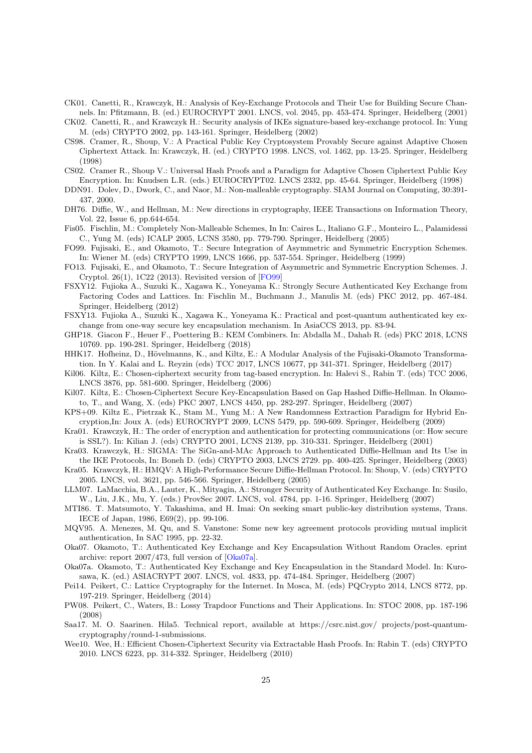CK01. Canetti, R., Krawczyk, H.: Analysis of Key-Exchange Protocols and Their Use for Building Secure Channels. In: Pfitzmann, B. (ed.) EUROCRYPT 2001. LNCS, vol. 2045, pp. 453-474. Springer, Heidelberg (2001)

CK02. Canetti, R., and Krawczyk H.: Security analysis of IKEs signature-based key-exchange protocol. In: Yung M. (eds) CRYPTO 2002, pp. 143-161. Springer, Heidelberg (2002)

CS98. Cramer, R., Shoup, V.: A Practical Public Key Cryptosystem Provably Secure against Adaptive Chosen Ciphertext Attack. In: Krawczyk, H. (ed.) CRYPTO 1998. LNCS, vol. 1462, pp. 13-25. Springer, Heidelberg (1998)

CS02. Cramer R., Shoup V.: Universal Hash Proofs and a Paradigm for Adaptive Chosen Ciphertext Public Key Encryption. In: Knudsen L.R. (eds.) EUROCRYPT02. LNCS 2332, pp. 45-64. Springer, Heidelberg (1998)

DDN91. Dolev, D., Dwork, C., and Naor, M.: Non-malleable cryptography. SIAM Journal on Computing, 30:391-437, 2000.

DH76. Diffie, W., and Hellman, M.: New directions in cryptography, IEEE Transactions on Information Theory, Vol. 22, Issue 6, pp.644-654.

Fis05. Fischlin, M.: Completely Non-Malleable Schemes, In In: Caires L., Italiano G.F., Monteiro L., Palamidessi C., Yung M. (eds) ICALP 2005, LCNS 3580, pp. 779-790. Springer, Heidelberg (2005)

FO99. Fujisaki, E., and Okamoto, T.: Secure Integration of Asymmetric and Symmetric Encryption Schemes. In: Wiener M. (eds) CRYPTO 1999, LNCS 1666, pp. 537-554. Springer, Heidelberg (1999)

FO13. Fujisaki, E., and Okamoto, T.: Secure Integration of Asymmetric and Symmetric Encryption Schemes. J. Cryptol. 26(1), 1C22 (2013). Revisited version of [FO99]

FSXY12. Fujioka A., Suzuki K., Xagawa K., Yoneyama K.: Strongly Secure Authenticated Key Exchange from Factoring Codes and Lattices. In: Fischlin M., Buchmann J., Manulis M. (eds) PKC 2012, pp. 467-484. Springer, Heidelberg (2012)

FSXY13. Fujioka A., Suzuki K., Xagawa K., Yoneyama K.: Practical and post-quantum authenticated key exchange from one-way secure key encapsulation mechanism. In AsiaCCS 2013, pp. 83-94.

GHP18. Giacon F., Heuer F., Poettering B.: KEM Combiners. In: Abdalla M., Dahab R. (eds) PKC 2018, LCNS 10769. pp. 190-281. Springer, Heidelberg (2018)

HHK17. Hofheinz, D., Hövelmanns, K., and Kiltz, E.: A Modular Analysis of the Fujisaki-Okamoto Transformation. In Y. Kalai and L. Reyzin (eds) TCC 2017, LNCS 10677, pp 341-371. Springer, Heidelberg (2017)

Kil06. Kiltz, E.: Chosen-ciphertext security from tag-based encryption. In: Halevi S., Rabin T. (eds) TCC 2006, LNCS 3876, pp. 581-600. Springer, Heidelberg (2006)

Kil07. Kiltz, E.: Chosen-Ciphertext Secure Key-Encapsulation Based on Gap Hashed Diffie-Hellman. In Okamoto, T., and Wang, X. (eds) PKC 2007, LNCS 4450, pp. 282-297. Springer, Heidelberg (2007)

KPS+09. Kiltz E., Pietrzak K., Stam M., Yung M.: A New Randomness Extraction Paradigm for Hybrid Encryption,In: Joux A. (eds) EUROCRYPT 2009, LCNS 5479, pp. 590-609. Springer, Heidelberg (2009)

Kra01. Krawczyk, H.: The order of encryption and authentication for protecting communications (or: How secure is SSL?). In: Kilian J. (eds) CRYPTO 2001, LCNS 2139, pp. 310-331. Springer, Heidelberg (2001)

Kra03. Krawczyk, H.: SIGMA: The SiGn-and-MAc Approach to Authenticated Diffie-Hellman and Its Use in the IKE Protocols, In: Boneh D. (eds) CRYPTO 2003, LNCS 2729. pp. 400-425. Springer, Heidelberg (2003)

Kra05. Krawczyk, H.: HMQV: A High-Performance Secure Diffie-Hellman Protocol. In: Shoup, V. (eds) CRYPTO 2005. LNCS, vol. 3621, pp. 546-566. Springer, Heidelberg (2005)

LLM07. LaMacchia, B.A., Lauter, K., Mityagin, A.: Stronger Security of Authenticated Key Exchange. In: Susilo, W., Liu, J.K., Mu, Y. (eds.) ProvSec 2007. LNCS, vol. 4784, pp. 1-16. Springer, Heidelberg (2007)

MTI86. T. Matsumoto, Y. Takashima, and H. Imai: On seeking smart public-key distribution systems, Trans. IECE of Japan, 1986, E69(2), pp. 99-106.

MQV95. A. Menezes, M. Qu, and S. Vanstone: Some new key agreement protocols providing mutual implicit authentication, In SAC 1995, pp. 22-32.

Oka07. Okamoto, T.: Authenticated Key Exchange and Key Encapsulation Without Random Oracles. eprint archive: report 2007/473, full version of [Oka07a].

Oka07a. Okamoto, T.: Authenticated Key Exchange and Key Encapsulation in the Standard Model. In: Kurosawa, K. (ed.) ASIACRYPT 2007. LNCS, vol. 4833, pp. 474-484. Springer, Heidelberg (2007)

Pei14. Peikert, C.: Lattice Cryptography for the Internet. In Mosca, M. (eds) PQCrypto 2014, LNCS 8772, pp. 197-219. Springer, Heidelberg (2014)

PW08. Peikert, C., Waters, B.: Lossy Trapdoor Functions and Their Applications. In: STOC 2008, pp. 187-196 (2008)

Saa17. M. O. Saarinen. Hila5. Technical report, available at https://csrc.nist.gov/ projects/post-quantum-cryptography/round-1-submissions.

Wee10. Wee, H.: Efficient Chosen-Ciphertext Security via Extractable Hash Proofs. In: Rabin T. (eds) CRYPTO 2010. LNCS 6223, pp. 314-332. Springer, Heidelberg (2010)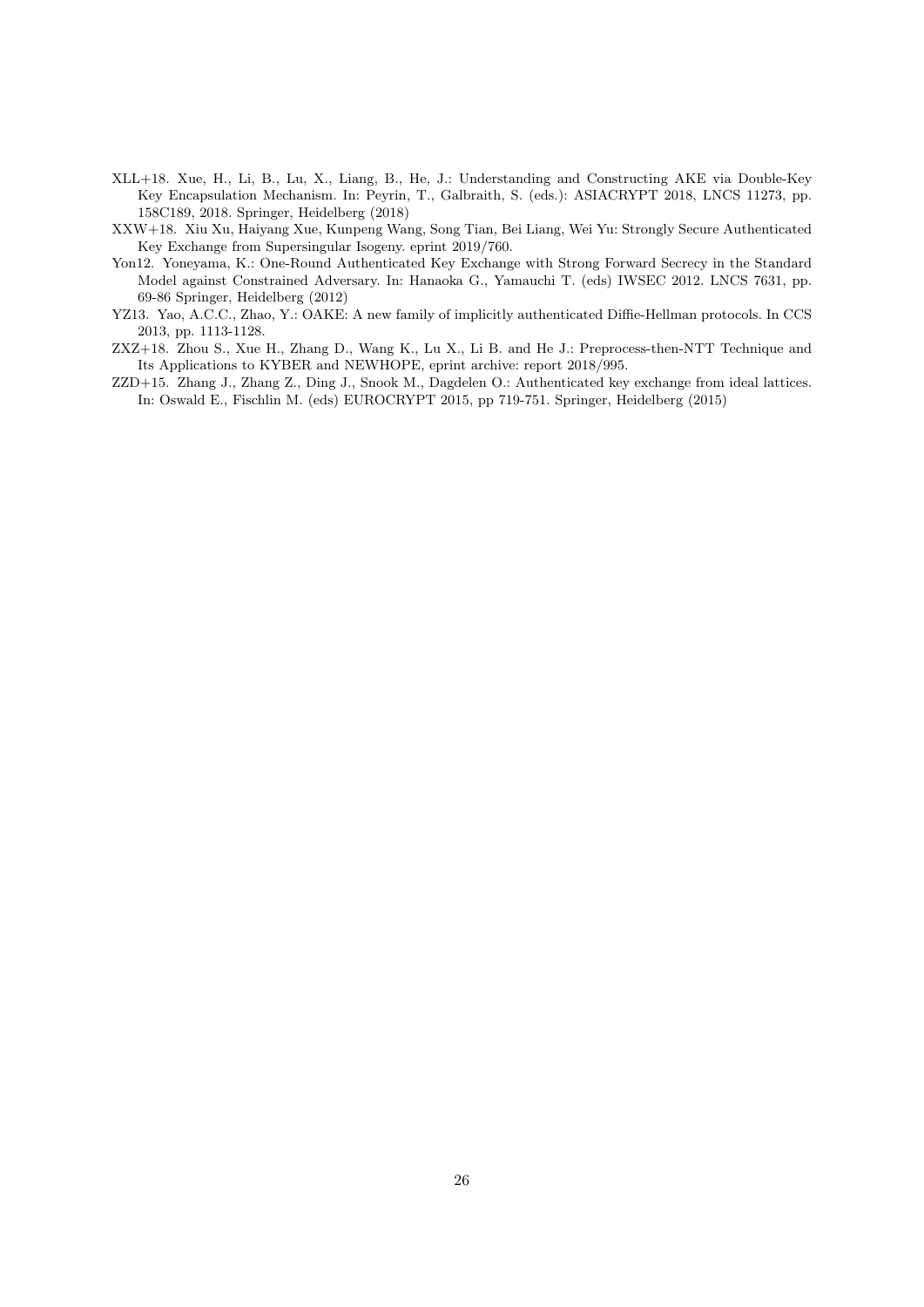XLL+18. Xue, H., Li, B., Lu, X., Liang, B., He, J.: Understanding and Constructing AKE via Double-Key Key Encapsulation Mechanism. In: Peyrin, T., Galbraith, S. (eds.): ASIACRYPT 2018, LNCS 11273, pp. 158C189, 2018. Springer, Heidelberg (2018)

XXW+18. Xiu Xu, Haiyang Xue, Kunpeng Wang, Song Tian, Bei Liang, Wei Yu: Strongly Secure Authenticated Key Exchange from Supersingular Isogeny. eprint 2019/760.

Yon12. Yoneyama, K.: One-Round Authenticated Key Exchange with Strong Forward Secrecy in the Standard Model against Constrained Adversary. In: Hanaoka G., Yamauchi T. (eds) IWSEC 2012. LNCS 7631, pp. 69-86 Springer, Heidelberg (2012)

YZ13. Yao, A.C.C., Zhao, Y.: OAKE: A new family of implicitly authenticated Diffie-Hellman protocols. In CCS 2013, pp. 1113-1128.

ZXZ+18. Zhou S., Xue H., Zhang D., Wang K., Lu X., Li B. and He J.: Preprocess-then-NTT Technique and Its Applications to KYBER and NEWHOPE, eprint archive: report 2018/995.

ZZD+15. Zhang J., Zhang Z., Ding J., Snook M., Dagdelen O.: Authenticated key exchange from ideal lattices. In: Oswald E., Fischlin M. (eds) EUROCRYPT 2015, pp 719-751. Springer, Heidelberg (2015)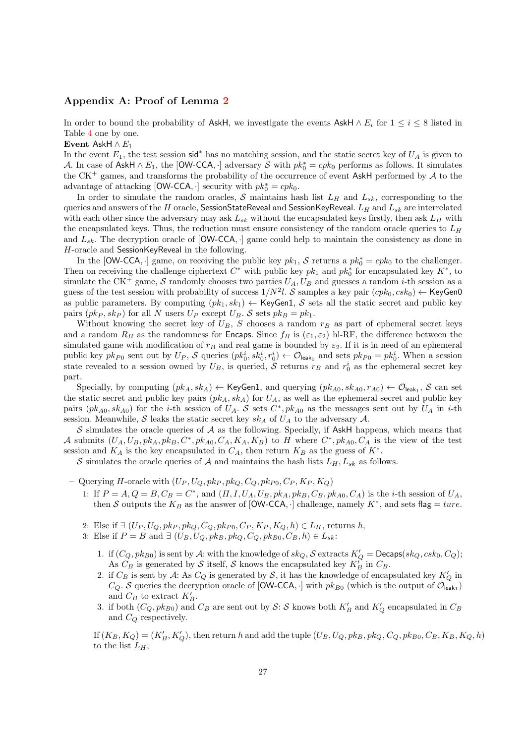## Appendix A: Proof of Lemma 2

In order to bound the probability of $\mathsf{AskH}$, we investigate the events $\mathsf{AskH} \wedge E_i$ for $1 \leq i \leq 8$ listed in Table 4 one by one.

**Event $\mathsf{AskH} \wedge E_1$**

In the event $E_1$, the test session $\mathsf{sid}^*$ has no matching session, and the static secret key of $U_A$ is given to $\mathcal{A}$. In case of $\mathsf{AskH} \wedge E_1$, the $[\mathsf{OW\text{-}CCA}, \cdot]$ adversary $\mathcal{S}$ with $pk_0^* = cpk_0$ performs as follows. It simulates the CK$^+$ games, and transforms the probability of the occurrence of event $\mathsf{AskH}$ performed by $\mathcal{A}$ to the advantage of attacking $[\mathsf{OW\text{-}CCA}, \cdot]$ security with $pk_0^* = cpk_0$.

In order to simulate the random oracles, $\mathcal{S}$ maintains hash list $L_H$ and $L_{sk}$, corresponding to the queries and answers of the $H$ oracle, $\mathsf{SessionStateReveal}$ and $\mathsf{SessionKeyReveal}$. $L_H$ and $L_{sk}$ are interrelated with each other since the adversary may ask $L_{sk}$ without the encapsulated keys firstly, then ask $L_H$ with the encapsulated keys. Thus, the reduction must ensure consistency of the random oracle queries to $L_H$ and $L_{sk}$. The decryption oracle of $[\mathsf{OW\text{-}CCA}, \cdot]$ game could help to maintain the consistency as done in $H$-oracle and $\mathsf{SessionKeyReveal}$ in the following.

In the $[\mathsf{OW\text{-}CCA}, \cdot]$ game, on receiving the public key $pk_1$, $\mathcal{S}$ returns a $pk_0^* = cpk_0$ to the challenger. Then on receiving the challenge ciphertext $C^*$ with public key $pk_1$ and $pk_0^*$ for encapsulated key $K^*$, to simulate the CK$^+$ game, $\mathcal{S}$ randomly chooses two parties $U_A, U_B$ and guesses a random $i$-th session as a guess of the test session with probability of success $1/N^2 l$. $\mathcal{S}$ samples a key pair $(cpk_0, csk_0) \leftarrow \mathsf{KeyGen0}$ as public parameters. By computing $(pk_1, sk_1) \leftarrow \mathsf{KeyGen1}$, $\mathcal{S}$ sets all the static secret and public key pairs $(pk_P, sk_P)$ for all $N$ users $U_P$ except $U_B$. $\mathcal{S}$ sets $pk_B = pk_1$.

Without knowing the secret key of $U_B$, $S$ chooses a random $r_B$ as part of ephemeral secret keys and a random $R_B$ as the randomness for $\mathsf{Encaps}$. Since $f_B$ is $(\varepsilon_1, \varepsilon_2)$ hl-RF, the difference between the simulated game with modification of $r_B$ and real game is bounded by $\varepsilon_2$. If it is in need of an ephemeral public key $pk_{P0}$ sent out by $U_P$, $\mathcal{S}$ queries $(pk_0^i, sk_0^i, r_0^i) \leftarrow \mathcal{O}_{\mathsf{leak}_0}$ and sets $pk_{P0} = pk_0^i$. When a session state revealed to a session owned by $U_B$, is queried, $\mathcal{S}$ returns $r_B$ and $r_0^i$ as the ephemeral secret key part.

Specially, by computing $(pk_A, sk_A) \leftarrow \mathsf{KeyGen1}$, and querying $(pk_{A0}, sk_{A0}, r_{A0}) \leftarrow \mathcal{O}_{\mathsf{leak}_1}$, $\mathcal{S}$ can set the static secret and public key pairs $(pk_A, sk_A)$ for $U_A$, as well as the ephemeral secret and public key pairs $(pk_{A0}, sk_{A0})$ for the $i$-th session of $U_A$. $\mathcal{S}$ sets $C^*, pk_{A0}$ as the messages sent out by $U_A$ in $i$-th session. Meanwhile, $\mathcal{S}$ leaks the static secret key $sk_A$ of $U_A$ to the adversary $\mathcal{A}$.

$\mathcal{S}$ simulates the oracle queries of $\mathcal{A}$ as the following. Specially, if $\mathsf{AskH}$ happens, which means that $\mathcal{A}$ submits $(U_A, U_B, pk_A, pk_B, C^*, pk_{A0}, C_A, K_A, K_B)$ to $H$ where $C^*, pk_{A0}, C_A$ is the view of the test session and $K_A$ is the key encapsulated in $C_A$, then return $K_B$ as the guess of $K^*$.

$\mathcal{S}$ simulates the oracle queries of $\mathcal{A}$ and maintains the hash lists $L_H, L_{sk}$ as follows.

- Querying $H$-oracle with $(U_P, U_Q, pk_P, pk_Q, C_Q, pk_{P0}, C_P, K_P, K_Q)$
  1: If $P = A, Q = B, C_B = C^*$, and $(\Pi, I, U_A, U_B, pk_A, pk_B, C_B, pk_{A0}, C_A)$ is the $i$-th session of $U_A$, then $\mathcal{S}$ outputs the $K_B$ as the answer of $[\mathsf{OW\text{-}CCA}, \cdot]$ challenge, namely $K^*$, and sets $\mathsf{flag} = ture$.

  2: Else if $\exists$ $(U_P, U_Q, pk_P, pk_Q, C_Q, pk_{P0}, C_P, K_P, K_Q, h) \in L_H$, returns $h$,
  3: Else if $P = B$ and $\exists$ $(U_B, U_Q, pk_B, pk_Q, C_Q, pk_{B0}, C_B, h) \in L_{sk}$:

     1. if $(C_Q, pk_{B0})$ is sent by $\mathcal{A}$: with the knowledge of $sk_Q$, $\mathcal{S}$ extracts $K'_Q = \mathsf{Decaps}(sk_Q, csk_0, C_Q)$; As $C_B$ is generated by $\mathcal{S}$ itself, $\mathcal{S}$ knows the encapsulated key $K'_B$ in $C_B$.
     2. if $C_B$ is sent by $\mathcal{A}$: As $C_Q$ is generated by $\mathcal{S}$, it has the knowledge of encapsulated key $K'_Q$ in $C_Q$. $\mathcal{S}$ queries the decryption oracle of $[\mathsf{OW\text{-}CCA}, \cdot]$ with $pk_{B0}$ (which is the output of $\mathcal{O}_{\mathsf{leak}_1}$) and $C_B$ to extract $K'_B$.
     3. if both $(C_Q, pk_{B0})$ and $C_B$ are sent out by $\mathcal{S}$: $\mathcal{S}$ knows both $K'_B$ and $K'_Q$ encapsulated in $C_B$ and $C_Q$ respectively.

  If $(K_B, K_Q) = (K'_B, K'_Q)$, then return $h$ and add the tuple $(U_B, U_Q, pk_B, pk_Q, C_Q, pk_{B0}, C_B, K_B, K_Q, h)$ to the list $L_H$;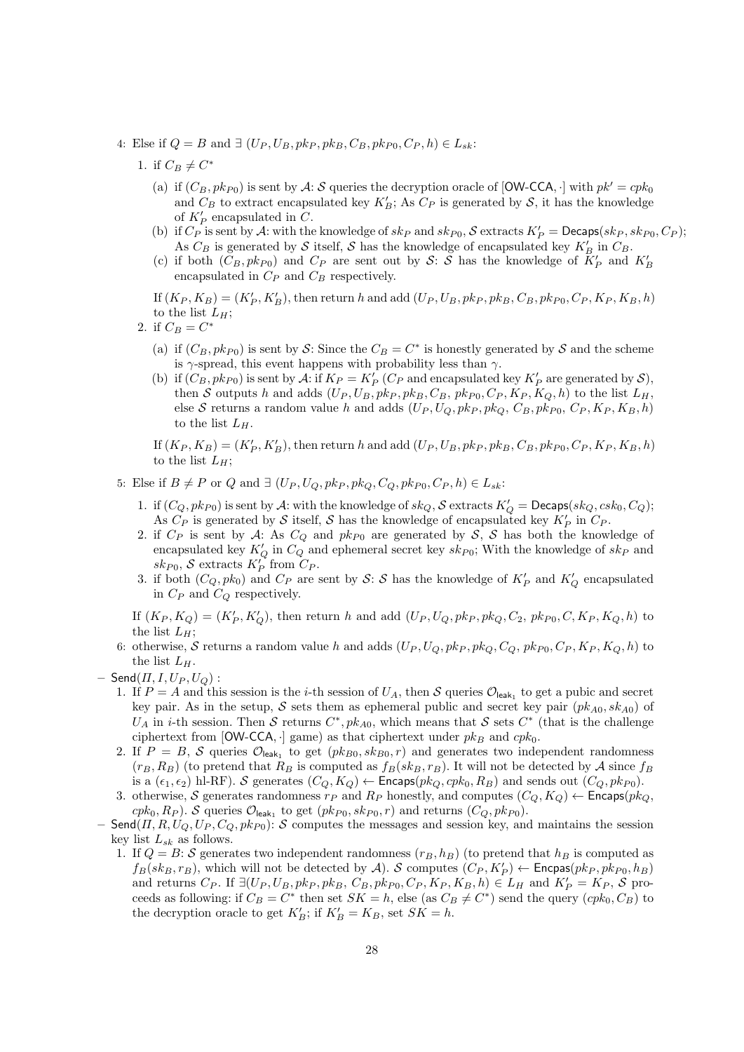4: Else if $Q = B$ and $\exists\ (U_P, U_B, pk_P, pk_B, C_B, pk_{P0}, C_P, h) \in L_{sk}$:

1. if $C_B \neq C^*$

   (a) if $(C_B, pk_{P0})$ is sent by $\mathcal{A}$: $\mathcal{S}$ queries the decryption oracle of $[\mathsf{OW\text{-}CCA}, \cdot]$ with $pk' = cpk_0$ and $C_B$ to extract encapsulated key $K'_B$; As $C_P$ is generated by $\mathcal{S}$, it has the knowledge of $K'_P$ encapsulated in $C$.

   (b) if $C_P$ is sent by $\mathcal{A}$: with the knowledge of $sk_P$ and $sk_{P0}$, $\mathcal{S}$ extracts $K'_P = \mathsf{Decaps}(sk_P, sk_{P0}, C_P)$; As $C_B$ is generated by $\mathcal{S}$ itself, $\mathcal{S}$ has the knowledge of encapsulated key $K'_B$ in $C_B$.

   (c) if both $(C_B, pk_{P0})$ and $C_P$ are sent out by $\mathcal{S}$: $\mathcal{S}$ has the knowledge of $K'_P$ and $K'_B$ encapsulated in $C_P$ and $C_B$ respectively.

   If $(K_P, K_B) = (K'_P, K'_B)$, then return $h$ and add $(U_P, U_B, pk_P, pk_B, C_B, pk_{P0}, C_P, K_P, K_B, h)$ to the list $L_H$;

2. if $C_B = C^*$

   (a) if $(C_B, pk_{P0})$ is sent by $\mathcal{S}$: Since the $C_B = C^*$ is honestly generated by $\mathcal{S}$ and the scheme is $\gamma$-spread, this event happens with probability less than $\gamma$.

   (b) if $(C_B, pk_{P0})$ is sent by $\mathcal{A}$: if $K_P = K'_P$ ($C_P$ and encapsulated key $K'_P$ are generated by $\mathcal{S}$), then $\mathcal{S}$ outputs $h$ and adds $(U_P, U_B, pk_P, pk_B, C_B,\ pk_{P0}, C_P, K_P, K_Q, h)$ to the list $L_H$, else $\mathcal{S}$ returns a random value $h$ and adds $(U_P, U_Q, pk_P, pk_Q,\ C_B, pk_{P0},\ C_P, K_P, K_B, h)$ to the list $L_H$.

   If $(K_P, K_B) = (K'_P, K'_B)$, then return $h$ and add $(U_P, U_B, pk_P, pk_B, C_B, pk_{P0}, C_P, K_P, K_B, h)$ to the list $L_H$;

5: Else if $B \neq P$ or $Q$ and $\exists\ (U_P, U_Q, pk_P, pk_Q, C_Q, pk_{P0}, C_P, h) \in L_{sk}$:

1. if $(C_Q, pk_{P0})$ is sent by $\mathcal{A}$: with the knowledge of $sk_Q$, $\mathcal{S}$ extracts $K'_Q = \mathsf{Decaps}(sk_Q, csk_0, C_Q)$; As $C_P$ is generated by $\mathcal{S}$ itself, $\mathcal{S}$ has the knowledge of encapsulated key $K'_P$ in $C_P$.
2. if $C_P$ is sent by $\mathcal{A}$: As $C_Q$ and $pk_{P0}$ are generated by $\mathcal{S}$, $\mathcal{S}$ has both the knowledge of encapsulated key $K'_Q$ in $C_Q$ and ephemeral secret key $sk_{P0}$; With the knowledge of $sk_P$ and $sk_{P0}$, $\mathcal{S}$ extracts $K'_P$ from $C_P$.
3. if both $(C_Q, pk_0)$ and $C_P$ are sent by $\mathcal{S}$: $\mathcal{S}$ has the knowledge of $K'_P$ and $K'_Q$ encapsulated in $C_P$ and $C_Q$ respectively.

If $(K_P, K_Q) = (K'_P, K'_Q)$, then return $h$ and add $(U_P, U_Q, pk_P, pk_Q, C_2,\ pk_{P0}, C, K_P, K_Q, h)$ to the list $L_H$;

6: otherwise, $\mathcal{S}$ returns a random value $h$ and adds $(U_P, U_Q, pk_P, pk_Q, C_Q,\ pk_{P0}, C_P, K_P, K_Q, h)$ to the list $L_H$.

- $\mathsf{Send}(\Pi, I, U_P, U_Q)$ :
  1. If $P = A$ and this session is the $i$-th session of $U_A$, then $\mathcal{S}$ queries $\mathcal{O}_{\mathsf{leak}_1}$ to get a pubic and secret key pair. As in the setup, $\mathcal{S}$ sets them as ephemeral public and secret key pair $(pk_{A0}, sk_{A0})$ of $U_A$ in $i$-th session. Then $\mathcal{S}$ returns $C^*, pk_{A0}$, which means that $\mathcal{S}$ sets $C^*$ (that is the challenge ciphertext from $[\mathsf{OW\text{-}CCA}, \cdot]$ game) as that ciphertext under $pk_B$ and $cpk_0$.
  2. If $P = B$, $\mathcal{S}$ queries $\mathcal{O}_{\mathsf{leak}_1}$ to get $(pk_{B0}, sk_{B0}, r)$ and generates two independent randomness $(r_B, R_B)$ (to pretend that $R_B$ is computed as $f_B(sk_B, r_B)$. It will not be detected by $\mathcal{A}$ since $f_B$ is a $(\epsilon_1, \epsilon_2)$ hl-RF). $\mathcal{S}$ generates $(C_Q, K_Q) \leftarrow \mathsf{Encaps}(pk_Q, cpk_0, R_B)$ and sends out $(C_Q, pk_{P0})$.
  3. otherwise, $\mathcal{S}$ generates randomness $r_P$ and $R_P$ honestly, and computes $(C_Q, K_Q) \leftarrow \mathsf{Encaps}(pk_Q, cpk_0, R_P)$. $\mathcal{S}$ queries $\mathcal{O}_{\mathsf{leak}_1}$ to get $(pk_{P0}, sk_{P0}, r)$ and returns $(C_Q, pk_{P0})$.
- $\mathsf{Send}(\Pi, R, U_Q, U_P, C_Q, pk_{P0})$: $\mathcal{S}$ computes the messages and session key, and maintains the session key list $L_{sk}$ as follows.
  1. If $Q = B$: $\mathcal{S}$ generates two independent randomness $(r_B, h_B)$ (to pretend that $h_B$ is computed as $f_B(sk_B, r_B)$, which will not be detected by $\mathcal{A}$). $\mathcal{S}$ computes $(C_P, K'_P) \leftarrow \mathsf{Encpas}(pk_P, pk_{P0}, h_B)$ and returns $C_P$. If $\exists (U_P, U_B, pk_P, pk_B,\ C_B, pk_{P0}, C_P, K_P, K_B, h) \in L_H$ and $K'_P = K_P$, $\mathcal{S}$ proceeds as following: if $C_B = C^*$ then set $SK = h$, else (as $C_B \neq C^*$) send the query $(cpk_0, C_B)$ to the decryption oracle to get $K'_B$; if $K'_B = K_B$, set $SK = h$.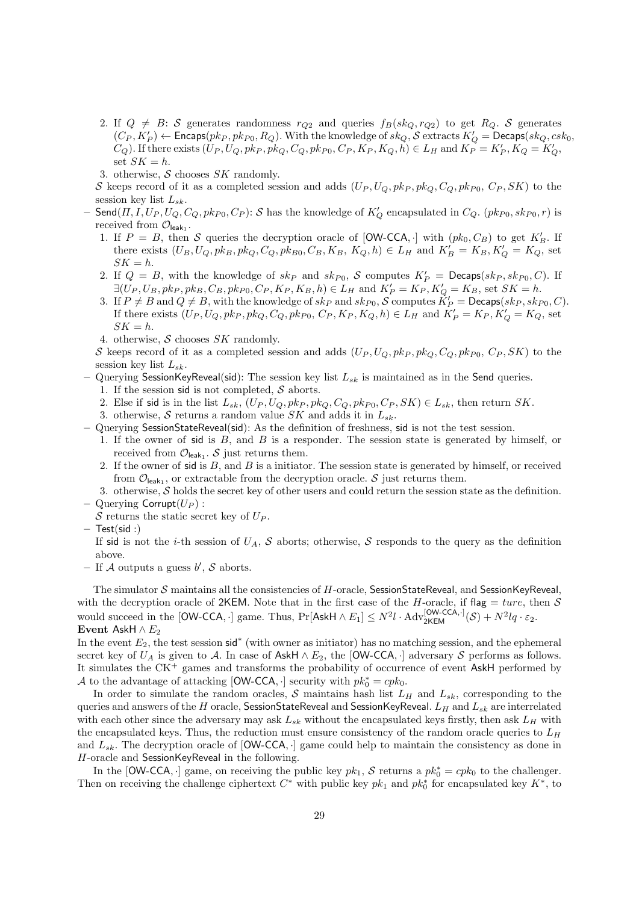2. If $Q \neq B$: $\mathcal{S}$ generates randomness $r_{Q2}$ and queries $f_B(sk_Q, r_{Q2})$ to get $R_Q$. $\mathcal{S}$ generates $(C_P, K'_P) \leftarrow \mathsf{Encaps}(pk_P, pk_{P0}, R_Q)$. With the knowledge of $sk_Q$, $\mathcal{S}$ extracts $K'_Q = \mathsf{Decaps}(sk_Q, csk_0, C_Q)$. If there exists $(U_P, U_Q, pk_P, pk_Q, C_Q, pk_{P0}, C_P, K_P, K_Q, h) \in L_H$ and $K_P = K'_P, K_Q = K'_Q$, set $SK = h$.
3. otherwise, $\mathcal{S}$ chooses $SK$ randomly.

$\mathcal{S}$ keeps record of it as a completed session and adds $(U_P, U_Q, pk_P, pk_Q, C_Q, pk_{P0}, C_P, SK)$ to the session key list $L_{sk}$.

– $\mathsf{Send}(\Pi, I, U_P, U_Q, C_Q, pk_{P0}, C_P)$: $\mathcal{S}$ has the knowledge of $K'_Q$ encapsulated in $C_Q$. $(pk_{P0}, sk_{P0}, r)$ is received from $\mathcal{O}_{\mathsf{leak}_1}$.
  1. If $P = B$, then $\mathcal{S}$ queries the decryption oracle of $[\mathsf{OW\text{-}CCA}, \cdot]$ with $(pk_0, C_B)$ to get $K'_B$. If there exists $(U_B, U_Q, pk_B, pk_Q, C_Q, pk_{B0}, C_B, K_B, K_Q, h) \in L_H$ and $K'_B = K_B, K'_Q = K_Q$, set $SK = h$.
  2. If $Q = B$, with the knowledge of $sk_P$ and $sk_{P0}$, $\mathcal{S}$ computes $K'_P = \mathsf{Decaps}(sk_P, sk_{P0}, C)$. If $\exists (U_P, U_B, pk_P, pk_B, C_B, pk_{P0}, C_P, K_P, K_B, h) \in L_H$ and $K'_P = K_P, K'_Q = K_B$, set $SK = h$.
  3. If $P \neq B$ and $Q \neq B$, with the knowledge of $sk_P$ and $sk_{P0}$, $\mathcal{S}$ computes $K'_P = \mathsf{Decaps}(sk_P, sk_{P0}, C)$. If there exists $(U_P, U_Q, pk_P, pk_Q, C_Q, pk_{P0}, C_P, K_P, K_Q, h) \in L_H$ and $K'_P = K_P, K'_Q = K_Q$, set $SK = h$.
  4. otherwise, $\mathcal{S}$ chooses $SK$ randomly.

  $\mathcal{S}$ keeps record of it as a completed session and adds $(U_P, U_Q, pk_P, pk_Q, C_Q, pk_{P0}, C_P, SK)$ to the session key list $L_{sk}$.
– Querying $\mathsf{SessionKeyReveal}(\mathsf{sid})$: The session key list $L_{sk}$ is maintained as in the $\mathsf{Send}$ queries.
  1. If the session $\mathsf{sid}$ is not completed, $\mathcal{S}$ aborts.
  2. Else if $\mathsf{sid}$ is in the list $L_{sk}$, $(U_P, U_Q, pk_P, pk_Q, C_Q, pk_{P0}, C_P, SK) \in L_{sk}$, then return $SK$.
  3. otherwise, $\mathcal{S}$ returns a random value $SK$ and adds it in $L_{sk}$.
– Querying $\mathsf{SessionStateReveal}(\mathsf{sid})$: As the definition of freshness, $\mathsf{sid}$ is not the test session.
  1. If the owner of $\mathsf{sid}$ is $B$, and $B$ is a responder. The session state is generated by himself, or received from $\mathcal{O}_{\mathsf{leak}_1}$. $\mathcal{S}$ just returns them.
  2. If the owner of $\mathsf{sid}$ is $B$, and $B$ is a initiator. The session state is generated by himself, or received from $\mathcal{O}_{\mathsf{leak}_1}$, or extractable from the decryption oracle. $\mathcal{S}$ just returns them.
  3. otherwise, $\mathcal{S}$ holds the secret key of other users and could return the session state as the definition.
– Querying $\mathsf{Corrupt}(U_P)$ :
  $\mathcal{S}$ returns the static secret key of $U_P$.
– $\mathsf{Test}(\mathsf{sid}$ :)
  If $\mathsf{sid}$ is not the $i$-th session of $U_A$, $\mathcal{S}$ aborts; otherwise, $\mathcal{S}$ responds to the query as the definition above.
– If $\mathcal{A}$ outputs a guess $b'$, $\mathcal{S}$ aborts.

The simulator $\mathcal{S}$ maintains all the consistencies of $H$-oracle, $\mathsf{SessionStateReveal}$, and $\mathsf{SessionKeyReveal}$, with the decryption oracle of $\mathsf{2KEM}$. Note that in the first case of the $H$-oracle, if $\mathsf{flag} = ture$, then $\mathcal{S}$ would succeed in the $[\mathsf{OW\text{-}CCA}, \cdot]$ game. Thus, $\Pr[\mathsf{AskH} \wedge E_1] \leq N^2 l \cdot \mathrm{Adv}_{\mathsf{2KEM}}^{[\mathsf{OW\text{-}CCA}, \cdot]}(\mathcal{S}) + N^2 lq \cdot \varepsilon_2$.

**Event** $\mathsf{AskH} \wedge E_2$

In the event $E_2$, the test session $\mathsf{sid}^*$ (with owner as initiator) has no matching session, and the ephemeral secret key of $U_A$ is given to $\mathcal{A}$. In case of $\mathsf{AskH} \wedge E_2$, the $[\mathsf{OW\text{-}CCA}, \cdot]$ adversary $\mathcal{S}$ performs as follows. It simulates the CK$^+$ games and transforms the probability of occurrence of event $\mathsf{AskH}$ performed by $\mathcal{A}$ to the advantage of attacking $[\mathsf{OW\text{-}CCA}, \cdot]$ security with $pk_0^* = cpk_0$.

In order to simulate the random oracles, $\mathcal{S}$ maintains hash list $L_H$ and $L_{sk}$, corresponding to the queries and answers of the $H$ oracle, $\mathsf{SessionStateReveal}$ and $\mathsf{SessionKeyReveal}$. $L_H$ and $L_{sk}$ are interrelated with each other since the adversary may ask $L_{sk}$ without the encapsulated keys firstly, then ask $L_H$ with the encapsulated keys. Thus, the reduction must ensure consistency of the random oracle queries to $L_H$ and $L_{sk}$. The decryption oracle of $[\mathsf{OW\text{-}CCA}, \cdot]$ game could help to maintain the consistency as done in $H$-oracle and $\mathsf{SessionKeyReveal}$ in the following.

In the $[\mathsf{OW\text{-}CCA}, \cdot]$ game, on receiving the public key $pk_1$, $\mathcal{S}$ returns a $pk_0^* = cpk_0$ to the challenger. Then on receiving the challenge ciphertext $C^*$ with public key $pk_1$ and $pk_0^*$ for encapsulated key $K^*$, to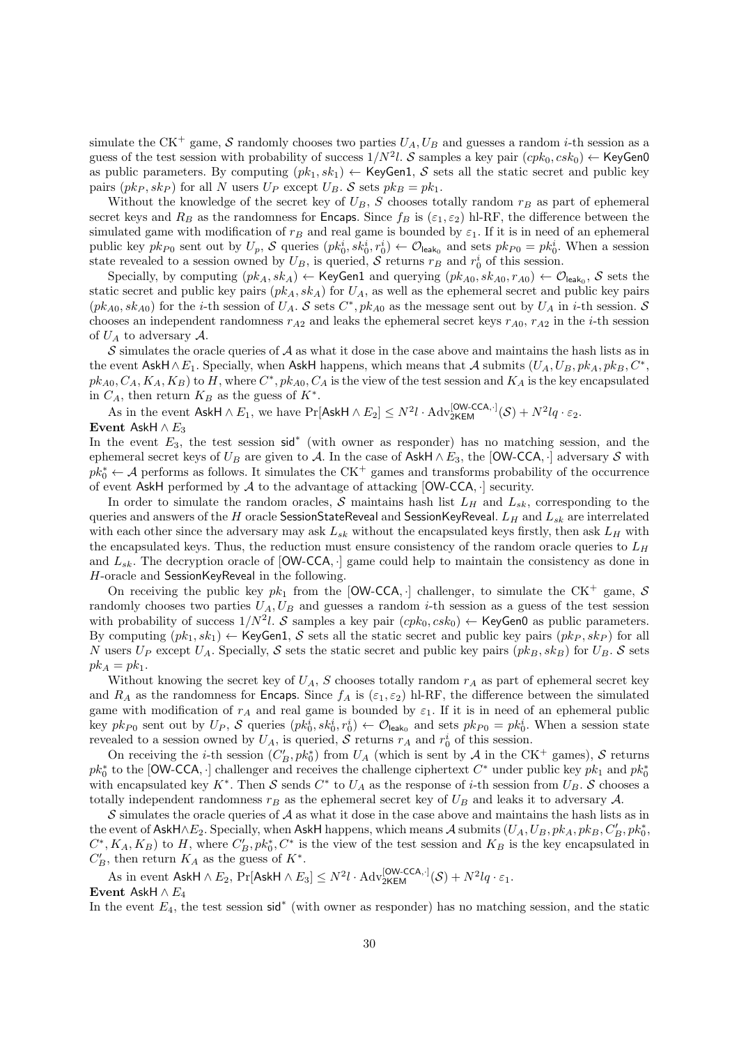simulate the CK$^+$ game, $\mathcal{S}$ randomly chooses two parties $U_A, U_B$ and guesses a random $i$-th session as a guess of the test session with probability of success $1/N^2 l$. $\mathcal{S}$ samples a key pair $(cpk_0, csk_0) \leftarrow \mathsf{KeyGen0}$ as public parameters. By computing $(pk_1, sk_1) \leftarrow \mathsf{KeyGen1}$, $\mathcal{S}$ sets all the static secret and public key pairs $(pk_P, sk_P)$ for all $N$ users $U_P$ except $U_B$. $\mathcal{S}$ sets $pk_B = pk_1$.

Without the knowledge of the secret key of $U_B$, $S$ chooses totally random $r_B$ as part of ephemeral secret keys and $R_B$ as the randomness for $\mathsf{Encaps}$. Since $f_B$ is $(\varepsilon_1, \varepsilon_2)$ hl-RF, the difference between the simulated game with modification of $r_B$ and real game is bounded by $\varepsilon_1$. If it is in need of an ephemeral public key $pk_{P0}$ sent out by $U_p$, $\mathcal{S}$ queries $(pk_0^i, sk_0^i, r_0^i) \leftarrow \mathcal{O}_{\mathsf{leak}_0}$ and sets $pk_{P0} = pk_0^i$. When a session state revealed to a session owned by $U_B$, is queried, $\mathcal{S}$ returns $r_B$ and $r_0^i$ of this session.

Specially, by computing $(pk_A, sk_A) \leftarrow \mathsf{KeyGen1}$ and querying $(pk_{A0}, sk_{A0}, r_{A0}) \leftarrow \mathcal{O}_{\mathsf{leak}_0}$, $\mathcal{S}$ sets the static secret and public key pairs $(pk_A, sk_A)$ for $U_A$, as well as the ephemeral secret and public key pairs $(pk_{A0}, sk_{A0})$ for the $i$-th session of $U_A$. $\mathcal{S}$ sets $C^*, pk_{A0}$ as the message sent out by $U_A$ in $i$-th session. $\mathcal{S}$ chooses an independent randomness $r_{A2}$ and leaks the ephemeral secret keys $r_{A0}$, $r_{A2}$ in the $i$-th session of $U_A$ to adversary $\mathcal{A}$.

$\mathcal{S}$ simulates the oracle queries of $\mathcal{A}$ as what it dose in the case above and maintains the hash lists as in the event $\mathsf{AskH} \wedge E_1$. Specially, when $\mathsf{AskH}$ happens, which means that $\mathcal{A}$ submits $(U_A, U_B, pk_A, pk_B, C^*, pk_{A0}, C_A, K_A, K_B)$ to $H$, where $C^*, pk_{A0}, C_A$ is the view of the test session and $K_A$ is the key encapsulated in $C_A$, then return $K_B$ as the guess of $K^*$.

As in the event $\mathsf{AskH} \wedge E_1$, we have $\Pr[\mathsf{AskH} \wedge E_2] \leq N^2 l \cdot \mathrm{Adv}_{\mathsf{2KEM}}^{[\mathsf{OW\text{-}CCA}, \cdot]}(\mathcal{S}) + N^2 lq \cdot \varepsilon_2$.

**Event** $\mathsf{AskH} \wedge E_3$

In the event $E_3$, the test session $\mathsf{sid}^*$ (with owner as responder) has no matching session, and the ephemeral secret keys of $U_B$ are given to $\mathcal{A}$. In the case of $\mathsf{AskH} \wedge E_3$, the $[\mathsf{OW\text{-}CCA}, \cdot]$ adversary $\mathcal{S}$ with $pk_0^* \leftarrow \mathcal{A}$ performs as follows. It simulates the CK$^+$ games and transforms probability of the occurrence of event $\mathsf{AskH}$ performed by $\mathcal{A}$ to the advantage of attacking $[\mathsf{OW\text{-}CCA}, \cdot]$ security.

In order to simulate the random oracles, $\mathcal{S}$ maintains hash list $L_H$ and $L_{sk}$, corresponding to the queries and answers of the $H$ oracle $\mathsf{SessionStateReveal}$ and $\mathsf{SessionKeyReveal}$. $L_H$ and $L_{sk}$ are interrelated with each other since the adversary may ask $L_{sk}$ without the encapsulated keys firstly, then ask $L_H$ with the encapsulated keys. Thus, the reduction must ensure consistency of the random oracle queries to $L_H$ and $L_{sk}$. The decryption oracle of $[\mathsf{OW\text{-}CCA}, \cdot]$ game could help to maintain the consistency as done in $H$-oracle and $\mathsf{SessionKeyReveal}$ in the following.

On receiving the public key $pk_1$ from the $[\mathsf{OW\text{-}CCA}, \cdot]$ challenger, to simulate the CK$^+$ game, $\mathcal{S}$ randomly chooses two parties $U_A, U_B$ and guesses a random $i$-th session as a guess of the test session with probability of success $1/N^2 l$. $\mathcal{S}$ samples a key pair $(cpk_0, csk_0) \leftarrow \mathsf{KeyGen0}$ as public parameters. By computing $(pk_1, sk_1) \leftarrow \mathsf{KeyGen1}$, $\mathcal{S}$ sets all the static secret and public key pairs $(pk_P, sk_P)$ for all $N$ users $U_P$ except $U_A$. Specially, $\mathcal{S}$ sets the static secret and public key pairs $(pk_B, sk_B)$ for $U_B$. $\mathcal{S}$ sets $pk_A = pk_1$.

Without knowing the secret key of $U_A$, $S$ chooses totally random $r_A$ as part of ephemeral secret key and $R_A$ as the randomness for $\mathsf{Encaps}$. Since $f_A$ is $(\varepsilon_1, \varepsilon_2)$ hl-RF, the difference between the simulated game with modification of $r_A$ and real game is bounded by $\varepsilon_1$. If it is in need of an ephemeral public key $pk_{P0}$ sent out by $U_P$, $\mathcal{S}$ queries $(pk_0^i, sk_0^i, r_0^i) \leftarrow \mathcal{O}_{\mathsf{leak}_0}$ and sets $pk_{P0} = pk_0^i$. When a session state revealed to a session owned by $U_A$, is queried, $\mathcal{S}$ returns $r_A$ and $r_0^i$ of this session.

On receiving the $i$-th session $(C'_B, pk_0^*)$ from $U_A$ (which is sent by $\mathcal{A}$ in the CK$^+$ games), $\mathcal{S}$ returns $pk_0^*$ to the $[\mathsf{OW\text{-}CCA}, \cdot]$ challenger and receives the challenge ciphertext $C^*$ under public key $pk_1$ and $pk_0^*$ with encapsulated key $K^*$. Then $\mathcal{S}$ sends $C^*$ to $U_A$ as the response of $i$-th session from $U_B$. $\mathcal{S}$ chooses a totally independent randomness $r_B$ as the ephemeral secret key of $U_B$ and leaks it to adversary $\mathcal{A}$.

$\mathcal{S}$ simulates the oracle queries of $\mathcal{A}$ as what it dose in the case above and maintains the hash lists as in the event of $\mathsf{AskH} \wedge E_2$. Specially, when $\mathsf{AskH}$ happens, which means $\mathcal{A}$ submits $(U_A, U_B, pk_A, pk_B, C'_B, pk_0^*, C^*, K_A, K_B)$ to $H$, where $C'_B, pk_0^*, C^*$ is the view of the test session and $K_B$ is the key encapsulated in $C'_B$, then return $K_A$ as the guess of $K^*$.

As in event $\mathsf{AskH} \wedge E_2$, $\Pr[\mathsf{AskH} \wedge E_3] \leq N^2 l \cdot \mathrm{Adv}_{\mathsf{2KEM}}^{[\mathsf{OW\text{-}CCA}, \cdot]}(\mathcal{S}) + N^2 lq \cdot \varepsilon_1$.

**Event** $\mathsf{AskH} \wedge E_4$

In the event $E_4$, the test session $\mathsf{sid}^*$ (with owner as responder) has no matching session, and the static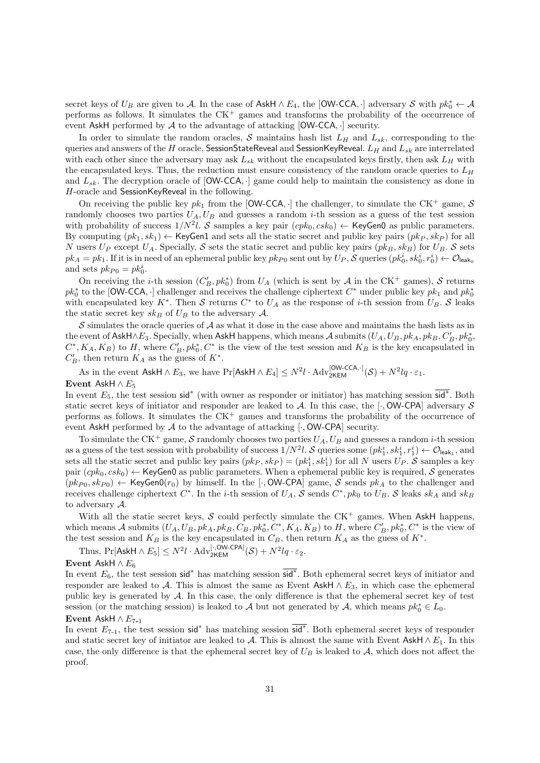secret keys of $U_B$ are given to $\mathcal{A}$. In the case of $\mathsf{AskH} \wedge E_4$, the $[\mathsf{OW\text{-}CCA}, \cdot]$ adversary $\mathcal{S}$ with $pk_0^* \leftarrow \mathcal{A}$ performs as follows. It simulates the $\mathrm{CK}^+$ games and transforms the probability of the occurrence of event $\mathsf{AskH}$ performed by $\mathcal{A}$ to the advantage of attacking $[\mathsf{OW\text{-}CCA}, \cdot]$ security.

In order to simulate the random oracles, $\mathcal{S}$ maintains hash list $L_H$ and $L_{sk}$, corresponding to the queries and answers of the $H$ oracle, $\mathsf{SessionStateReveal}$ and $\mathsf{SessionKeyReveal}$. $L_H$ and $L_{sk}$ are interrelated with each other since the adversary may ask $L_{sk}$ without the encapsulated keys firstly, then ask $L_H$ with the encapsulated keys. Thus, the reduction must ensure consistency of the random oracle queries to $L_H$ and $L_{sk}$. The decryption oracle of $[\mathsf{OW\text{-}CCA}, \cdot]$ game could help to maintain the consistency as done in $H$-oracle and $\mathsf{SessionKeyReveal}$ in the following.

On receiving the public key $pk_1$ from the $[\mathsf{OW\text{-}CCA}, \cdot]$ the challenger, to simulate the $\mathrm{CK}^+$ game, $\mathcal{S}$ randomly chooses two parties $U_A, U_B$ and guesses a random $i$-th session as a guess of the test session with probability of success $1/N^2l$. $\mathcal{S}$ samples a key pair $(cpk_0, csk_0) \leftarrow \mathsf{KeyGen0}$ as public parameters. By computing $(pk_1, sk_1) \leftarrow \mathsf{KeyGen1}$ and sets all the static secret and public key pairs $(pk_P, sk_P)$ for all $N$ users $U_P$ except $U_A$. Specially, $\mathcal{S}$ sets the static secret and public key pairs $(pk_B, sk_B)$ for $U_B$. $\mathcal{S}$ sets $pk_A = pk_1$. If it is in need of an ephemeral public key $pk_{P0}$ sent out by $U_P$, $\mathcal{S}$ queries $(pk_0^i, sk_0^i, r_0^i) \leftarrow \mathcal{O}_{\mathsf{leak}_0}$ and sets $pk_{P0} = pk_0^i$.

On receiving the $i$-th session $(C_B', pk_0^*)$ from $U_A$ (which is sent by $\mathcal{A}$ in the $\mathrm{CK}^+$ games), $\mathcal{S}$ returns $pk_0^*$ to the $[\mathsf{OW\text{-}CCA}, \cdot]$ challenger and receives the challenge ciphertext $C^*$ under public key $pk_1$ and $pk_0^*$ with encapsulated key $K^*$. Then $\mathcal{S}$ returns $C^*$ to $U_A$ as the response of $i$-th session from $U_B$. $\mathcal{S}$ leaks the static secret key $sk_B$ of $U_B$ to the adversary $\mathcal{A}$.

$\mathcal{S}$ simulates the oracle queries of $\mathcal{A}$ as what it dose in the case above and maintains the hash lists as in the event of $\mathsf{AskH} \wedge E_3$. Specially, when $\mathsf{AskH}$ happens, which means $\mathcal{A}$ submits $(U_A, U_B, pk_A, pk_B, C_B', pk_0^*, C^*, K_A, K_B)$ to $H$, where $C_B', pk_0^*, C^*$ is the view of the test session and $K_B$ is the key encapsulated in $C_B'$, then return $K_A$ as the guess of $K^*$.

As in the event $\mathsf{AskH} \wedge E_3$, we have $\Pr[\mathsf{AskH} \wedge E_4] \leq N^2l \cdot \mathrm{Adv}_{\mathsf{2KEM}}^{[\mathsf{OW\text{-}CCA}, \cdot]}(\mathcal{S}) + N^2lq \cdot \varepsilon_1$.

**Event** $\mathsf{AskH} \wedge E_5$

In event $E_5$, the test session $\mathsf{sid}^*$ (with owner as responder or initiator) has matching session $\overline{\mathsf{sid}^*}$. Both static secret keys of initiator and responder are leaked to $\mathcal{A}$. In this case, the $[\cdot, \mathsf{OW\text{-}CPA}]$ adversary $\mathcal{S}$ performs as follows. It simulates the $\mathrm{CK}^+$ games and transforms the probability of the occurrence of event $\mathsf{AskH}$ performed by $\mathcal{A}$ to the advantage of attacking $[\cdot, \mathsf{OW\text{-}CPA}]$ security.

To simulate the $\mathrm{CK}^+$ game, $\mathcal{S}$ randomly chooses two parties $U_A, U_B$ and guesses a random $i$-th session as a guess of the test session with probability of success $1/N^2l$. $\mathcal{S}$ queries some $(pk_1^i, sk_1^i, r_1^i) \leftarrow \mathcal{O}_{\mathsf{leak}_1}$, and sets all the static secret and public key pairs $(pk_P, sk_P) = (pk_1^i, sk_1^i)$ for all $N$ users $U_P$. $\mathcal{S}$ samples a key pair $(cpk_0, csk_0) \leftarrow \mathsf{KeyGen0}$ as public parameters. When a ephemeral public key is required, $\mathcal{S}$ generates $(pk_{P0}, sk_{P0}) \leftarrow \mathsf{KeyGen0}(r_0)$ by himself. In the $[\cdot, \mathsf{OW\text{-}CPA}]$ game, $\mathcal{S}$ sends $pk_A$ to the challenger and receives challenge ciphertext $C^*$. In the $i$-th session of $U_A$, $\mathcal{S}$ sends $C^*, pk_0$ to $U_B$. $\mathcal{S}$ leaks $sk_A$ and $sk_B$ to adversary $\mathcal{A}$.

With all the static secret keys, $\mathcal{S}$ could perfectly simulate the $\mathrm{CK}^+$ games. When $\mathsf{AskH}$ happens, which means $\mathcal{A}$ submits $(U_A, U_B, pk_A, pk_B, C_B, pk_0^*, C^*, K_A, K_B)$ to $H$, where $C_B', pk_0^*, C^*$ is the view of the test session and $K_B$ is the key encapsulated in $C_B$, then return $K_A$ as the guess of $K^*$.

Thus, $\Pr[\mathsf{AskH} \wedge E_5] \leq N^2l \cdot \mathrm{Adv}_{\mathsf{2KEM}}^{[\cdot, \mathsf{OW\text{-}CPA}]}(\mathcal{S}) + N^2lq \cdot \varepsilon_2$.

**Event** $\mathsf{AskH} \wedge E_6$

In event $E_6$, the test session $\mathsf{sid}^*$ has matching session $\overline{\mathsf{sid}^*}$. Both ephemeral secret keys of initiator and responder are leaked to $\mathcal{A}$. This is almost the same as Event $\mathsf{AskH} \wedge E_3$, in which case the ephemeral public key is generated by $\mathcal{A}$. In this case, the only difference is that the ephemeral secret key of test session (or the matching session) is leaked to $\mathcal{A}$ but not generated by $\mathcal{A}$, which means $pk_0^* \in L_0$.

**Event** $\mathsf{AskH} \wedge E_{7\text{-}1}$

In event $E_{7\text{-}1}$, the test session $\mathsf{sid}^*$ has matching session $\overline{\mathsf{sid}^*}$. Both ephemeral secret keys of responder and static secret key of initiator are leaked to $\mathcal{A}$. This is almost the same with Event $\mathsf{AskH} \wedge E_1$. In this case, the only difference is that the ephemeral secret key of $U_B$ is leaked to $\mathcal{A}$, which does not affect the proof.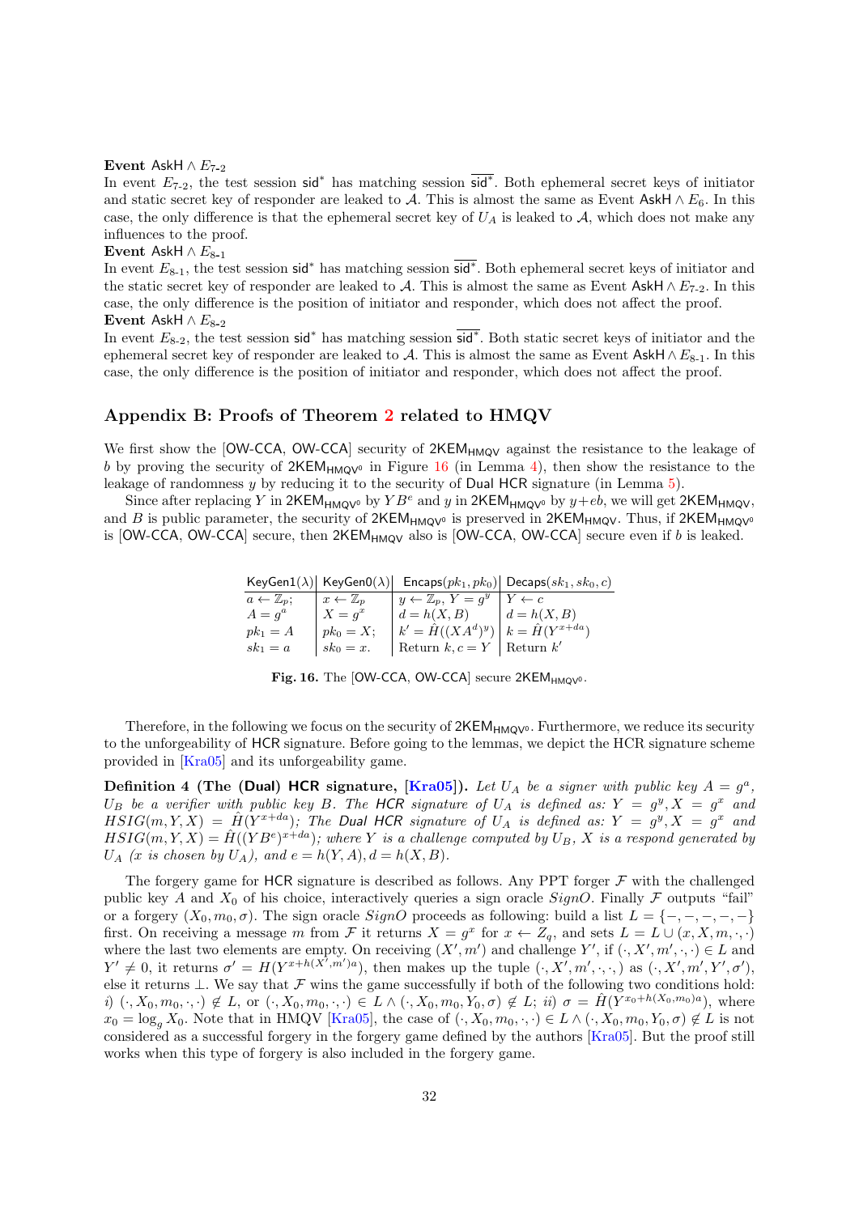**Event** $\mathsf{AskH} \wedge E_{7\text{-}2}$

In event $E_{7\text{-}2}$, the test session $\mathsf{sid}^*$ has matching session $\overline{\mathsf{sid}^*}$. Both ephemeral secret keys of initiator and static secret key of responder are leaked to $\mathcal{A}$. This is almost the same as Event $\mathsf{AskH} \wedge E_6$. In this case, the only difference is that the ephemeral secret key of $U_A$ is leaked to $\mathcal{A}$, which does not make any influences to the proof.

**Event** $\mathsf{AskH} \wedge E_{8\text{-}1}$

In event $E_{8\text{-}1}$, the test session $\mathsf{sid}^*$ has matching session $\overline{\mathsf{sid}^*}$. Both ephemeral secret keys of initiator and the static secret key of responder are leaked to $\mathcal{A}$. This is almost the same as Event $\mathsf{AskH} \wedge E_{7\text{-}2}$. In this case, the only difference is the position of initiator and responder, which does not affect the proof.

**Event** $\mathsf{AskH} \wedge E_{8\text{-}2}$

In event $E_{8\text{-}2}$, the test session $\mathsf{sid}^*$ has matching session $\overline{\mathsf{sid}^*}$. Both static secret keys of initiator and the ephemeral secret key of responder are leaked to $\mathcal{A}$. This is almost the same as Event $\mathsf{AskH} \wedge E_{8\text{-}1}$. In this case, the only difference is the position of initiator and responder, which does not affect the proof.

## Appendix B: Proofs of Theorem 2 related to HMQV

We first show the [OW-CCA, OW-CCA] security of $\mathsf{2KEM_{HMQV}}$ against the resistance to the leakage of $b$ by proving the security of $\mathsf{2KEM_{HMQV^0}}$ in Figure 16 (in Lemma 4), then show the resistance to the leakage of randomness $y$ by reducing it to the security of Dual HCR signature (in Lemma 5).

Since after replacing $Y$ in $\mathsf{2KEM_{HMQV^0}}$ by $YB^e$ and $y$ in $\mathsf{2KEM_{HMQV^0}}$ by $y+eb$, we will get $\mathsf{2KEM_{HMQV}}$, and $B$ is public parameter, the security of $\mathsf{2KEM_{HMQV^0}}$ is preserved in $\mathsf{2KEM_{HMQV}}$. Thus, if $\mathsf{2KEM_{HMQV^0}}$ is [OW-CCA, OW-CCA] secure, then $\mathsf{2KEM_{HMQV}}$ also is [OW-CCA, OW-CCA] secure even if $b$ is leaked.

| KeyGen1($\lambda$) | KeyGen0($\lambda$) | Encaps($pk_1, pk_0$) | Decaps($sk_1, sk_0, c$) |
|---|---|---|---|
| $a \leftarrow \mathbb{Z}_p$; | $x \leftarrow \mathbb{Z}_p$ | $y \leftarrow \mathbb{Z}_p$, $Y = g^y$ | $Y \leftarrow c$ |
| $A = g^a$ | $X = g^x$ | $d = h(X, B)$ | $d = h(X, B)$ |
| $pk_1 = A$ | $pk_0 = X$; | $k' = \hat{H}((XA^d)^y)$ | $k = \hat{H}(Y^{x+da})$ |
| $sk_1 = a$ | $sk_0 = x$. | Return $k, c = Y$ | Return $k'$ |

**Fig. 16.** The [OW-CCA, OW-CCA] secure $\mathsf{2KEM_{HMQV^0}}$.

Therefore, in the following we focus on the security of $\mathsf{2KEM_{HMQV^0}}$. Furthermore, we reduce its security to the unforgeability of HCR signature. Before going to the lemmas, we depict the HCR signature scheme provided in [Kra05] and its unforgeability game.

**Definition 4 (The (Dual) HCR signature, [Kra05]).** *Let $U_A$ be a signer with public key $A = g^a$, $U_B$ be a verifier with public key $B$. The HCR signature of $U_A$ is defined as: $Y = g^y, X = g^x$ and $HSIG(m, Y, X) = \hat{H}(Y^{x+da})$; The Dual HCR signature of $U_A$ is defined as: $Y = g^y, X = g^x$ and $HSIG(m, Y, X) = \hat{H}((YB^e)^{x+da})$; where $Y$ is a challenge computed by $U_B$, $X$ is a respond generated by $U_A$ ($x$ is chosen by $U_A$), and $e = h(Y, A), d = h(X, B)$.*

The forgery game for HCR signature is described as follows. Any PPT forger $\mathcal{F}$ with the challenged public key $A$ and $X_0$ of his choice, interactively queries a sign oracle $SignO$. Finally $\mathcal{F}$ outputs "fail" or a forgery $(X_0, m_0, \sigma)$. The sign oracle $SignO$ proceeds as following: build a list $L = \{-, -, -, -, -\}$ first. On receiving a message $m$ from $\mathcal{F}$ it returns $X = g^x$ for $x \leftarrow Z_q$, and sets $L = L \cup (x, X, m, \cdot, \cdot)$ where the last two elements are empty. On receiving $(X', m')$ and challenge $Y'$, if $(\cdot, X', m', \cdot, \cdot) \in L$ and $Y' \neq 0$, it returns $\sigma' = H(Y^{x+h(X', m')a})$, then makes up the tuple $(\cdot, X', m', \cdot, \cdot)$ as $(\cdot, X', m', Y', \sigma')$, else it returns $\perp$. We say that $\mathcal{F}$ wins the game successfully if both of the following two conditions hold: *i)* $(\cdot, X_0, m_0, \cdot, \cdot) \notin L$, or $(\cdot, X_0, m_0, \cdot, \cdot) \in L \wedge (\cdot, X_0, m_0, Y_0, \sigma) \notin L$; *ii)* $\sigma = \hat{H}(Y^{x_0+h(X_0, m_0)a})$, where $x_0 = \log_g X_0$. Note that in HMQV [Kra05], the case of $(\cdot, X_0, m_0, \cdot, \cdot) \in L \wedge (\cdot, X_0, m_0, Y_0, \sigma) \notin L$ is not considered as a successful forgery in the forgery game defined by the authors [Kra05]. But the proof still works when this type of forgery is also included in the forgery game.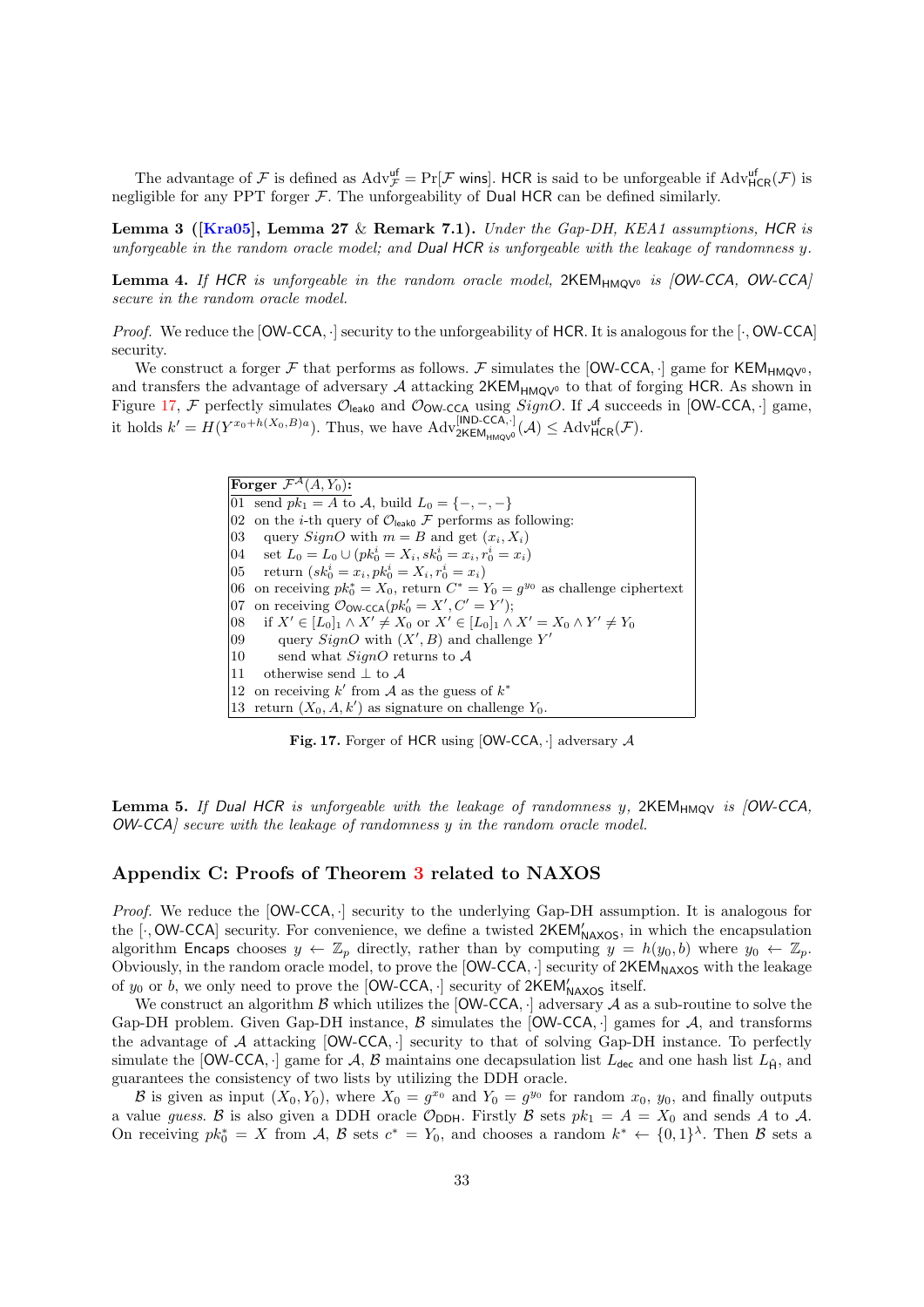The advantage of $\mathcal{F}$ is defined as $\mathrm{Adv}^{\mathsf{uf}}_{\mathcal{F}} = \Pr[\mathcal{F} \text{ wins}]$. HCR is said to be unforgeable if $\mathrm{Adv}^{\mathsf{uf}}_{\mathsf{HCR}}(\mathcal{F})$ is negligible for any PPT forger $\mathcal{F}$. The unforgeability of Dual HCR can be defined similarly.

**Lemma 3 ([Kra05], Lemma 27 & Remark 7.1).** *Under the Gap-DH, KEA1 assumptions, HCR is unforgeable in the random oracle model; and Dual HCR is unforgeable with the leakage of randomness y.*

**Lemma 4.** *If HCR is unforgeable in the random oracle model, $\mathsf{2KEM}_{\mathsf{HMQV^0}}$ is [OW-CCA, OW-CCA] secure in the random oracle model.*

*Proof.* We reduce the [OW-CCA, $\cdot$] security to the unforgeability of HCR. It is analogous for the [$\cdot$, OW-CCA] security.

We construct a forger $\mathcal{F}$ that performs as follows. $\mathcal{F}$ simulates the [OW-CCA, $\cdot$] game for $\mathsf{KEM}_{\mathsf{HMQV^0}}$, and transfers the advantage of adversary $\mathcal{A}$ attacking $\mathsf{2KEM}_{\mathsf{HMQV^0}}$ to that of forging HCR. As shown in Figure 17, $\mathcal{F}$ perfectly simulates $\mathcal{O}_{\mathsf{leak0}}$ and $\mathcal{O}_{\mathsf{OW\text{-}CCA}}$ using $SignO$. If $\mathcal{A}$ succeeds in [OW-CCA, $\cdot$] game, it holds $k' = H(Y^{x_0 + h(X_0,B)a})$. Thus, we have $\mathrm{Adv}^{[\mathsf{IND\text{-}CCA},\cdot]}_{\mathsf{2KEM}_{\mathsf{HMQV^0}}}(\mathcal{A}) \leq \mathrm{Adv}^{\mathsf{uf}}_{\mathsf{HCR}}(\mathcal{F})$.

```
Forger F^A(A, Y_0):
01 send pk_1 = A to A, build L_0 = {-, -, -}
02 on the i-th query of O_leak0 F performs as following:
03   query SignO with m = B and get (x_i, X_i)
04   set L_0 = L_0 ∪ (pk_0^i = X_i, sk_0^i = x_i, r_0^i = x_i)
05   return (sk_0^i = x_i, pk_0^i = X_i, r_0^i = x_i)
06 on receiving pk_0^* = X_0, return C^* = Y_0 = g^{y_0} as challenge ciphertext
07 on receiving O_OW-CCA(pk_0' = X', C' = Y');
08   if X' ∈ [L_0]_1 ∧ X' ≠ X_0 or X' ∈ [L_0]_1 ∧ X' = X_0 ∧ Y' ≠ Y_0
09     query SignO with (X', B) and challenge Y'
10     send what SignO returns to A
11   otherwise send ⊥ to A
12 on receiving k' from A as the guess of k^*
13 return (X_0, A, k') as signature on challenge Y_0.
```

**Fig. 17.** Forger of HCR using [OW-CCA, $\cdot$] adversary $\mathcal{A}$

**Lemma 5.** *If Dual HCR is unforgeable with the leakage of randomness y, $\mathsf{2KEM}_{\mathsf{HMQV}}$ is [OW-CCA, OW-CCA] secure with the leakage of randomness y in the random oracle model.*

## Appendix C: Proofs of Theorem 3 related to NAXOS

*Proof.* We reduce the [OW-CCA, $\cdot$] security to the underlying Gap-DH assumption. It is analogous for the [$\cdot$, OW-CCA] security. For convenience, we define a twisted $\mathsf{2KEM}'_{\mathsf{NAXOS}}$, in which the encapsulation algorithm Encaps chooses $y \leftarrow \mathbb{Z}_p$ directly, rather than by computing $y = h(y_0, b)$ where $y_0 \leftarrow \mathbb{Z}_p$. Obviously, in the random oracle model, to prove the [OW-CCA, $\cdot$] security of $\mathsf{2KEM}_{\mathsf{NAXOS}}$ with the leakage of $y_0$ or $b$, we only need to prove the [OW-CCA, $\cdot$] security of $\mathsf{2KEM}'_{\mathsf{NAXOS}}$ itself.

We construct an algorithm $\mathcal{B}$ which utilizes the [OW-CCA, $\cdot$] adversary $\mathcal{A}$ as a sub-routine to solve the Gap-DH problem. Given Gap-DH instance, $\mathcal{B}$ simulates the [OW-CCA, $\cdot$] games for $\mathcal{A}$, and transforms the advantage of $\mathcal{A}$ attacking [OW-CCA, $\cdot$] security to that of solving Gap-DH instance. To perfectly simulate the [OW-CCA, $\cdot$] game for $\mathcal{A}$, $\mathcal{B}$ maintains one decapsulation list $L_{\mathsf{dec}}$ and one hash list $L_{\hat{\mathsf{H}}}$, and guarantees the consistency of two lists by utilizing the DDH oracle.

$\mathcal{B}$ is given as input $(X_0, Y_0)$, where $X_0 = g^{x_0}$ and $Y_0 = g^{y_0}$ for random $x_0$, $y_0$, and finally outputs a value *guess*. $\mathcal{B}$ is also given a DDH oracle $\mathcal{O}_{\mathsf{DDH}}$. Firstly $\mathcal{B}$ sets $pk_1 = A = X_0$ and sends $A$ to $\mathcal{A}$. On receiving $pk_0^* = X$ from $\mathcal{A}$, $\mathcal{B}$ sets $c^* = Y_0$, and chooses a random $k^* \leftarrow \{0,1\}^{\lambda}$. Then $\mathcal{B}$ sets a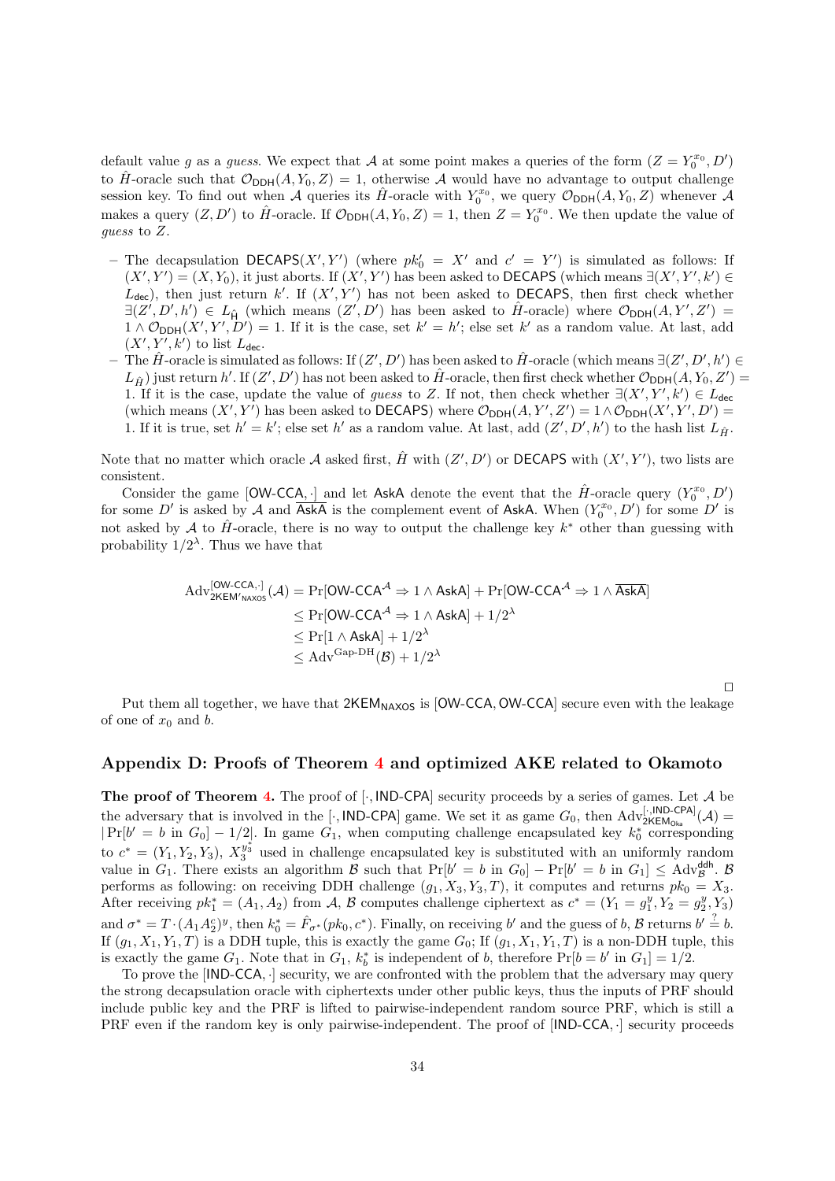default value $g$ as a *guess*. We expect that $\mathcal{A}$ at some point makes a queries of the form $(Z = Y_0^{x_0}, D')$ to $\hat{H}$-oracle such that $\mathcal{O}_{\mathsf{DDH}}(A, Y_0, Z) = 1$, otherwise $\mathcal{A}$ would have no advantage to output challenge session key. To find out when $\mathcal{A}$ queries its $\hat{H}$-oracle with $Y_0^{x_0}$, we query $\mathcal{O}_{\mathsf{DDH}}(A, Y_0, Z)$ whenever $\mathcal{A}$ makes a query $(Z, D')$ to $\hat{H}$-oracle. If $\mathcal{O}_{\mathsf{DDH}}(A, Y_0, Z) = 1$, then $Z = Y_0^{x_0}$. We then update the value of *guess* to $Z$.

- The decapsulation $\mathsf{DECAPS}(X', Y')$ (where $pk_0' = X'$ and $c' = Y'$) is simulated as follows: If $(X', Y') = (X, Y_0)$, it just aborts. If $(X', Y')$ has been asked to $\mathsf{DECAPS}$ (which means $\exists(X', Y', k') \in L_{\mathsf{dec}}$), then just return $k'$. If $(X', Y')$ has not been asked to $\mathsf{DECAPS}$, then first check whether $\exists(Z', D', h') \in L_{\hat{\mathsf{H}}}$ (which means $(Z', D')$ has been asked to $\hat{H}$-oracle) where $\mathcal{O}_{\mathsf{DDH}}(A, Y', Z') = 1 \wedge \mathcal{O}_{\mathsf{DDH}}(X', Y', D') = 1$. If it is the case, set $k' = h'$; else set $k'$ as a random value. At last, add $(X', Y', k')$ to list $L_{\mathsf{dec}}$.
- The $\hat{H}$-oracle is simulated as follows: If $(Z', D')$ has been asked to $\hat{H}$-oracle (which means $\exists(Z', D', h') \in L_{\hat{H}}$) just return $h'$. If $(Z', D')$ has not been asked to $\hat{H}$-oracle, then first check whether $\mathcal{O}_{\mathsf{DDH}}(A, Y_0, Z') = 1$. If it is the case, update the value of *guess* to $Z$. If not, then check whether $\exists(X', Y', k') \in L_{\mathsf{dec}}$ (which means $(X', Y')$ has been asked to $\mathsf{DECAPS}$) where $\mathcal{O}_{\mathsf{DDH}}(A, Y', Z') = 1 \wedge \mathcal{O}_{\mathsf{DDH}}(X', Y', D') = 1$. If it is true, set $h' = k'$; else set $h'$ as a random value. At last, add $(Z', D', h')$ to the hash list $L_{\hat{H}}$.

Note that no matter which oracle $\mathcal{A}$ asked first, $\hat{H}$ with $(Z', D')$ or $\mathsf{DECAPS}$ with $(X', Y')$, two lists are consistent.

Consider the game $[\mathsf{OW\text{-}CCA}, \cdot]$ and let $\mathsf{AskA}$ denote the event that the $\hat{H}$-oracle query $(Y_0^{x_0}, D')$ for some $D'$ is asked by $\mathcal{A}$ and $\overline{\mathsf{AskA}}$ is the complement event of $\mathsf{AskA}$. When $(Y_0^{x_0}, D')$ for some $D'$ is not asked by $\mathcal{A}$ to $\hat{H}$-oracle, there is no way to output the challenge key $k^*$ other than guessing with probability $1/2^\lambda$. Thus we have that

$$
\begin{aligned}
\mathrm{Adv}_{\mathsf{2KEM'_{NAXOS}}}^{[\mathsf{OW\text{-}CCA}, \cdot]}(\mathcal{A}) &= \Pr[\mathsf{OW\text{-}CCA}^{\mathcal{A}} \Rightarrow 1 \wedge \mathsf{AskA}] + \Pr[\mathsf{OW\text{-}CCA}^{\mathcal{A}} \Rightarrow 1 \wedge \overline{\mathsf{AskA}}] \\
&\leq \Pr[\mathsf{OW\text{-}CCA}^{\mathcal{A}} \Rightarrow 1 \wedge \mathsf{AskA}] + 1/2^\lambda \\
&\leq \Pr[1 \wedge \mathsf{AskA}] + 1/2^\lambda \\
&\leq \mathrm{Adv}^{\text{Gap-DH}}(\mathcal{B}) + 1/2^\lambda
\end{aligned}
$$

□

Put them all together, we have that $\mathsf{2KEM_{NAXOS}}$ is $[\mathsf{OW\text{-}CCA}, \mathsf{OW\text{-}CCA}]$ secure even with the leakage of one of $x_0$ and $b$.

## Appendix D: Proofs of Theorem 4 and optimized AKE related to Okamoto

**The proof of Theorem 4.** The proof of $[\cdot, \mathsf{IND\text{-}CPA}]$ security proceeds by a series of games. Let $\mathcal{A}$ be the adversary that is involved in the $[\cdot, \mathsf{IND\text{-}CPA}]$ game. We set it as game $G_0$, then $\mathrm{Adv}_{\mathsf{2KEM_{Oka}}}^{[\cdot, \mathsf{IND\text{-}CPA}]}(\mathcal{A}) = |\Pr[b' = b \text{ in } G_0] - 1/2|$. In game $G_1$, when computing challenge encapsulated key $k_0^*$ corresponding to $c^* = (Y_1, Y_2, Y_3)$, $X_3^{y_3^*}$ used in challenge encapsulated key is substituted with an uniformly random value in $G_1$. There exists an algorithm $\mathcal{B}$ such that $\Pr[b' = b \text{ in } G_0] - \Pr[b' = b \text{ in } G_1] \leq \mathrm{Adv}_{\mathcal{B}}^{\mathsf{ddh}}$. $\mathcal{B}$ performs as following: on receiving DDH challenge $(g_1, X_3, Y_3, T)$, it computes and returns $pk_0 = X_3$. After receiving $pk_1^* = (A_1, A_2)$ from $\mathcal{A}$, $\mathcal{B}$ computes challenge ciphertext as $c^* = (Y_1 = g_1^y, Y_2 = g_2^y, Y_3)$ and $\sigma^* = T \cdot (A_1 A_2^c)^y$, then $k_0^* = \hat{F}_{\sigma^*}(pk_0, c^*)$. Finally, on receiving $b'$ and the guess of $b$, $\mathcal{B}$ returns $b' \stackrel{?}{=} b$. If $(g_1, X_1, Y_1, T)$ is a DDH tuple, this is exactly the game $G_0$; If $(g_1, X_1, Y_1, T)$ is a non-DDH tuple, this is exactly the game $G_1$. Note that in $G_1$, $k_b^*$ is independent of $b$, therefore $\Pr[b = b' \text{ in } G_1] = 1/2$.

To prove the $[\mathsf{IND\text{-}CCA}, \cdot]$ security, we are confronted with the problem that the adversary may query the strong decapsulation oracle with ciphertexts under other public keys, thus the inputs of PRF should include public key and the PRF is lifted to pairwise-independent random source PRF, which is still a PRF even if the random key is only pairwise-independent. The proof of $[\mathsf{IND\text{-}CCA}, \cdot]$ security proceeds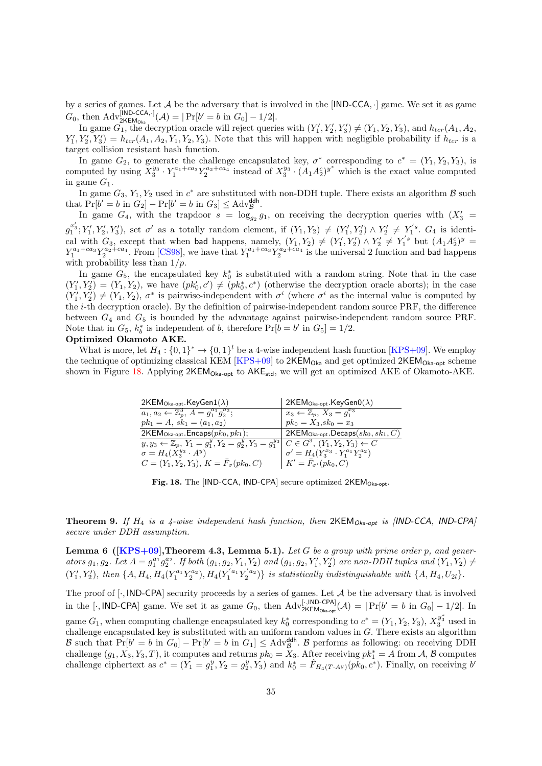by a series of games. Let $\mathcal{A}$ be the adversary that is involved in the [IND-CCA, $\cdot$] game. We set it as game $G_0$, then $\mathrm{Adv}^{[\mathsf{IND\text{-}CCA},\cdot]}_{\mathsf{2KEM_{Oka}}}(\mathcal{A}) = |\Pr[b' = b \text{ in } G_0] - 1/2|$.

In game $G_1$, the decryption oracle will reject queries with $(Y_1', Y_2', Y_3') \neq (Y_1, Y_2, Y_3)$, and $h_{tcr}(A_1, A_2, Y_1', Y_2', Y_3') = h_{tcr}(A_1, A_2, Y_1, Y_2, Y_3)$. Note that this will happen with negligible probability if $h_{tcr}$ is a target collision resistant hash function.

In game $G_2$, to generate the challenge encapsulated key, $\sigma^*$ corresponding to $c^* = (Y_1, Y_2, Y_3)$, is computed by using $X_3^{y_3} \cdot Y_1^{a_1+ca_3} Y_2^{a_2+ca_4}$ instead of $X_3^{y_3} \cdot (A_1 A_2^c)^{y^*}$ which is the exact value computed in game $G_1$.

In game $G_3$, $Y_1, Y_2$ used in $c^*$ are substituted with non-DDH tuple. There exists an algorithm $\mathcal{B}$ such that $\Pr[b' = b \text{ in } G_2] - \Pr[b' = b \text{ in } G_3] \leq \mathrm{Adv}^{\mathsf{ddh}}_{\mathcal{B}}$.

In game $G_4$, with the trapdoor $s = \log_{g_2} g_1$, on receiving the decryption queries with $(X_3' = g_1^{x_3'}; Y_1', Y_2', Y_3')$, set $\sigma'$ as a totally random element, if $(Y_1, Y_2) \neq (Y_1', Y_2') \wedge Y_2' \neq Y_1'^{s}$. $G_4$ is identical with $G_3$, except that when bad happens, namely, $(Y_1, Y_2) \neq (Y_1', Y_2') \wedge Y_2' \neq Y_1'^{s}$ but $(A_1 A_2^c)^y = Y_1^{a_1+ca_3} Y_2^{a_2+ca_4}$. From [CS98], we have that $Y_1^{a_1+ca_3} Y_2^{a_2+ca_4}$ is the universal 2 function and bad happens with probability less than $1/p$.

In game $G_5$, the encapsulated key $k_0^*$ is substituted with a random string. Note that in the case $(Y_1', Y_2') = (Y_1, Y_2)$, we have $(pk_0', c') \neq (pk_0^*, c^*)$ (otherwise the decryption oracle aborts); in the case $(Y_1', Y_2') \neq (Y_1, Y_2)$, $\sigma^*$ is pairwise-independent with $\sigma^i$ (where $\sigma^i$ as the internal value is computed by the $i$-th decryption oracle). By the definition of pairwise-independent random source PRF, the difference between $G_4$ and $G_5$ is bounded by the advantage against pairwise-independent random source PRF. Note that in $G_5$, $k_b^*$ is independent of $b$, therefore $\Pr[b = b' \text{ in } G_5] = 1/2$.

**Optimized Okamoto AKE.**

What is more, let $H_4 : \{0,1\}^* \rightarrow \{0,1\}^l$ be a 4-wise independent hash function [KPS+09]. We employ the technique of optimizing classical KEM [KPS+09] to $\mathsf{2KEM_{Oka}}$ and get optimized $\mathsf{2KEM_{Oka\text{-}opt}}$ scheme shown in Figure 18. Applying $\mathsf{2KEM_{Oka\text{-}opt}}$ to $\mathsf{AKE_{std}}$, we will get an optimized AKE of Okamoto-AKE.

| $\mathsf{2KEM_{Oka\text{-}opt}}.\mathsf{KeyGen1}(\lambda)$ | $\mathsf{2KEM_{Oka\text{-}opt}}.\mathsf{KeyGen0}(\lambda)$ |
|---|---|
| $a_1, a_2 \leftarrow \mathbb{Z}_p^3$, $A = g_1^{a_1} g_2^{a_2}$; | $x_3 \leftarrow \mathbb{Z}_p$, $X_3 = g_1^{x_3}$ |
| $pk_1 = A$, $sk_1 = (a_1, a_2)$ | $pk_0 = X_3$, $sk_0 = x_3$ |
| $\mathsf{2KEM_{Oka\text{-}opt}}.\mathsf{Encaps}(pk_0, pk_1)$; | $\mathsf{2KEM_{Oka\text{-}opt}}.\mathsf{Decaps}(sk_0, sk_1, C)$ |
| $y, y_3 \leftarrow \mathbb{Z}_p$, $Y_1 = g_1^y$, $Y_2 = g_2^y$, $Y_3 = g_1^{y_3}$ | $C \in G^3$, $(Y_1, Y_2, Y_3) \leftarrow C$ |
| $\sigma = H_4(X_3^{y_3} \cdot A^y)$ | $\sigma' = H_4(Y_3^{x_3} \cdot Y_1^{a_1} Y_2^{a_2})$ |
| $C = (Y_1, Y_2, Y_3)$, $K = \bar{F}_\sigma(pk_0, C)$ | $K' = \bar{F}_{\sigma'}(pk_0, C)$ |

**Fig. 18.** The [IND-CCA, IND-CPA] secure optimized $\mathsf{2KEM_{Oka\text{-}opt}}$.

**Theorem 9.** *If $H_4$ is a 4-wise independent hash function, then $\mathsf{2KEM_{Oka\text{-}opt}}$ is [IND-CCA, IND-CPA] secure under DDH assumption.*

**Lemma 6 ([KPS+09],Theorem 4.3, Lemma 5.1).** *Let $G$ be a group with prime order $p$, and generators $g_1, g_2$. Let $A = g_1^{a_1} g_2^{a_2}$. If both $(g_1, g_2, Y_1, Y_2)$ and $(g_1, g_2, Y_1', Y_2')$ are non-DDH tuples and $(Y_1, Y_2) \neq (Y_1', Y_2')$, then $\{A, H_4, H_4(Y_1^{a_1} Y_2^{a_2}), H_4(Y_1'^{a_1} Y_2'^{a_2})\}$ is statistically indistinguishable with $\{A, H_4, U_{2l}\}$.*

The proof of $[\cdot, \mathsf{IND\text{-}CPA}]$ security proceeds by a series of games. Let $\mathcal{A}$ be the adversary that is involved in the $[\cdot, \mathsf{IND\text{-}CPA}]$ game. We set it as game $G_0$, then $\mathrm{Adv}^{[\cdot,\mathsf{IND\text{-}CPA}]}_{\mathsf{2KEM_{Oka\text{-}opt}}}(\mathcal{A}) = |\Pr[b' = b \text{ in } G_0] - 1/2|$. In game $G_1$, when computing challenge encapsulated key $k_0^*$ corresponding to $c^* = (Y_1, Y_2, Y_3)$, $X_3^{y_3^*}$ used in challenge encapsulated key is substituted with an uniform random values in $G$. There exists an algorithm $\mathcal{B}$ such that $\Pr[b' = b \text{ in } G_0] - \Pr[b' = b \text{ in } G_1] \leq \mathrm{Adv}^{\mathsf{ddh}}_{\mathcal{B}}$. $\mathcal{B}$ performs as following: on receiving DDH challenge $(g_1, X_3, Y_3, T)$, it computes and returns $pk_0 = X_3$. After receiving $pk_1^* = A$ from $\mathcal{A}$, $\mathcal{B}$ computes challenge ciphertext as $c^* = (Y_1 = g_1^y, Y_2 = g_2^y, Y_3)$ and $k_0^* = \hat{F}_{H_4(T \cdot A^y)}(pk_0, c^*)$. Finally, on receiving $b'$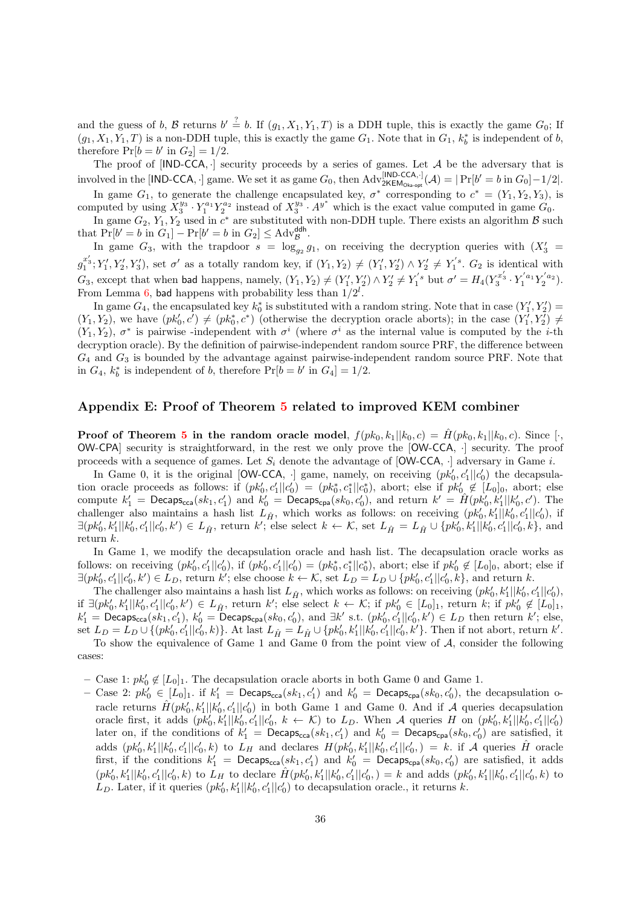and the guess of $b$, $\mathcal{B}$ returns $b' \stackrel{?}{=} b$. If $(g_1, X_1, Y_1, T)$ is a DDH tuple, this is exactly the game $G_0$; If $(g_1, X_1, Y_1, T)$ is a non-DDH tuple, this is exactly the game $G_1$. Note that in $G_1$, $k_b^*$ is independent of $b$, therefore $\Pr[b = b' \text{ in } G_2] = 1/2$.

The proof of $[\mathsf{IND\text{-}CCA}, \cdot]$ security proceeds by a series of games. Let $\mathcal{A}$ be the adversary that is involved in the $[\mathsf{IND\text{-}CCA}, \cdot]$ game. We set it as game $G_0$, then $\mathrm{Adv}^{[\mathsf{IND\text{-}CCA},\cdot]}_{\mathsf{2KEM}_{\mathsf{Oka\text{-}opt}}}(\mathcal{A}) = |\Pr[b' = b \text{ in } G_0] - 1/2|$.

In game $G_1$, to generate the challenge encapsulated key, $\sigma^*$ corresponding to $c^* = (Y_1, Y_2, Y_3)$, is computed by using $X_3^{y_3} \cdot Y_1^{a_1} Y_2^{a_2}$ instead of $X_3^{y_3} \cdot A^{y^*}$ which is the exact value computed in game $G_0$.

In game $G_2$, $Y_1, Y_2$ used in $c^*$ are substituted with non-DDH tuple. There exists an algorithm $\mathcal{B}$ such that $\Pr[b' = b \text{ in } G_1] - \Pr[b' = b \text{ in } G_2] \leq \mathrm{Adv}^{\mathsf{ddh}}_{\mathcal{B}}$.

In game $G_3$, with the trapdoor $s = \log_{g_2} g_1$, on receiving the decryption queries with $(X_3' = g_1^{x_3'}; Y_1', Y_2', Y_3')$, set $\sigma'$ as a totally random key, if $(Y_1, Y_2) \neq (Y_1', Y_2') \wedge Y_2' \neq Y_1'^{s}$. $G_2$ is identical with $G_3$, except that when $\mathsf{bad}$ happens, namely, $(Y_1, Y_2) \neq (Y_1', Y_2') \wedge Y_2' \neq Y_1'^{s}$ but $\sigma' = H_4(Y_3^{x_3'} \cdot Y_1'^{a_1} Y_2'^{a_2})$. From Lemma 6, $\mathsf{bad}$ happens with probability less than $1/2^l$.

In game $G_4$, the encapsulated key $k_0^*$ is substituted with a random string. Note that in case $(Y_1', Y_2') = (Y_1, Y_2)$, we have $(pk_0', c') \neq (pk_0^*, c^*)$ (otherwise the decryption oracle aborts); in the case $(Y_1', Y_2') \neq (Y_1, Y_2)$, $\sigma^*$ is pairwise -independent with $\sigma^i$ (where $\sigma^i$ as the internal value is computed by the $i$-th decryption oracle). By the definition of pairwise-independent random source PRF, the difference between $G_4$ and $G_3$ is bounded by the advantage against pairwise-independent random source PRF. Note that in $G_4$, $k_b^*$ is independent of $b$, therefore $\Pr[b = b' \text{ in } G_4] = 1/2$.

## Appendix E: Proof of Theorem 5 related to improved KEM combiner

**Proof of Theorem 5 in the random oracle model**, $f(pk_0, k_1||k_0, c) = \hat{H}(pk_0, k_1||k_0, c)$. Since $[\cdot, \mathsf{OW\text{-}CPA}]$ security is straightforward, in the rest we only prove the $[\mathsf{OW\text{-}CCA}, \cdot]$ security. The proof proceeds with a sequence of games. Let $S_i$ denote the advantage of $[\mathsf{OW\text{-}CCA}, \cdot]$ adversary in Game $i$.

In Game 0, it is the original $[\mathsf{OW\text{-}CCA}, \cdot]$ game, namely, on receiving $(pk_0', c_1'||c_0')$ the decapsulation oracle proceeds as follows: if $(pk_0', c_1'||c_0') = (pk_0^*, c_1^*||c_0^*)$, abort; else if $pk_0' \notin [L_0]_0$, abort; else compute $k_1' = \mathsf{Decaps}_{\mathsf{cca}}(sk_1, c_1')$ and $k_0' = \mathsf{Decaps}_{\mathsf{cpa}}(sk_0, c_0')$, and return $k' = \hat{H}(pk_0', k_1'||k_0', c')$. The challenger also maintains a hash list $L_{\hat{H}}$, which works as follows: on receiving $(pk_0', k_1'||k_0', c_1'||c_0')$, if $\exists (pk_0', k_1'||k_0', c_1'||c_0', k') \in L_{\hat{H}}$, return $k'$; else select $k \leftarrow \mathcal{K}$, set $L_{\hat{H}} = L_{\hat{H}} \cup \{pk_0', k_1'||k_0', c_1'||c_0', k\}$, and return $k$.

In Game 1, we modify the decapsulation oracle and hash list. The decapsulation oracle works as follows: on receiving $(pk_0', c_1'||c_0')$, if $(pk_0', c_1'||c_0') = (pk_0^*, c_1^*||c_0^*)$, abort; else if $pk_0' \notin [L_0]_0$, abort; else if $\exists (pk_0', c_1'||c_0', k') \in L_D$, return $k'$; else choose $k \leftarrow \mathcal{K}$, set $L_D = L_D \cup \{pk_0', c_1'||c_0', k\}$, and return $k$.

The challenger also maintains a hash list $L_{\hat{H}}$, which works as follows: on receiving $(pk_0', k_1'||k_0', c_1'||c_0')$, if $\exists (pk_0', k_1'||k_0', c_1'||c_0', k') \in L_{\hat{H}}$, return $k'$; else select $k \leftarrow \mathcal{K}$; if $pk_0' \in [L_0]_1$, return $k$; if $pk_0' \notin [L_0]_1$, $k_1' = \mathsf{Decaps}_{\mathsf{cca}}(sk_1, c_1')$, $k_0' = \mathsf{Decaps}_{\mathsf{cpa}}(sk_0, c_0')$, and $\exists k'$ s.t. $(pk_0', c_1'||c_0', k') \in L_D$ then return $k'$; else, set $L_D = L_D \cup \{(pk_0', c_1'||c_0', k)\}$. At last $L_{\hat{H}} = L_{\hat{H}} \cup \{pk_0', k_1'||k_0', c_1'||c_0', k'\}$. Then if not abort, return $k'$.

To show the equivalence of Game 1 and Game 0 from the point view of $\mathcal{A}$, consider the following cases:

- Case 1: $pk_0' \notin [L_0]_1$. The decapsulation oracle aborts in both Game 0 and Game 1.
- Case 2: $pk_0' \in [L_0]_1$. if $k_1' = \mathsf{Decaps}_{\mathsf{cca}}(sk_1, c_1')$ and $k_0' = \mathsf{Decaps}_{\mathsf{cpa}}(sk_0, c_0')$, the decapsulation oracle returns $\hat{H}(pk_0', k_1'||k_0', c_1'||c_0')$ in both Game 1 and Game 0. And if $\mathcal{A}$ queries decapsulation oracle first, it adds $(pk_0', k_1'||k_0', c_1'||c_0', k \leftarrow \mathcal{K})$ to $L_D$. When $\mathcal{A}$ queries $H$ on $(pk_0', k_1'||k_0', c_1'||c_0')$ later on, if the conditions of $k_1' = \mathsf{Decaps}_{\mathsf{cca}}(sk_1, c_1')$ and $k_0' = \mathsf{Decaps}_{\mathsf{cpa}}(sk_0, c_0')$ are satisfied, it adds $(pk_0', k_1'||k_0', c_1'||c_0', k)$ to $L_H$ and declares $H(pk_0', k_1'||k_0', c_1'||c_0',) = k$. if $\mathcal{A}$ queries $\hat{H}$ oracle first, if the conditions $k_1' = \mathsf{Decaps}_{\mathsf{cca}}(sk_1, c_1')$ and $k_0' = \mathsf{Decaps}_{\mathsf{cpa}}(sk_0, c_0')$ are satisfied, it adds $(pk_0', k_1'||k_0', c_1'||c_0', k)$ to $L_H$ to declare $\hat{H}(pk_0', k_1'||k_0', c_1'||c_0',) = k$ and adds $(pk_0', k_1'||k_0', c_1'||c_0', k)$ to $L_D$. Later, if it queries $(pk_0', k_1'||k_0', c_1'||c_0')$ to decapsulation oracle., it returns $k$.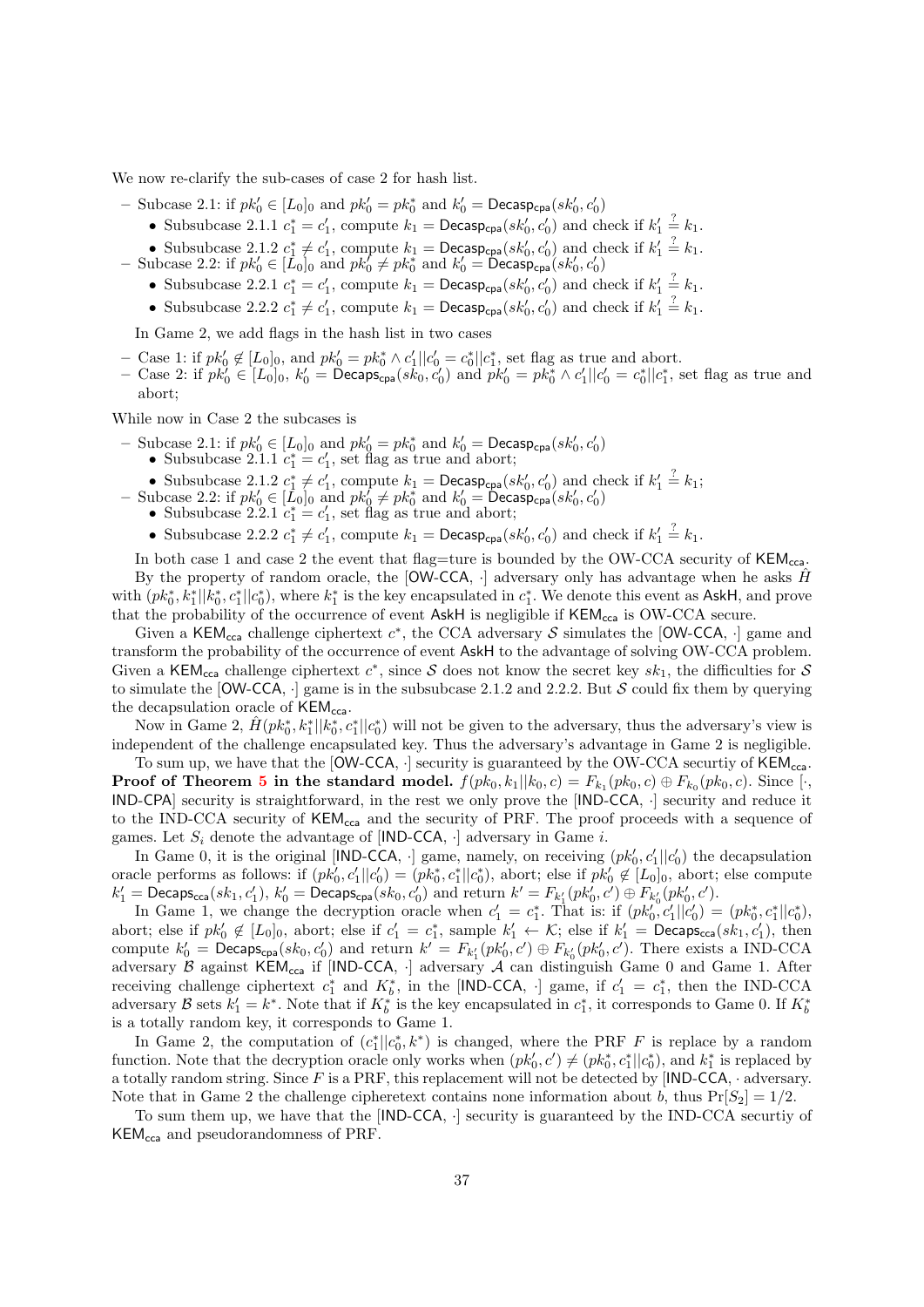We now re-clarify the sub-cases of case 2 for hash list.

- Subcase 2.1: if $pk_0' \in [L_0]_0$ and $pk_0' = pk_0^*$ and $k_0' = \mathsf{Decasp_{cpa}}(sk_0', c_0')$
  - Subsubcase 2.1.1 $c_1^* = c_1'$, compute $k_1 = \mathsf{Decasp_{cpa}}(sk_0', c_0')$ and check if $k_1' \stackrel{?}{=} k_1$.
  - Subsubcase 2.1.2 $c_1^* \neq c_1'$, compute $k_1 = \mathsf{Decasp_{cpa}}(sk_0', c_0')$ and check if $k_1' \stackrel{?}{=} k_1$.
- Subcase 2.2: if $pk_0' \in [L_0]_0$ and $pk_0' \neq pk_0^*$ and $k_0' = \mathsf{Decasp_{cpa}}(sk_0', c_0')$
  - Subsubcase 2.2.1 $c_1^* = c_1'$, compute $k_1 = \mathsf{Decasp_{cpa}}(sk_0', c_0')$ and check if $k_1' \stackrel{?}{=} k_1$.
  - Subsubcase 2.2.2 $c_1^* \neq c_1'$, compute $k_1 = \mathsf{Decasp_{cpa}}(sk_0', c_0')$ and check if $k_1' \stackrel{?}{=} k_1$.

In Game 2, we add flags in the hash list in two cases

- Case 1: if $pk_0' \notin [L_0]_0$, and $pk_0' = pk_0^* \wedge c_1'||c_0' = c_0^*||c_1^*$, set flag as true and abort.
- Case 2: if $pk_0' \in [L_0]_0$, $k_0' = \mathsf{Decasps_{cpa}}(sk_0, c_0')$ and $pk_0' = pk_0^* \wedge c_1'||c_0' = c_0^*||c_1^*$, set flag as true and abort;

While now in Case 2 the subcases is

- Subcase 2.1: if $pk_0' \in [L_0]_0$ and $pk_0' = pk_0^*$ and $k_0' = \mathsf{Decasp_{cpa}}(sk_0', c_0')$
  - Subsubcase 2.1.1 $c_1^* = c_1'$, set flag as true and abort;
  - Subsubcase 2.1.2 $c_1^* \neq c_1'$, compute $k_1 = \mathsf{Decasp_{cpa}}(sk_0', c_0')$ and check if $k_1' \stackrel{?}{=} k_1$;
- Subcase 2.2: if $pk_0' \in [L_0]_0$ and $pk_0' \neq pk_0^*$ and $k_0' = \mathsf{Decasp_{cpa}}(sk_0', c_0')$
  - Subsubcase 2.2.1 $c_1^* = c_1'$, set flag as true and abort;
  - Subsubcase 2.2.2 $c_1^* \neq c_1'$, compute $k_1 = \mathsf{Decasp_{cpa}}(sk_0', c_0')$ and check if $k_1' \stackrel{?}{=} k_1$.

In both case 1 and case 2 the event that flag=ture is bounded by the OW-CCA security of $\mathsf{KEM_{cca}}$.

By the property of random oracle, the [OW-CCA, $\cdot$] adversary only has advantage when he asks $\hat{H}$ with $(pk_0^*, k_1^*||k_0^*, c_1^*||c_0^*)$, where $k_1^*$ is the key encapsulated in $c_1^*$. We denote this event as $\mathsf{AskH}$, and prove that the probability of the occurrence of event $\mathsf{AskH}$ is negligible if $\mathsf{KEM_{cca}}$ is OW-CCA secure.

Given a $\mathsf{KEM_{cca}}$ challenge ciphertext $c^*$, the CCA adversary $\mathcal{S}$ simulates the [OW-CCA, $\cdot$] game and transform the probability of the occurrence of event $\mathsf{AskH}$ to the advantage of solving OW-CCA problem. Given a $\mathsf{KEM_{cca}}$ challenge ciphertext $c^*$, since $\mathcal{S}$ does not know the secret key $sk_1$, the difficulties for $\mathcal{S}$ to simulate the [OW-CCA, $\cdot$] game is in the subsubcase 2.1.2 and 2.2.2. But $\mathcal{S}$ could fix them by querying the decapsulation oracle of $\mathsf{KEM_{cca}}$.

Now in Game 2, $\hat{H}(pk_0^*, k_1^*||k_0^*, c_1^*||c_0^*)$ will not be given to the adversary, thus the adversary's view is independent of the challenge encapsulated key. Thus the adversary's advantage in Game 2 is negligible.

To sum up, we have that the [OW-CCA, $\cdot$] security is guaranteed by the OW-CCA securtiy of $\mathsf{KEM_{cca}}$.

**Proof of Theorem 5 in the standard model.** $f(pk_0, k_1||k_0, c) = F_{k_1}(pk_0, c) \oplus F_{k_0}(pk_0, c)$. Since [$\cdot$, IND-CPA] security is straightforward, in the rest we only prove the [IND-CCA, $\cdot$] security and reduce it to the IND-CCA security of $\mathsf{KEM_{cca}}$ and the security of PRF. The proof proceeds with a sequence of games. Let $S_i$ denote the advantage of [IND-CCA, $\cdot$] adversary in Game $i$.

In Game 0, it is the original [IND-CCA, $\cdot$] game, namely, on receiving $(pk_0', c_1'||c_0')$ the decapsulation oracle performs as follows: if $(pk_0', c_1'||c_0') = (pk_0^*, c_1^*||c_0^*)$, abort; else if $pk_0' \notin [L_0]_0$, abort; else compute $k_1' = \mathsf{Decaps_{cca}}(sk_1, c_1')$, $k_0' = \mathsf{Decaps_{cpa}}(sk_0, c_0')$ and return $k' = F_{k_1'}(pk_0', c') \oplus F_{k_0'}(pk_0', c')$.

In Game 1, we change the decryption oracle when $c_1' = c_1^*$. That is: if $(pk_0', c_1'||c_0') = (pk_0^*, c_1^*||c_0^*)$, abort; else if $pk_0' \notin [L_0]_0$, abort; else if $c_1' = c_1^*$, sample $k_1' \leftarrow \mathcal{K}$; else if $k_1' = \mathsf{Decaps_{cca}}(sk_1, c_1')$, then compute $k_0' = \mathsf{Decaps_{cpa}}(sk_0, c_0')$ and return $k' = F_{k_1'}(pk_0', c') \oplus F_{k_0'}(pk_0', c')$. There exists a IND-CCA adversary $\mathcal{B}$ against $\mathsf{KEM_{cca}}$ if [IND-CCA, $\cdot$] adversary $\mathcal{A}$ can distinguish Game 0 and Game 1. After receiving challenge ciphertext $c_1^*$ and $K_b^*$, in the [IND-CCA, $\cdot$] game, if $c_1' = c_1^*$, then the IND-CCA adversary $\mathcal{B}$ sets $k_1' = k^*$. Note that if $K_b^*$ is the key encapsulated in $c_1^*$, it corresponds to Game 0. If $K_b^*$ is a totally random key, it corresponds to Game 1.

In Game 2, the computation of $(c_1^*||c_0^*, k^*)$ is changed, where the PRF $F$ is replace by a random function. Note that the decryption oracle only works when $(pk_0', c') \neq (pk_0^*, c_1^*||c_0^*)$, and $k_1^*$ is replaced by a totally random string. Since $F$ is a PRF, this replacement will not be detected by [IND-CCA, $\cdot$ adversary. Note that in Game 2 the challenge cipheretext contains none information about $b$, thus $\Pr[S_2] = 1/2$.

To sum them up, we have that the [IND-CCA, $\cdot$] security is guaranteed by the IND-CCA securtiy of $\mathsf{KEM_{cca}}$ and pseudorandomness of PRF.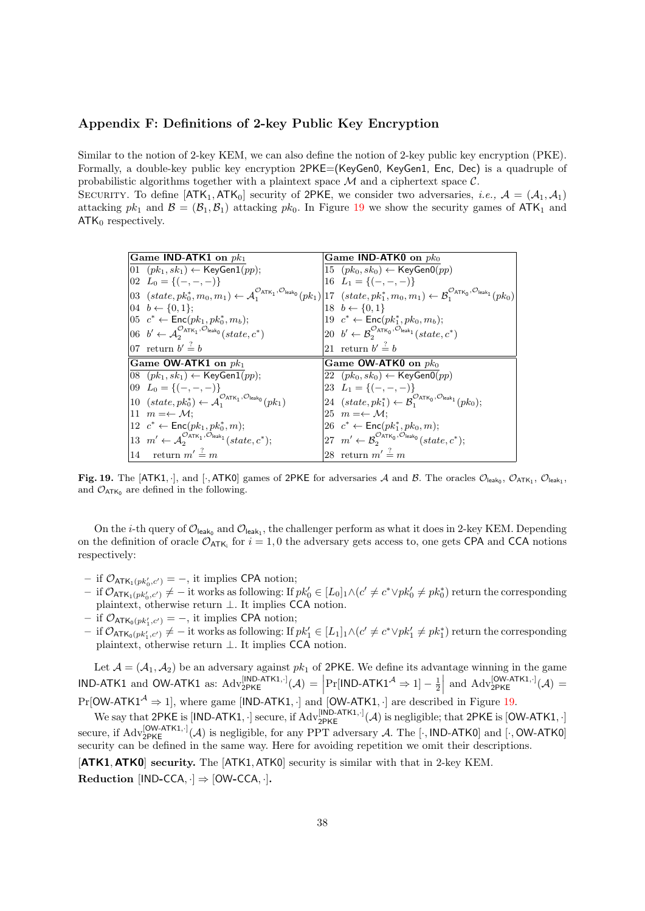## Appendix F: Definitions of 2-key Public Key Encryption

Similar to the notion of 2-key KEM, we can also define the notion of 2-key public key encryption (PKE). Formally, a double-key public key encryption 2PKE=(KeyGen0, KeyGen1, Enc, Dec) is a quadruple of probabilistic algorithms together with a plaintext space $\mathcal{M}$ and a ciphertext space $\mathcal{C}$.

SECURITY. To define $[\mathsf{ATK}_1, \mathsf{ATK}_0]$ security of 2PKE, we consider two adversaries, *i.e.*, $\mathcal{A} = (\mathcal{A}_1, \mathcal{A}_1)$ attacking $pk_1$ and $\mathcal{B} = (\mathcal{B}_1, \mathcal{B}_1)$ attacking $pk_0$. In Figure 19 we show the security games of $\mathsf{ATK}_1$ and $\mathsf{ATK}_0$ respectively.

| Game IND-ATK1 on $pk_1$ | Game IND-ATK0 on $pk_0$ |
|---|---|
| 01 $(pk_1, sk_1) \leftarrow \mathsf{KeyGen1}(pp)$; | 15 $(pk_0, sk_0) \leftarrow \mathsf{KeyGen0}(pp)$ |
| 02 $L_0 = \{(-,-,-)\}$ | 16 $L_1 = \{(-,-,-)\}$ |
| 03 $(state, pk_0^*, m_0, m_1) \leftarrow \mathcal{A}_1^{\mathcal{O}_{\mathsf{ATK}_1}, \mathcal{O}_{\mathsf{leak}_0}}(pk_1)$ | 17 $(state, pk_1^*, m_0, m_1) \leftarrow \mathcal{B}_1^{\mathcal{O}_{\mathsf{ATK}_0}, \mathcal{O}_{\mathsf{leak}_1}}(pk_0)$ |
| 04 $b \leftarrow \{0,1\}$; | 18 $b \leftarrow \{0,1\}$ |
| 05 $c^* \leftarrow \mathsf{Enc}(pk_1, pk_0^*, m_b)$; | 19 $c^* \leftarrow \mathsf{Enc}(pk_1^*, pk_0, m_b)$; |
| 06 $b' \leftarrow \mathcal{A}_2^{\mathcal{O}_{\mathsf{ATK}_1}, \mathcal{O}_{\mathsf{leak}_0}}(state, c^*)$ | 20 $b' \leftarrow \mathcal{B}_2^{\mathcal{O}_{\mathsf{ATK}_0}, \mathcal{O}_{\mathsf{leak}_1}}(state, c^*)$ |
| 07 return $b' \stackrel{?}{=} b$ | 21 return $b' \stackrel{?}{=} b$ |
| **Game OW-ATK1 on $pk_1$** | **Game OW-ATK0 on $pk_0$** |
| 08 $(pk_1, sk_1) \leftarrow \mathsf{KeyGen1}(pp)$; | 22 $(pk_0, sk_0) \leftarrow \mathsf{KeyGen0}(pp)$ |
| 09 $L_0 = \{(-,-,-)\}$ | 23 $L_1 = \{(-,-,-)\}$ |
| 10 $(state, pk_0^*) \leftarrow \mathcal{A}_1^{\mathcal{O}_{\mathsf{ATK}_1}, \mathcal{O}_{\mathsf{leak}_0}}(pk_1)$ | 24 $(state, pk_1^*) \leftarrow \mathcal{B}_1^{\mathcal{O}_{\mathsf{ATK}_0}, \mathcal{O}_{\mathsf{leak}_1}}(pk_0)$; |
| 11 $m = \leftarrow \mathcal{M}$; | 25 $m = \leftarrow \mathcal{M}$; |
| 12 $c^* \leftarrow \mathsf{Enc}(pk_1, pk_0^*, m)$; | 26 $c^* \leftarrow \mathsf{Enc}(pk_1^*, pk_0, m)$; |
| 13 $m' \leftarrow \mathcal{A}_2^{\mathcal{O}_{\mathsf{ATK}_1}, \mathcal{O}_{\mathsf{leak}_1}}(state, c^*)$; | 27 $m' \leftarrow \mathcal{B}_2^{\mathcal{O}_{\mathsf{ATK}_0}, \mathcal{O}_{\mathsf{leak}_0}}(state, c^*)$; |
| 14 return $m' \stackrel{?}{=} m$ | 28 return $m' \stackrel{?}{=} m$ |

**Fig. 19.** The $[\mathsf{ATK1}, \cdot]$, and $[\cdot, \mathsf{ATK0}]$ games of 2PKE for adversaries $\mathcal{A}$ and $\mathcal{B}$. The oracles $\mathcal{O}_{\mathsf{leak}_0}$, $\mathcal{O}_{\mathsf{ATK}_1}$, $\mathcal{O}_{\mathsf{leak}_1}$, and $\mathcal{O}_{\mathsf{ATK}_0}$ are defined in the following.

On the $i$-th query of $\mathcal{O}_{\mathsf{leak}_0}$ and $\mathcal{O}_{\mathsf{leak}_1}$, the challenger perform as what it does in 2-key KEM. Depending on the definition of oracle $\mathcal{O}_{\mathsf{ATK}_i}$ for $i = 1, 0$ the adversary gets access to, one gets CPA and CCA notions respectively:

- if $\mathcal{O}_{\mathsf{ATK}_1(pk_0', c')} = -$, it implies CPA notion;
- if $\mathcal{O}_{\mathsf{ATK}_1(pk_0', c')} \neq -$ it works as following: If $pk_0' \in [L_0]_1 \wedge (c' \neq c^* \vee pk_0' \neq pk_0^*)$ return the corresponding plaintext, otherwise return $\perp$. It implies CCA notion.
- if $\mathcal{O}_{\mathsf{ATK}_0(pk_1', c')} = -$, it implies CPA notion;
- if $\mathcal{O}_{\mathsf{ATK}_0(pk_1', c')} \neq -$ it works as following: If $pk_1' \in [L_1]_1 \wedge (c' \neq c^* \vee pk_1' \neq pk_1^*)$ return the corresponding plaintext, otherwise return $\perp$. It implies CCA notion.

Let $\mathcal{A} = (\mathcal{A}_1, \mathcal{A}_2)$ be an adversary against $pk_1$ of 2PKE. We define its advantage winning in the game IND-ATK1 and OW-ATK1 as: $\mathrm{Adv}_{\mathsf{2PKE}}^{[\mathsf{IND\text{-}ATK1}, \cdot]}(\mathcal{A}) = \left|\Pr[\mathsf{IND\text{-}ATK1}^{\mathcal{A}} \Rightarrow 1] - \frac{1}{2}\right|$ and $\mathrm{Adv}_{\mathsf{2PKE}}^{[\mathsf{OW\text{-}ATK1}, \cdot]}(\mathcal{A}) = \Pr[\mathsf{OW\text{-}ATK1}^{\mathcal{A}} \Rightarrow 1]$, where game $[\mathsf{IND\text{-}ATK1}, \cdot]$ and $[\mathsf{OW\text{-}ATK1}, \cdot]$ are described in Figure 19.

We say that 2PKE is $[\mathsf{IND\text{-}ATK1}, \cdot]$ secure, if $\mathrm{Adv}_{\mathsf{2PKE}}^{[\mathsf{IND\text{-}ATK1}, \cdot]}(\mathcal{A})$ is negligible; that 2PKE is $[\mathsf{OW\text{-}ATK1}, \cdot]$ secure, if $\mathrm{Adv}_{\mathsf{2PKE}}^{[\mathsf{OW\text{-}ATK1}, \cdot]}(\mathcal{A})$ is negligible, for any PPT adversary $\mathcal{A}$. The $[\cdot, \mathsf{IND\text{-}ATK0}]$ and $[\cdot, \mathsf{OW\text{-}ATK0}]$ security can be defined in the same way. Here for avoiding repetition we omit their descriptions.

**[ATK1, ATK0] security.** The $[\mathsf{ATK1}, \mathsf{ATK0}]$ security is similar with that in 2-key KEM.

**Reduction $[\mathsf{IND\text{-}CCA}, \cdot] \Rightarrow [\mathsf{OW\text{-}CCA}, \cdot]$.**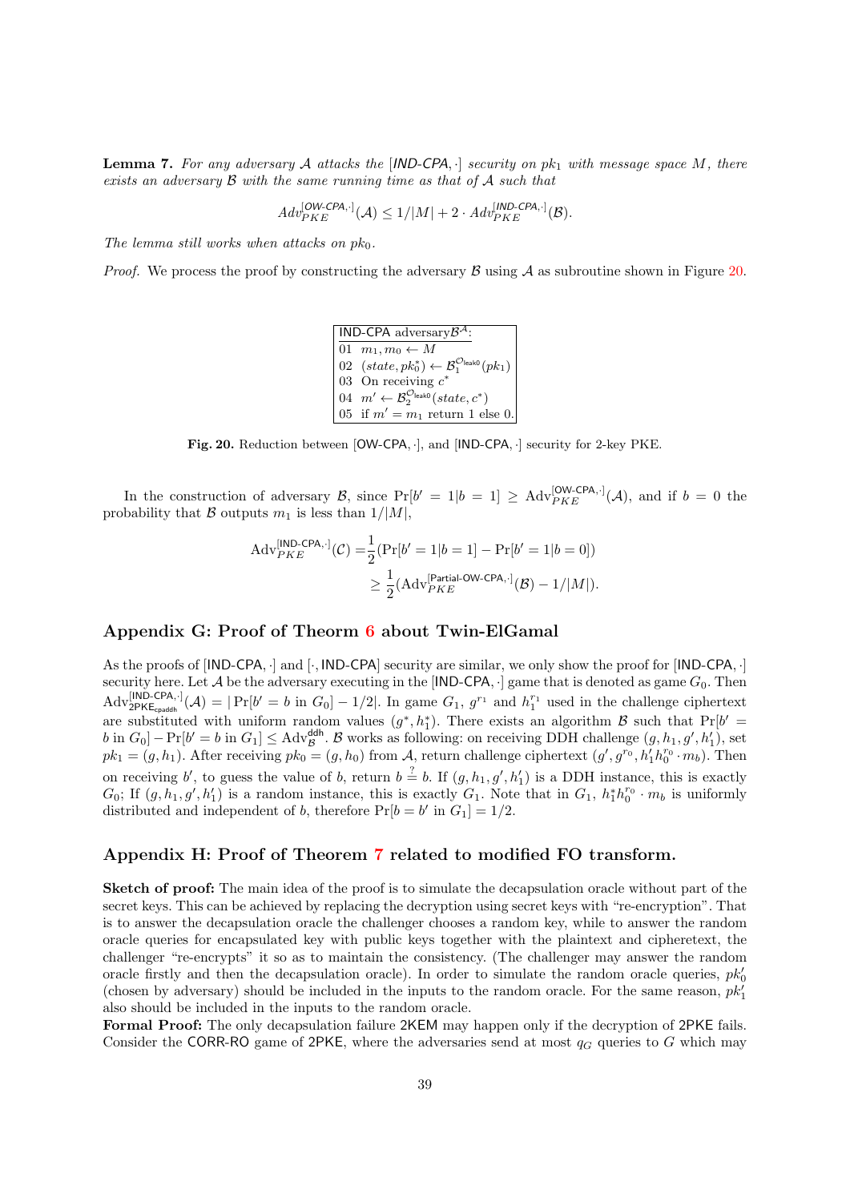**Lemma 7.** *For any adversary $\mathcal{A}$ attacks the [IND-CPA, $\cdot$] security on $pk_1$ with message space $M$, there exists an adversary $\mathcal{B}$ with the same running time as that of $\mathcal{A}$ such that*

$$Adv_{PKE}^{[OW\text{-}CPA,\cdot]}(\mathcal{A}) \leq 1/|M| + 2 \cdot Adv_{PKE}^{[IND\text{-}CPA,\cdot]}(\mathcal{B}).$$

*The lemma still works when attacks on $pk_0$.*

*Proof.* We process the proof by constructing the adversary $\mathcal{B}$ using $\mathcal{A}$ as subroutine shown in Figure 20.

| IND-CPA adversary $\mathcal{B}^{\mathcal{A}}$: |
|---|
| 01 $m_1, m_0 \leftarrow M$ |
| 02 $(state, pk_0^*) \leftarrow \mathcal{B}_1^{\mathcal{O}_{\mathsf{leak0}}}(pk_1)$ |
| 03 On receiving $c^*$ |
| 04 $m' \leftarrow \mathcal{B}_2^{\mathcal{O}_{\mathsf{leak0}}}(state, c^*)$ |
| 05 if $m' = m_1$ return 1 else 0. |

**Fig. 20.** Reduction between [OW-CPA, $\cdot$], and [IND-CPA, $\cdot$] security for 2-key PKE.

In the construction of adversary $\mathcal{B}$, since $\Pr[b' = 1|b = 1] \geq \text{Adv}_{PKE}^{[\mathsf{OW\text{-}CPA},\cdot]}(\mathcal{A})$, and if $b = 0$ the probability that $\mathcal{B}$ outputs $m_1$ is less than $1/|M|$,

$$\begin{aligned}\text{Adv}_{PKE}^{[\mathsf{IND\text{-}CPA},\cdot]}(\mathcal{C}) =& \frac{1}{2}(\Pr[b' = 1|b = 1] - \Pr[b' = 1|b = 0]) \\ \geq& \frac{1}{2}(\text{Adv}_{PKE}^{[\mathsf{Partial\text{-}OW\text{-}CPA},\cdot]}(\mathcal{B}) - 1/|M|).\end{aligned}$$

## Appendix G: Proof of Theorm 6 about Twin-ElGamal

As the proofs of [IND-CPA, $\cdot$] and [$\cdot$, IND-CPA] security are similar, we only show the proof for [IND-CPA, $\cdot$] security here. Let $\mathcal{A}$ be the adversary executing in the [IND-CPA, $\cdot$] game that is denoted as game $G_0$. Then $\text{Adv}_{\mathsf{2PKE_{cpaddh}}}^{[\mathsf{IND\text{-}CPA},\cdot]}(\mathcal{A}) = |\Pr[b' = b \text{ in } G_0] - 1/2|$. In game $G_1$, $g^{r_1}$ and $h_1^{r_1}$ used in the challenge ciphertext are substituted with uniform random values $(g^*, h_1^*)$. There exists an algorithm $\mathcal{B}$ such that $\Pr[b' = b \text{ in } G_0] - \Pr[b' = b \text{ in } G_1] \leq \text{Adv}_{\mathcal{B}}^{\mathsf{ddh}}$. $\mathcal{B}$ works as following: on receiving DDH challenge $(g, h_1, g', h_1')$, set $pk_1 = (g, h_1)$. After receiving $pk_0 = (g, h_0)$ from $\mathcal{A}$, return challenge ciphertext $(g', g^{r_0}, h_1' h_0^{r_0} \cdot m_b)$. Then on receiving $b'$, to guess the value of $b$, return $b \stackrel{?}{=} b$. If $(g, h_1, g', h_1')$ is a DDH instance, this is exactly $G_0$; If $(g, h_1, g', h_1')$ is a random instance, this is exactly $G_1$. Note that in $G_1$, $h_1^* h_0^{r_0} \cdot m_b$ is uniformly distributed and independent of $b$, therefore $\Pr[b = b' \text{ in } G_1] = 1/2$.

## Appendix H: Proof of Theorem 7 related to modified FO transform.

**Sketch of proof:** The main idea of the proof is to simulate the decapsulation oracle without part of the secret keys. This can be achieved by replacing the decryption using secret keys with "re-encryption". That is to answer the decapsulation oracle the challenger chooses a random key, while to answer the random oracle queries for encapsulated key with public keys together with the plaintext and cipheretext, the challenger "re-encrypts" it so as to maintain the consistency. (The challenger may answer the random oracle firstly and then the decapsulation oracle). In order to simulate the random oracle queries, $pk_0'$ (chosen by adversary) should be included in the inputs to the random oracle. For the same reason, $pk_1'$ also should be included in the inputs to the random oracle.

**Formal Proof:** The only decapsulation failure 2KEM may happen only if the decryption of 2PKE fails. Consider the CORR-RO game of 2PKE, where the adversaries send at most $q_G$ queries to $G$ which may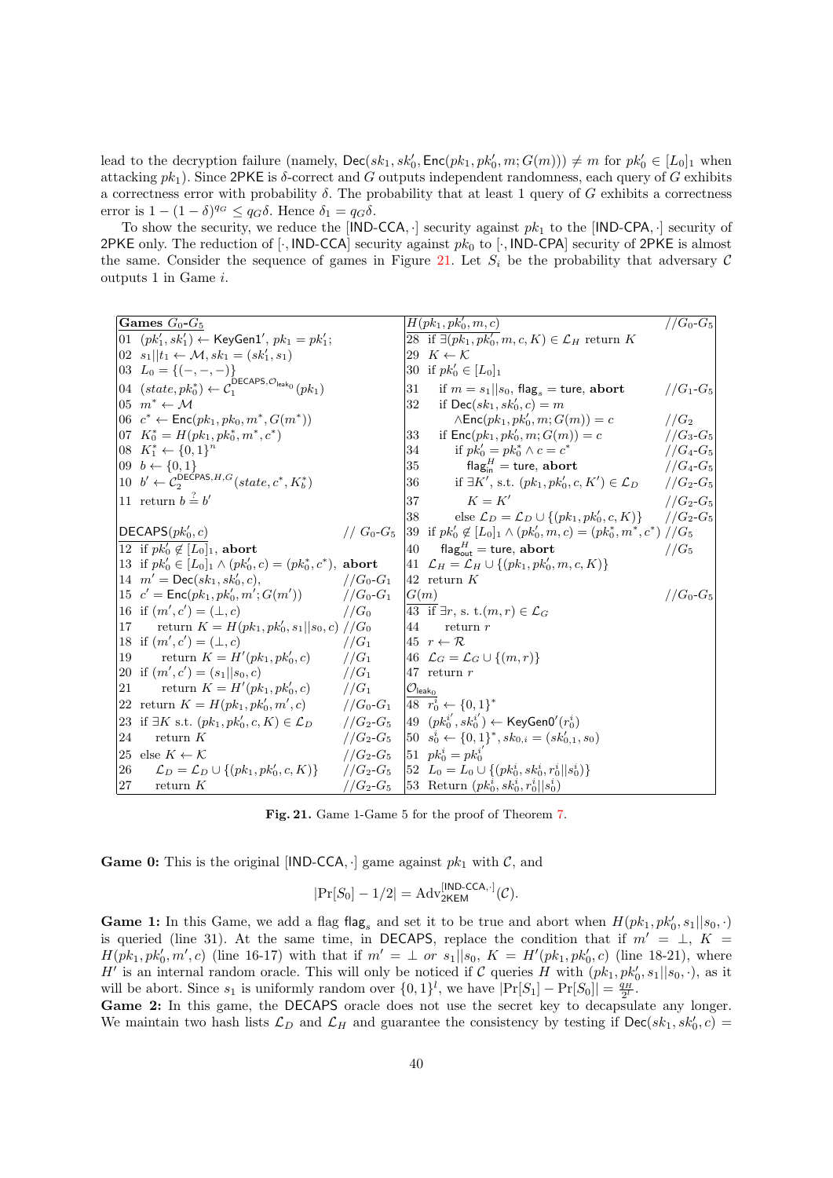lead to the decryption failure (namely, $\mathsf{Dec}(sk_1, sk_0', \mathsf{Enc}(pk_1, pk_0', m; G(m))) \neq m$ for $pk_0' \in [L_0]_1$ when attacking $pk_1$). Since 2PKE is $\delta$-correct and $G$ outputs independent randomness, each query of $G$ exhibits a correctness error with probability $\delta$. The probability that at least 1 query of $G$ exhibits a correctness error is $1-(1-\delta)^{q_G} \leq q_G\delta$. Hence $\delta_1 = q_G\delta$.

To show the security, we reduce the [IND-CCA, $\cdot$] security against $pk_1$ to the [IND-CPA, $\cdot$] security of 2PKE only. The reduction of [$\cdot$, IND-CCA] security against $pk_0$ to [$\cdot$, IND-CPA] security of 2PKE is almost the same. Consider the sequence of games in Figure 21. Let $S_i$ be the probability that adversary $\mathcal{C}$ outputs 1 in Game $i$.

```
Games G0-G5
01 (pk1', sk1') <- KeyGen1', pk1 = pk1';
02 s1||t1 <- M, sk1 = (sk1', s1)
03 L0 = {(-,-,-)}
04 (state, pk0*) <- C1^{DECAPS,O_leak0}(pk1)
05 m* <- M
06 c* <- Enc(pk1, pk0, m*, G(m*))
07 K0* = H(pk1, pk0*, m*, c*)
08 K1* <- {0,1}^n
09 b <- {0,1}
10 b' <- C2^{DECPAS,H,G}(state, c*, Kb*)
11 return b =? b'

DECAPS(pk0', c)                                   // G0-G5
12 if pk0' ∉ [L0]1, abort
13 if pk0' ∈ [L0]1 ∧ (pk0', c) = (pk0*, c*), abort
14 m' = Dec(sk1, sk0', c),                        //G0-G1
15 c' = Enc(pk1, pk0', m'; G(m'))                 //G0-G1
16 if (m', c') = (⊥, c)                           //G0
17     return K = H(pk1, pk0', s1||s0, c)         //G0
18 if (m', c') = (⊥, c)                           //G1
19     return K = H'(pk1, pk0', c)                //G1
20 if (m', c') = (s1||s0, c)                      //G1
21     return K = H'(pk1, pk0', c)                //G1
22 return K = H(pk1, pk0', m', c)                 //G0-G1
23 if ∃K s.t. (pk1, pk0', c, K) ∈ L_D            //G2-G5
24     return K                                   //G2-G5
25 else K <- K                                    //G2-G5
26     L_D = L_D ∪ {(pk1, pk0', c, K)}           //G2-G5
27     return K                                   //G2-G5

H(pk1, pk0', m, c)                                //G0-G5
28 if ∃(pk1, pk0', m, c, K) ∈ L_H return K
29 K <- K
30 if pk0' ∈ [L0]1
31     if m = s1||s0, flag_s = ture, abort        //G1-G5
32     if Dec(sk1, sk0', c) = m
           ∧Enc(pk1, pk0', m; G(m)) = c           //G2
33     if Enc(pk1, pk0', m; G(m)) = c             //G3-G5
34         if pk0' = pk0* ∧ c = c*                //G4-G5
35             flag_in^H = ture, abort            //G4-G5
36         if ∃K', s.t. (pk1, pk0', c, K') ∈ L_D //G2-G5
37             K = K'                             //G2-G5
38         else L_D = L_D ∪ {(pk1, pk0', c, K)}  //G2-G5
39 if pk0' ∉ [L0]1 ∧ (pk0', m, c) = (pk0*, m*, c*) //G5
40     flag_out^H = ture, abort                   //G5
41 L_H = L_H ∪ {(pk1, pk0', m, c, K)}
42 return K

G(m)                                              //G0-G5
43 if ∃r, s. t.(m, r) ∈ L_G
44     return r
45 r <- R
46 L_G = L_G ∪ {(m, r)}
47 return r

O_leak0
48 r0^i <- {0,1}*
49 (pk0^i', sk0^i') <- KeyGen0'(r0^i)
50 s0^i <- {0,1}*, sk_{0,i} = (sk_{0,1}', s0)
51 pk0^i = pk0^i'
52 L0 = L0 ∪ {(pk0^i, sk0^i, r0^i||s0^i)}
53 Return (pk0^i, sk0^i, r0^i||s0^i)
```

**Fig. 21.** Game 1-Game 5 for the proof of Theorem 7.

**Game 0:** This is the original [IND-CCA, $\cdot$] game against $pk_1$ with $\mathcal{C}$, and

$$|\Pr[S_0] - 1/2| = \mathrm{Adv}_{\mathsf{2KEM}}^{[\mathsf{IND\text{-}CCA},\cdot]}(\mathcal{C}).$$

**Game 1:** In this Game, we add a flag $\mathsf{flag}_s$ and set it to be true and abort when $H(pk_1, pk_0', s_1||s_0, \cdot)$ is queried (line 31). At the same time, in DECAPS, replace the condition that if $m' = \perp$, $K = H(pk_1, pk_0', m', c)$ (line 16-17) with that if $m' = \perp$ *or* $s_1||s_0$, $K = H'(pk_1, pk_0', c)$ (line 18-21), where $H'$ is an internal random oracle. This will only be noticed if $\mathcal{C}$ queries $H$ with $(pk_1, pk_0', s_1||s_0, \cdot)$, as it will be abort. Since $s_1$ is uniformly random over $\{0,1\}^l$, we have $|\Pr[S_1] - \Pr[S_0]| = \frac{q_H}{2^l}$.

**Game 2:** In this game, the DECAPS oracle does not use the secret key to decapsulate any longer. We maintain two hash lists $\mathcal{L}_D$ and $\mathcal{L}_H$ and guarantee the consistency by testing if $\mathsf{Dec}(sk_1, sk_0', c) =$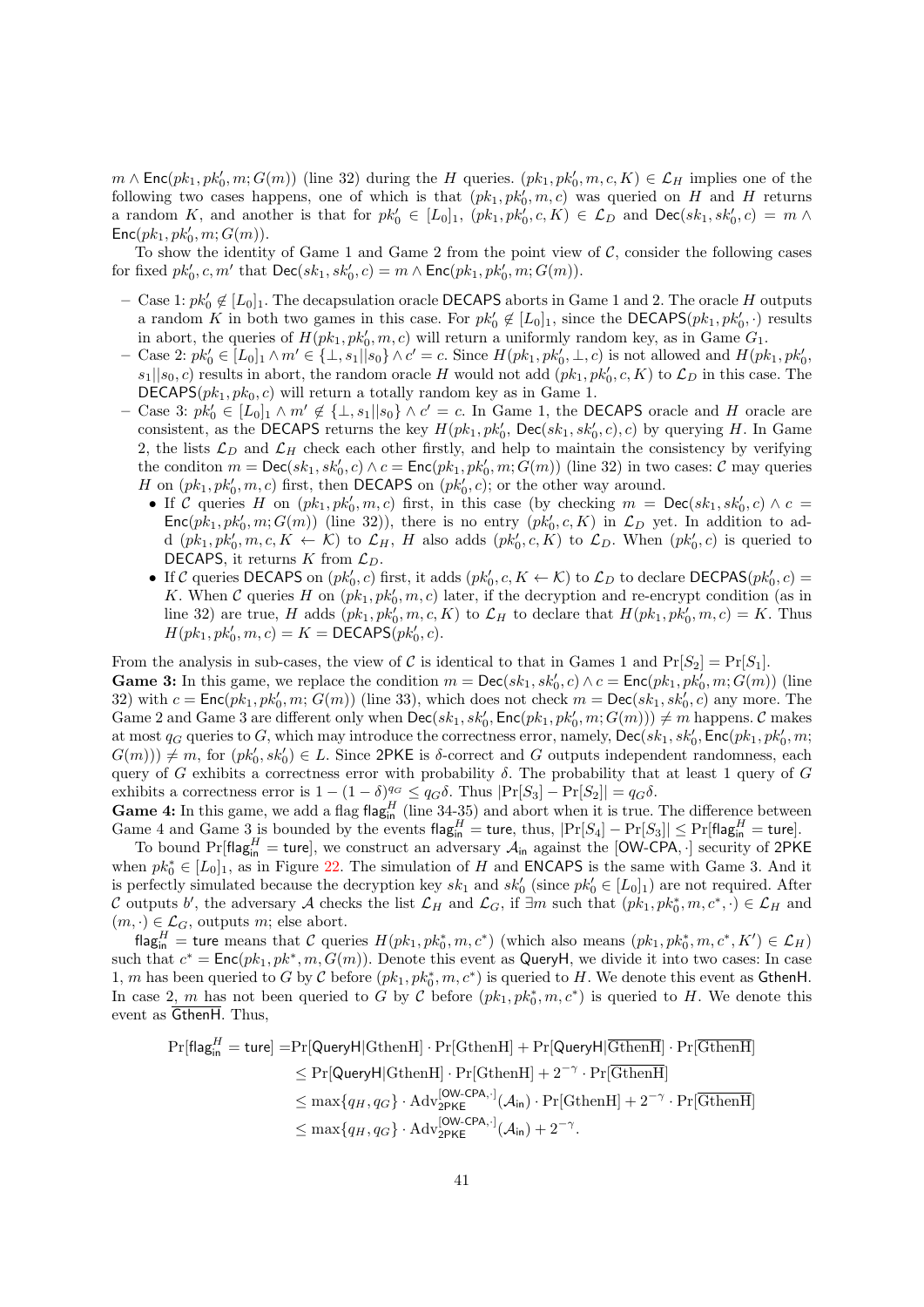$m \wedge \mathsf{Enc}(pk_1, pk_0', m; G(m))$ (line 32) during the $H$ queries. $(pk_1, pk_0', m, c, K) \in \mathcal{L}_H$ implies one of the following two cases happens, one of which is that $(pk_1, pk_0', m, c)$ was queried on $H$ and $H$ returns a random $K$, and another is that for $pk_0' \in [L_0]_1$, $(pk_1, pk_0', c, K) \in \mathcal{L}_D$ and $\mathsf{Dec}(sk_1, sk_0', c) = m \wedge \mathsf{Enc}(pk_1, pk_0', m; G(m))$.

To show the identity of Game 1 and Game 2 from the point view of $\mathcal{C}$, consider the following cases for fixed $pk_0', c, m'$ that $\mathsf{Dec}(sk_1, sk_0', c) = m \wedge \mathsf{Enc}(pk_1, pk_0', m; G(m))$.

- Case 1: $pk_0' \notin [L_0]_1$. The decapsulation oracle $\mathsf{DECAPS}$ aborts in Game 1 and 2. The oracle $H$ outputs a random $K$ in both two games in this case. For $pk_0' \notin [L_0]_1$, since the $\mathsf{DECAPS}(pk_1, pk_0', \cdot)$ results in abort, the queries of $H(pk_1, pk_0', m, c)$ will return a uniformly random key, as in Game $G_1$.
- Case 2: $pk_0' \in [L_0]_1 \wedge m' \in \{\perp, s_1 || s_0\} \wedge c' = c$. Since $H(pk_1, pk_0', \perp, c)$ is not allowed and $H(pk_1, pk_0', s_1 || s_0, c)$ results in abort, the random oracle $H$ would not add $(pk_1, pk_0', c, K)$ to $\mathcal{L}_D$ in this case. The $\mathsf{DECAPS}(pk_1, pk_0, c)$ will return a totally random key as in Game 1.
- Case 3: $pk_0' \in [L_0]_1 \wedge m' \notin \{\perp, s_1 || s_0\} \wedge c' = c$. In Game 1, the $\mathsf{DECAPS}$ oracle and $H$ oracle are consistent, as the $\mathsf{DECAPS}$ returns the key $H(pk_1, pk_0', \mathsf{Dec}(sk_1, sk_0', c), c)$ by querying $H$. In Game 2, the lists $\mathcal{L}_D$ and $\mathcal{L}_H$ check each other firstly, and help to maintain the consistency by verifying the conditon $m = \mathsf{Dec}(sk_1, sk_0', c) \wedge c = \mathsf{Enc}(pk_1, pk_0', m; G(m))$ (line 32) in two cases: $\mathcal{C}$ may queries $H$ on $(pk_1, pk_0', m, c)$ first, then $\mathsf{DECAPS}$ on $(pk_0', c)$; or the other way around.
  - If $\mathcal{C}$ queries $H$ on $(pk_1, pk_0', m, c)$ first, in this case (by checking $m = \mathsf{Dec}(sk_1, sk_0', c) \wedge c = \mathsf{Enc}(pk_1, pk_0', m; G(m))$ (line 32)), there is no entry $(pk_0', c, K)$ in $\mathcal{L}_D$ yet. In addition to add $(pk_1, pk_0', m, c, K \leftarrow \mathcal{K})$ to $\mathcal{L}_H$, $H$ also adds $(pk_0', c, K)$ to $\mathcal{L}_D$. When $(pk_0', c)$ is queried to $\mathsf{DECAPS}$, it returns $K$ from $\mathcal{L}_D$.
  - If $\mathcal{C}$ queries $\mathsf{DECAPS}$ on $(pk_0', c)$ first, it adds $(pk_0', c, K \leftarrow \mathcal{K})$ to $\mathcal{L}_D$ to declare $\mathsf{DECPAS}(pk_0', c) = K$. When $\mathcal{C}$ queries $H$ on $(pk_1, pk_0', m, c)$ later, if the decryption and re-encrypt condition (as in line 32) are true, $H$ adds $(pk_1, pk_0', m, c, K)$ to $\mathcal{L}_H$ to declare that $H(pk_1, pk_0', m, c) = K$. Thus $H(pk_1, pk_0', m, c) = K = \mathsf{DECAPS}(pk_0', c)$.

From the analysis in sub-cases, the view of $\mathcal{C}$ is identical to that in Games 1 and $\Pr[S_2] = \Pr[S_1]$.

**Game 3:** In this game, we replace the condition $m = \mathsf{Dec}(sk_1, sk_0', c) \wedge c = \mathsf{Enc}(pk_1, pk_0', m; G(m))$ (line 32) with $c = \mathsf{Enc}(pk_1, pk_0', m; G(m))$ (line 33), which does not check $m = \mathsf{Dec}(sk_1, sk_0', c)$ any more. The Game 2 and Game 3 are different only when $\mathsf{Dec}(sk_1, sk_0', \mathsf{Enc}(pk_1, pk_0', m; G(m))) \neq m$ happens. $\mathcal{C}$ makes at most $q_G$ queries to $G$, which may introduce the correctness error, namely, $\mathsf{Dec}(sk_1, sk_0', \mathsf{Enc}(pk_1, pk_0', m; G(m))) \neq m$, for $(pk_0', sk_0') \in L$. Since 2PKE is $\delta$-correct and $G$ outputs independent randomness, each query of $G$ exhibits a correctness error with probability $\delta$. The probability that at least 1 query of $G$ exhibits a correctness error is $1 - (1-\delta)^{q_G} \leq q_G \delta$. Thus $|\Pr[S_3] - \Pr[S_2]| = q_G \delta$.

**Game 4:** In this game, we add a flag $\mathsf{flag}_{\mathsf{in}}^H$ (line 34-35) and abort when it is true. The difference between Game 4 and Game 3 is bounded by the events $\mathsf{flag}_{\mathsf{in}}^H = \mathsf{ture}$, thus, $|\Pr[S_4] - \Pr[S_3]| \leq \Pr[\mathsf{flag}_{\mathsf{in}}^H = \mathsf{ture}]$.

To bound $\Pr[\mathsf{flag}_{\mathsf{in}}^H = \mathsf{ture}]$, we construct an adversary $\mathcal{A}_{\mathsf{in}}$ against the $[\mathsf{OW\text{-}CPA}, \cdot]$ security of 2PKE when $pk_0^* \in [L_0]_1$, as in Figure 22. The simulation of $H$ and $\mathsf{ENCAPS}$ is the same with Game 3. And it is perfectly simulated because the decryption key $sk_1$ and $sk_0'$ (since $pk_0' \in [L_0]_1$) are not required. After $\mathcal{C}$ outputs $b'$, the adversary $\mathcal{A}$ checks the list $\mathcal{L}_H$ and $\mathcal{L}_G$, if $\exists m$ such that $(pk_1, pk_0^*, m, c^*, \cdot) \in \mathcal{L}_H$ and $(m, \cdot) \in \mathcal{L}_G$, outputs $m$; else abort.

$\mathsf{flag}_{\mathsf{in}}^H = \mathsf{ture}$ means that $\mathcal{C}$ queries $H(pk_1, pk_0^*, m, c^*)$ (which also means $(pk_1, pk_0^*, m, c^*, K') \in \mathcal{L}_H$) such that $c^* = \mathsf{Enc}(pk_1, pk^*, m, G(m))$. Denote this event as $\mathsf{QueryH}$, we divide it into two cases: In case 1, $m$ has been queried to $G$ by $\mathcal{C}$ before $(pk_1, pk_0^*, m, c^*)$ is queried to $H$. We denote this event as $\mathsf{GthenH}$. In case 2, $m$ has not been queried to $G$ by $\mathcal{C}$ before $(pk_1, pk_0^*, m, c^*)$ is queried to $H$. We denote this event as $\overline{\mathsf{GthenH}}$. Thus,

$$
\begin{aligned}
\Pr[\mathsf{flag}_{\mathsf{in}}^H = \mathsf{ture}] =& \Pr[\mathsf{QueryH}|\mathrm{GthenH}] \cdot \Pr[\mathrm{GthenH}] + \Pr[\mathsf{QueryH}|\overline{\mathrm{GthenH}}] \cdot \Pr[\overline{\mathrm{GthenH}}] \\
\leq& \Pr[\mathsf{QueryH}|\mathrm{GthenH}] \cdot \Pr[\mathrm{GthenH}] + 2^{-\gamma} \cdot \Pr[\overline{\mathrm{GthenH}}] \\
\leq& \max\{q_H, q_G\} \cdot \mathrm{Adv}_{\mathsf{2PKE}}^{[\mathsf{OW\text{-}CPA}, \cdot]}(\mathcal{A}_{\mathsf{in}}) \cdot \Pr[\mathrm{GthenH}] + 2^{-\gamma} \cdot \Pr[\overline{\mathrm{GthenH}}] \\
\leq& \max\{q_H, q_G\} \cdot \mathrm{Adv}_{\mathsf{2PKE}}^{[\mathsf{OW\text{-}CPA}, \cdot]}(\mathcal{A}_{\mathsf{in}}) + 2^{-\gamma}.
\end{aligned}
$$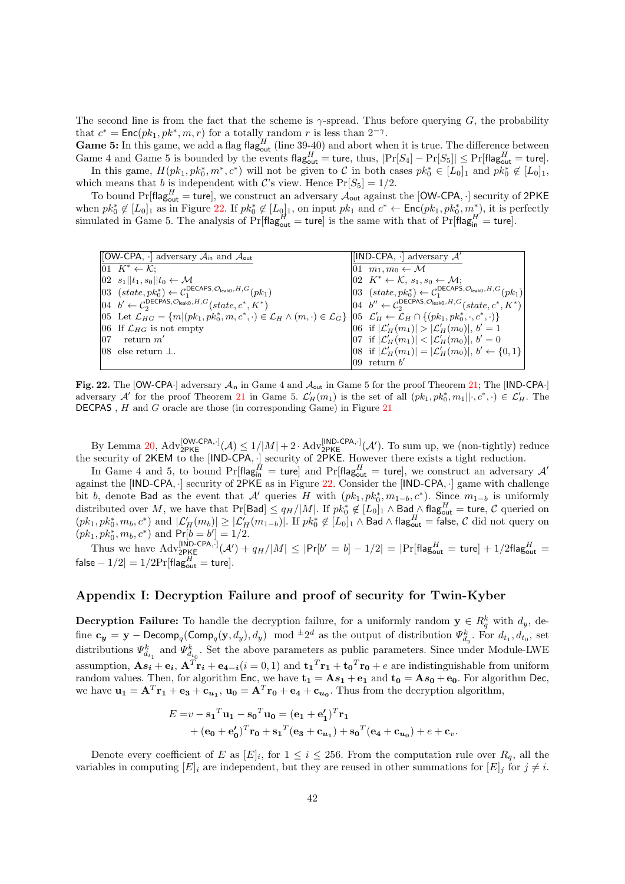The second line is from the fact that the scheme is $\gamma$-spread. Thus before querying $G$, the probability that $c^* = \mathsf{Enc}(pk_1, pk^*, m, r)$ for a totally random $r$ is less than $2^{-\gamma}$.

**Game 5:** In this game, we add a flag $\mathsf{flag}^H_{\mathsf{out}}$ (line 39-40) and abort when it is true. The difference between Game 4 and Game 5 is bounded by the events $\mathsf{flag}^H_{\mathsf{out}} = \mathsf{ture}$, thus, $|\Pr[S_4] - \Pr[S_5]| \leq \Pr[\mathsf{flag}^H_{\mathsf{out}} = \mathsf{ture}]$.

In this game, $H(pk_1, pk_0^*, m^*, c^*)$ will not be given to $\mathcal{C}$ in both cases $pk_0^* \in [L_0]_1$ and $pk_0^* \notin [L_0]_1$, which means that $b$ is independent with $\mathcal{C}$'s view. Hence $\Pr[S_5] = 1/2$.

To bound $\Pr[\mathsf{flag}^H_{\mathsf{out}} = \mathsf{ture}]$, we construct an adversary $\mathcal{A}_{\mathsf{out}}$ against the [OW-CPA, $\cdot$] security of 2PKE when $pk_0^* \notin [L_0]_1$ as in Figure 22. If $pk_0^* \notin [L_0]_1$, on input $pk_1$ and $c^* \leftarrow \mathsf{Enc}(pk_1, pk_0^*, m^*)$, it is perfectly simulated in Game 5. The analysis of $\Pr[\mathsf{flag}^H_{\mathsf{out}} = \mathsf{ture}]$ is the same with that of $\Pr[\mathsf{flag}^H_{\mathsf{in}} = \mathsf{ture}]$.

| [OW-CPA, $\cdot$] adversary $\mathcal{A}_{\mathsf{in}}$ and $\mathcal{A}_{\mathsf{out}}$ | [IND-CPA, $\cdot$] adversary $\mathcal{A}'$ |
|---|---|
| 01 $K^* \leftarrow \mathcal{K}$; | 01 $m_1, m_0 \leftarrow \mathcal{M}$ |
| 02 $s_1\|\|t_1, s_0\|\|t_0 \leftarrow \mathcal{M}$ | 02 $K^* \leftarrow \mathcal{K}$, $s_1, s_0 \leftarrow \mathcal{M}$; |
| 03 $(state, pk_0^*) \leftarrow \mathcal{C}_1^{\mathsf{DECAPS}, \mathcal{O}_{\mathsf{leak0}}, H, G}(pk_1)$ | 03 $(state, pk_0^*) \leftarrow \mathcal{C}_1^{\mathsf{DECAPS}, \mathcal{O}_{\mathsf{leak0}}, H, G}(pk_1)$ |
| 04 $b' \leftarrow \mathcal{C}_2^{\mathsf{DECPAS}, \mathcal{O}_{\mathsf{leak0}}, H, G}(state, c^*, K^*)$ | 04 $b'' \leftarrow \mathcal{C}_2^{\mathsf{DECPAS}, \mathcal{O}_{\mathsf{leak0}}, H, G}(state, c^*, K^*)$ |
| 05 Let $\mathcal{L}_{HG} = \{m \| (pk_1, pk_0^*, m, c^*, \cdot) \in \mathcal{L}_H \wedge (m, \cdot) \in \mathcal{L}_G\}$ | 05 $\mathcal{L}'_H \leftarrow \mathcal{L}_H \cap \{(pk_1, pk_0^*, \cdot, c^*, \cdot)\}$ |
| 06 If $\mathcal{L}_{HG}$ is not empty | 06 if $\|\mathcal{L}'_H(m_1)\| > \|\mathcal{L}'_H(m_0)\|$, $b' = 1$ |
| 07 return $m'$ | 07 if $\|\mathcal{L}'_H(m_1)\| < \|\mathcal{L}'_H(m_0)\|$, $b' = 0$ |
| 08 else return $\perp$. | 08 if $\|\mathcal{L}'_H(m_1)\| = \|\mathcal{L}'_H(m_0)\|$, $b' \leftarrow \{0,1\}$ |
| | 09 return $b'$ |

**Fig. 22.** The [OW-CPA$\cdot$] adversary $\mathcal{A}_{\mathsf{in}}$ in Game 4 and $\mathcal{A}_{\mathsf{out}}$ in Game 5 for the proof Theorem 21; The [IND-CPA$\cdot$] adversary $\mathcal{A}'$ for the proof Theorem 21 in Game 5. $\mathcal{L}'_H(m_1)$ is the set of all $(pk_1, pk_0^*, m_1\|\cdot, c^*, \cdot) \in \mathcal{L}'_H$. The DECPAS, $H$ and $G$ oracle are those (in corresponding Game) in Figure 21

By Lemma 20, $\mathrm{Adv}^{[\mathsf{OW\text{-}CPA}, \cdot]}_{\mathsf{2PKE}}(\mathcal{A}) \leq 1/|M| + 2 \cdot \mathrm{Adv}^{[\mathsf{IND\text{-}CPA}, \cdot]}_{\mathsf{2PKE}}(\mathcal{A}')$. To sum up, we (non-tightly) reduce the security of 2KEM to the [IND-CPA, $\cdot$] security of 2PKE. However there exists a tight reduction.

In Game 4 and 5, to bound $\Pr[\mathsf{flag}^H_{\mathsf{in}} = \mathsf{ture}]$ and $\Pr[\mathsf{flag}^H_{\mathsf{out}} = \mathsf{ture}]$, we construct an adversary $\mathcal{A}'$ against the [IND-CPA, $\cdot$] security of 2PKE as in Figure 22. Consider the [IND-CPA, $\cdot$] game with challenge bit $b$, denote $\mathsf{Bad}$ as the event that $\mathcal{A}'$ queries $H$ with $(pk_1, pk_0^*, m_{1-b}, c^*)$. Since $m_{1-b}$ is uniformly distributed over $M$, we have that $\Pr[\mathsf{Bad}] \leq q_H/|M|$. If $pk_0^* \notin [L_0]_1 \wedge \mathsf{Bad} \wedge \mathsf{flag}^H_{\mathsf{out}} = \mathsf{ture}$, $\mathcal{C}$ queried on $(pk_1, pk_0^*, m_b, c^*)$ and $|\mathcal{L}'_H(m_b)| \geq |\mathcal{L}'_H(m_{1-b})|$. If $pk_0^* \notin [L_0]_1 \wedge \mathsf{Bad} \wedge \mathsf{flag}^H_{\mathsf{out}} = \mathsf{false}$, $\mathcal{C}$ did not query on $(pk_1, pk_0^*, m_b, c^*)$ and $\Pr[b = b'] = 1/2$.

Thus we have $\mathrm{Adv}^{[\mathsf{IND\text{-}CPA}, \cdot]}_{\mathsf{2PKE}}(\mathcal{A}') + q_H/|M| \leq |\Pr[b' = b] - 1/2| = |\Pr[\mathsf{flag}^H_{\mathsf{out}} = \mathsf{ture}] + 1/2\mathsf{flag}^H_{\mathsf{out}} = \mathsf{false} - 1/2| = 1/2\Pr[\mathsf{flag}^H_{\mathsf{out}} = \mathsf{ture}]$.

## Appendix I: Decryption Failure and proof of security for Twin-Kyber

**Decryption Failure:** To handle the decryption failure, for a uniformly random $\mathbf{y} \in R_q^k$ with $d_y$, define $\mathbf{c_y} = \mathbf{y} - \mathsf{Decomp}_q(\mathsf{Comp}_q(\mathbf{y}, d_y), d_y) \mod{}^{\pm} 2^d$ as the output of distribution $\Psi^k_{d_y}$. For $d_{t_1}, d_{t_0}$, set distributions $\Psi^k_{d_{t_1}}$ and $\Psi^k_{d_{t_0}}$. Set the above parameters as public parameters. Since under Module-LWE assumption, $\mathbf{A}\boldsymbol{s_i} + \mathbf{e_i}$, $\mathbf{A}^T\mathbf{r_i} + \mathbf{e_{4-i}} (i = 0, 1)$ and $\mathbf{t_1}^T\mathbf{r_1} + \mathbf{t_0}^T\mathbf{r_0} + e$ are indistinguishable from uniform random values. Then, for algorithm $\mathsf{Enc}$, we have $\mathbf{t_1} = \mathbf{A}\boldsymbol{s_1} + \mathbf{e_1}$ and $\mathbf{t_0} = \mathbf{A}\boldsymbol{s_0} + \mathbf{e_0}$. For algorithm $\mathsf{Dec}$, we have $\mathbf{u_1} = \mathbf{A}^T\mathbf{r_1} + \mathbf{e_3} + \mathbf{c_{u_1}}$, $\mathbf{u_0} = \mathbf{A}^T\mathbf{r_0} + \mathbf{e_4} + \mathbf{c_{u_0}}$. Thus from the decryption algorithm,

$$
\begin{aligned}
E =& v - \mathbf{s_1}^T\mathbf{u_1} - \mathbf{s_0}^T\mathbf{u_0} = (\mathbf{e_1} + \mathbf{e_1'})^T\mathbf{r_1} \\
&+ (\mathbf{e_0} + \mathbf{e_0'})^T\mathbf{r_0} + \mathbf{s_1}^T(\mathbf{e_3} + \mathbf{c_{u_1}}) + \mathbf{s_0}^T(\mathbf{e_4} + \mathbf{c_{u_0}}) + e + \mathbf{c}_v.
\end{aligned}
$$

Denote every coefficient of $E$ as $[E]_i$, for $1 \leq i \leq 256$. From the computation rule over $R_q$, all the variables in computing $[E]_i$ are independent, but they are reused in other summations for $[E]_j$ for $j \neq i$.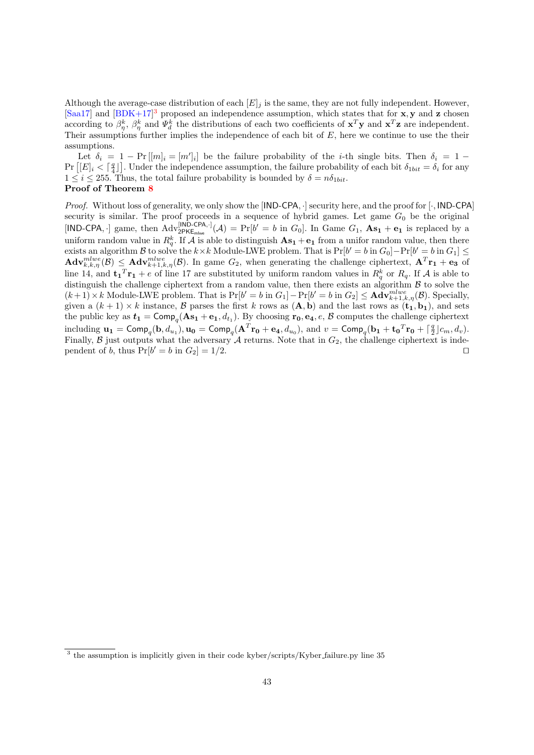Although the average-case distribution of each $[E]_j$ is the same, they are not fully independent. However, [Saa17] and [BDK+17][3] proposed an independence assumption, which states that for $\mathbf{x}, \mathbf{y}$ and $\mathbf{z}$ chosen according to $\beta_\eta^k$, $\beta_\eta^k$ and $\Psi_d^k$ the distributions of each two coefficients of $\mathbf{x}^T\mathbf{y}$ and $\mathbf{x}^T\mathbf{z}$ are independent. Their assumptions further implies the independence of each bit of $E$, here we continue to use the their assumptions.

Let $\delta_i = 1 - \Pr[[m]_i = [m']_i]$ be the failure probability of the $i$-th single bits. Then $\delta_i = 1 - \Pr\left[[E]_i < \lceil \frac{q}{4} \rfloor\right]$. Under the independence assumption, the failure probability of each bit $\delta_{1bit} = \delta_i$ for any $1 \leq i \leq 255$. Thus, the total failure probability is bounded by $\delta = n\delta_{1bit}$.

**Proof of Theorem 8**

*Proof.* Without loss of generality, we only show the $[\mathsf{IND\text{-}CPA}, \cdot]$ security here, and the proof for $[\cdot, \mathsf{IND\text{-}CPA}]$ security is similar. The proof proceeds in a sequence of hybrid games. Let game $G_0$ be the original $[\mathsf{IND\text{-}CPA}, \cdot]$ game, then $\mathrm{Adv}_{\mathsf{2PKE}_{\mathsf{mlwe}}}^{[\mathsf{IND\text{-}CPA}, \cdot]}(\mathcal{A}) = \Pr[b' = b \text{ in } G_0]$. In Game $G_1$, $\mathbf{A}\mathbf{s_1} + \mathbf{e_1}$ is replaced by a uniform random value in $R_q^k$. If $\mathcal{A}$ is able to distinguish $\mathbf{A}\mathbf{s_1} + \mathbf{e_1}$ from a unifor random value, then there exists an algorithm $\mathcal{B}$ to solve the $k \times k$ Module-LWE problem. That is $\Pr[b' = b \text{ in } G_0] - \Pr[b' = b \text{ in } G_1] \leq \mathbf{Adv}_{k,k,\eta}^{mlwe}(\mathcal{B}) \leq \mathbf{Adv}_{k+1,k,\eta}^{mlwe}(\mathcal{B})$. In game $G_2$, when generating the challenge ciphertext, $\mathbf{A}^T\mathbf{r_1} + \mathbf{e_3}$ of line 14, and $\mathbf{t_1}^T\mathbf{r_1} + e$ of line 17 are substituted by uniform random values in $R_q^k$ or $R_q$. If $\mathcal{A}$ is able to distinguish the challenge ciphertext from a random value, then there exists an algorithm $\mathcal{B}$ to solve the $(k+1) \times k$ Module-LWE problem. That is $\Pr[b' = b \text{ in } G_1] - \Pr[b' = b \text{ in } G_2] \leq \mathbf{Adv}_{k+1,k,\eta}^{mlwe}(\mathcal{B})$. Specially, given a $(k+1) \times k$ instance, $\mathcal{B}$ parses the first $k$ rows as $(\mathbf{A}, \mathbf{b})$ and the last rows as $(\mathbf{t_1}, \mathbf{b_1})$, and sets the public key as $\boldsymbol{t_1} = \mathsf{Comp}_q(\mathbf{A}\mathbf{s_1} + \mathbf{e_1}, d_{t_1})$. By choosing $\mathbf{r_0}, \mathbf{e_4}, e$, $\mathcal{B}$ computes the challenge ciphertext including $\mathbf{u_1} = \mathsf{Comp}_q(\mathbf{b}, d_{u_1}), \mathbf{u_0} = \mathsf{Comp}_q(\mathbf{A}^T\mathbf{r_0} + \mathbf{e_4}, d_{u_0})$, and $v = \mathsf{Comp}_q(\mathbf{b_1} + \mathbf{t_0}^T\mathbf{r_0} + \lceil \frac{q}{2} \rfloor c_m, d_v)$. Finally, $\mathcal{B}$ just outputs what the adversary $\mathcal{A}$ returns. Note that in $G_2$, the challenge ciphertext is independent of $b$, thus $\Pr[b' = b \text{ in } G_2] = 1/2$. $\square$

[3] the assumption is implicitly given in their code kyber/scripts/Kyber_failure.py line 35